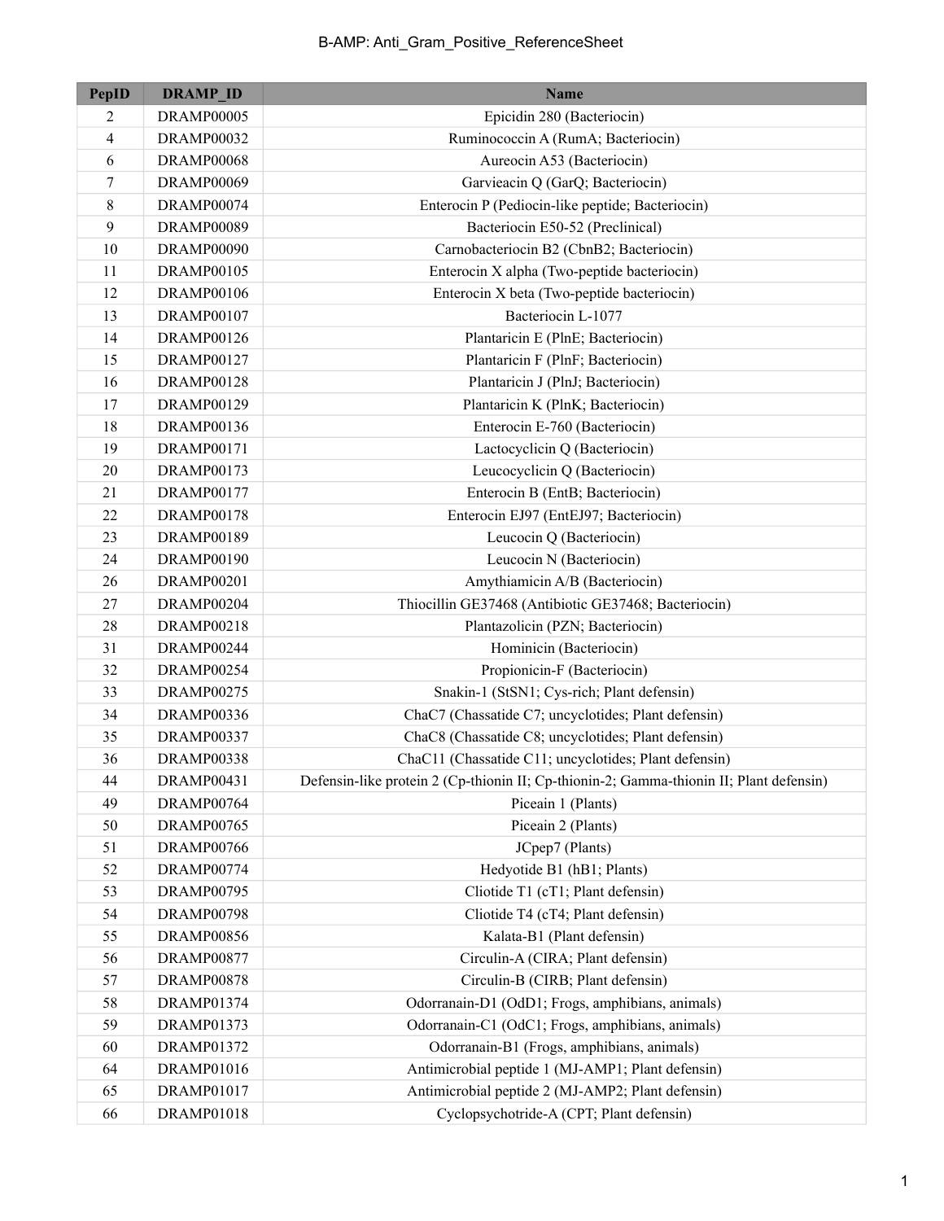# B-AMP: Anti_Gram_Positive_ReferenceSheet

| PepID | DRAMP_ID | Name |
|---|---|---|
| 2 | DRAMP00005 | Epicidin 280 (Bacteriocin) |
| 4 | DRAMP00032 | Ruminococcin A (RumA; Bacteriocin) |
| 6 | DRAMP00068 | Aureocin A53 (Bacteriocin) |
| 7 | DRAMP00069 | Garvieacin Q (GarQ; Bacteriocin) |
| 8 | DRAMP00074 | Enterocin P (Pediocin-like peptide; Bacteriocin) |
| 9 | DRAMP00089 | Bacteriocin E50-52 (Preclinical) |
| 10 | DRAMP00090 | Carnobacteriocin B2 (CbnB2; Bacteriocin) |
| 11 | DRAMP00105 | Enterocin X alpha (Two-peptide bacteriocin) |
| 12 | DRAMP00106 | Enterocin X beta (Two-peptide bacteriocin) |
| 13 | DRAMP00107 | Bacteriocin L-1077 |
| 14 | DRAMP00126 | Plantaricin E (PlnE; Bacteriocin) |
| 15 | DRAMP00127 | Plantaricin F (PlnF; Bacteriocin) |
| 16 | DRAMP00128 | Plantaricin J (PlnJ; Bacteriocin) |
| 17 | DRAMP00129 | Plantaricin K (PlnK; Bacteriocin) |
| 18 | DRAMP00136 | Enterocin E-760 (Bacteriocin) |
| 19 | DRAMP00171 | Lactocyclicin Q (Bacteriocin) |
| 20 | DRAMP00173 | Leucocyclicin Q (Bacteriocin) |
| 21 | DRAMP00177 | Enterocin B (EntB; Bacteriocin) |
| 22 | DRAMP00178 | Enterocin EJ97 (EntEJ97; Bacteriocin) |
| 23 | DRAMP00189 | Leucocin Q (Bacteriocin) |
| 24 | DRAMP00190 | Leucocin N (Bacteriocin) |
| 26 | DRAMP00201 | Amythiamicin A/B (Bacteriocin) |
| 27 | DRAMP00204 | Thiocillin GE37468 (Antibiotic GE37468; Bacteriocin) |
| 28 | DRAMP00218 | Plantazolicin (PZN; Bacteriocin) |
| 31 | DRAMP00244 | Hominicin (Bacteriocin) |
| 32 | DRAMP00254 | Propionicin-F (Bacteriocin) |
| 33 | DRAMP00275 | Snakin-1 (StSN1; Cys-rich; Plant defensin) |
| 34 | DRAMP00336 | ChaC7 (Chassatide C7; uncyclotides; Plant defensin) |
| 35 | DRAMP00337 | ChaC8 (Chassatide C8; uncyclotides; Plant defensin) |
| 36 | DRAMP00338 | ChaC11 (Chassatide C11; uncyclotides; Plant defensin) |
| 44 | DRAMP00431 | Defensin-like protein 2 (Cp-thionin II; Cp-thionin-2; Gamma-thionin II; Plant defensin) |
| 49 | DRAMP00764 | Piceain 1 (Plants) |
| 50 | DRAMP00765 | Piceain 2 (Plants) |
| 51 | DRAMP00766 | JCpep7 (Plants) |
| 52 | DRAMP00774 | Hedyotide B1 (hB1; Plants) |
| 53 | DRAMP00795 | Cliotide T1 (cT1; Plant defensin) |
| 54 | DRAMP00798 | Cliotide T4 (cT4; Plant defensin) |
| 55 | DRAMP00856 | Kalata-B1 (Plant defensin) |
| 56 | DRAMP00877 | Circulin-A (CIRA; Plant defensin) |
| 57 | DRAMP00878 | Circulin-B (CIRB; Plant defensin) |
| 58 | DRAMP01374 | Odorranain-D1 (OdD1; Frogs, amphibians, animals) |
| 59 | DRAMP01373 | Odorranain-C1 (OdC1; Frogs, amphibians, animals) |
| 60 | DRAMP01372 | Odorranain-B1 (Frogs, amphibians, animals) |
| 64 | DRAMP01016 | Antimicrobial peptide 1 (MJ-AMP1; Plant defensin) |
| 65 | DRAMP01017 | Antimicrobial peptide 2 (MJ-AMP2; Plant defensin) |
| 66 | DRAMP01018 | Cyclopsychotride-A (CPT; Plant defensin) |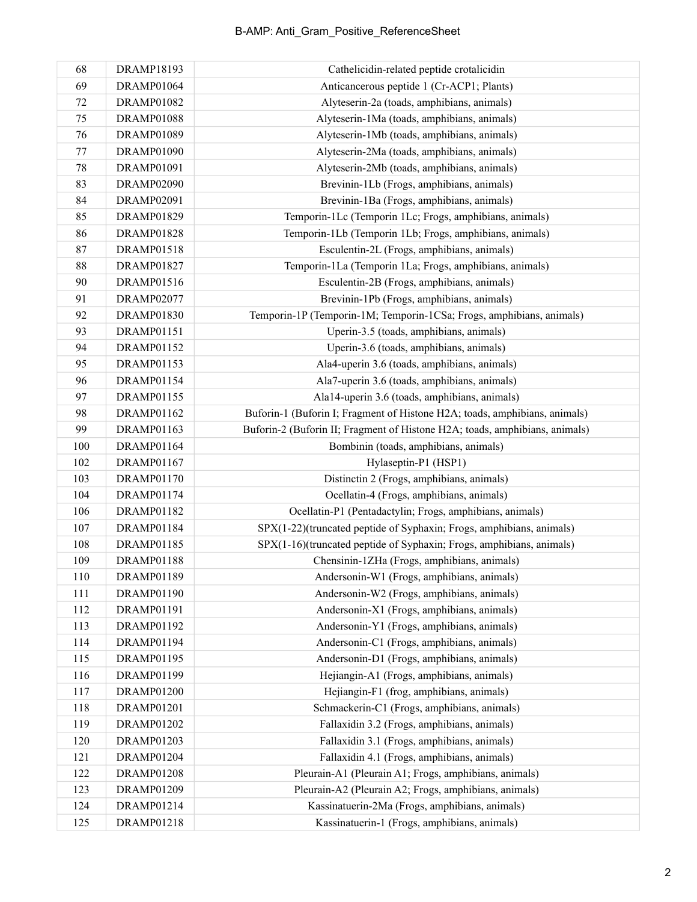| 68 | DRAMP18193 | Cathelicidin-related peptide crotalicidin |
|---|---|---|
| 69 | DRAMP01064 | Anticancerous peptide 1 (Cr-ACP1; Plants) |
| 72 | DRAMP01082 | Alyteserin-2a (toads, amphibians, animals) |
| 75 | DRAMP01088 | Alyteserin-1Ma (toads, amphibians, animals) |
| 76 | DRAMP01089 | Alyteserin-1Mb (toads, amphibians, animals) |
| 77 | DRAMP01090 | Alyteserin-2Ma (toads, amphibians, animals) |
| 78 | DRAMP01091 | Alyteserin-2Mb (toads, amphibians, animals) |
| 83 | DRAMP02090 | Brevinin-1Lb (Frogs, amphibians, animals) |
| 84 | DRAMP02091 | Brevinin-1Ba (Frogs, amphibians, animals) |
| 85 | DRAMP01829 | Temporin-1Lc (Temporin 1Lc; Frogs, amphibians, animals) |
| 86 | DRAMP01828 | Temporin-1Lb (Temporin 1Lb; Frogs, amphibians, animals) |
| 87 | DRAMP01518 | Esculentin-2L (Frogs, amphibians, animals) |
| 88 | DRAMP01827 | Temporin-1La (Temporin 1La; Frogs, amphibians, animals) |
| 90 | DRAMP01516 | Esculentin-2B (Frogs, amphibians, animals) |
| 91 | DRAMP02077 | Brevinin-1Pb (Frogs, amphibians, animals) |
| 92 | DRAMP01830 | Temporin-1P (Temporin-1M; Temporin-1CSa; Frogs, amphibians, animals) |
| 93 | DRAMP01151 | Uperin-3.5 (toads, amphibians, animals) |
| 94 | DRAMP01152 | Uperin-3.6 (toads, amphibians, animals) |
| 95 | DRAMP01153 | Ala4-uperin 3.6 (toads, amphibians, animals) |
| 96 | DRAMP01154 | Ala7-uperin 3.6 (toads, amphibians, animals) |
| 97 | DRAMP01155 | Ala14-uperin 3.6 (toads, amphibians, animals) |
| 98 | DRAMP01162 | Buforin-1 (Buforin I; Fragment of Histone H2A; toads, amphibians, animals) |
| 99 | DRAMP01163 | Buforin-2 (Buforin II; Fragment of Histone H2A; toads, amphibians, animals) |
| 100 | DRAMP01164 | Bombinin (toads, amphibians, animals) |
| 102 | DRAMP01167 | Hylaseptin-P1 (HSP1) |
| 103 | DRAMP01170 | Distinctin 2 (Frogs, amphibians, animals) |
| 104 | DRAMP01174 | Ocellatin-4 (Frogs, amphibians, animals) |
| 106 | DRAMP01182 | Ocellatin-P1 (Pentadactylin; Frogs, amphibians, animals) |
| 107 | DRAMP01184 | SPX(1-22)(truncated peptide of Syphaxin; Frogs, amphibians, animals) |
| 108 | DRAMP01185 | SPX(1-16)(truncated peptide of Syphaxin; Frogs, amphibians, animals) |
| 109 | DRAMP01188 | Chensinin-1ZHa (Frogs, amphibians, animals) |
| 110 | DRAMP01189 | Andersonin-W1 (Frogs, amphibians, animals) |
| 111 | DRAMP01190 | Andersonin-W2 (Frogs, amphibians, animals) |
| 112 | DRAMP01191 | Andersonin-X1 (Frogs, amphibians, animals) |
| 113 | DRAMP01192 | Andersonin-Y1 (Frogs, amphibians, animals) |
| 114 | DRAMP01194 | Andersonin-C1 (Frogs, amphibians, animals) |
| 115 | DRAMP01195 | Andersonin-D1 (Frogs, amphibians, animals) |
| 116 | DRAMP01199 | Hejiangin-A1 (Frogs, amphibians, animals) |
| 117 | DRAMP01200 | Hejiangin-F1 (frog, amphibians, animals) |
| 118 | DRAMP01201 | Schmackerin-C1 (Frogs, amphibians, animals) |
| 119 | DRAMP01202 | Fallaxidin 3.2 (Frogs, amphibians, animals) |
| 120 | DRAMP01203 | Fallaxidin 3.1 (Frogs, amphibians, animals) |
| 121 | DRAMP01204 | Fallaxidin 4.1 (Frogs, amphibians, animals) |
| 122 | DRAMP01208 | Pleurain-A1 (Pleurain A1; Frogs, amphibians, animals) |
| 123 | DRAMP01209 | Pleurain-A2 (Pleurain A2; Frogs, amphibians, animals) |
| 124 | DRAMP01214 | Kassinatuerin-2Ma (Frogs, amphibians, animals) |
| 125 | DRAMP01218 | Kassinatuerin-1 (Frogs, amphibians, animals) |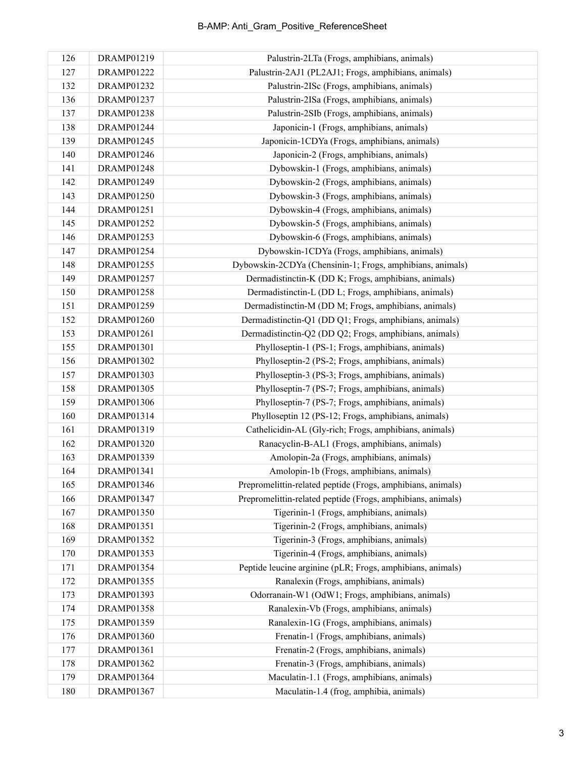| | | |
|---|---|---|
| 126 | DRAMP01219 | Palustrin-2LTa (Frogs, amphibians, animals) |
| 127 | DRAMP01222 | Palustrin-2AJ1 (PL2AJ1; Frogs, amphibians, animals) |
| 132 | DRAMP01232 | Palustrin-2ISc (Frogs, amphibians, animals) |
| 136 | DRAMP01237 | Palustrin-2ISa (Frogs, amphibians, animals) |
| 137 | DRAMP01238 | Palustrin-2SIb (Frogs, amphibians, animals) |
| 138 | DRAMP01244 | Japonicin-1 (Frogs, amphibians, animals) |
| 139 | DRAMP01245 | Japonicin-1CDYa (Frogs, amphibians, animals) |
| 140 | DRAMP01246 | Japonicin-2 (Frogs, amphibians, animals) |
| 141 | DRAMP01248 | Dybowskin-1 (Frogs, amphibians, animals) |
| 142 | DRAMP01249 | Dybowskin-2 (Frogs, amphibians, animals) |
| 143 | DRAMP01250 | Dybowskin-3 (Frogs, amphibians, animals) |
| 144 | DRAMP01251 | Dybowskin-4 (Frogs, amphibians, animals) |
| 145 | DRAMP01252 | Dybowskin-5 (Frogs, amphibians, animals) |
| 146 | DRAMP01253 | Dybowskin-6 (Frogs, amphibians, animals) |
| 147 | DRAMP01254 | Dybowskin-1CDYa (Frogs, amphibians, animals) |
| 148 | DRAMP01255 | Dybowskin-2CDYa (Chensinin-1; Frogs, amphibians, animals) |
| 149 | DRAMP01257 | Dermadistinctin-K (DD K; Frogs, amphibians, animals) |
| 150 | DRAMP01258 | Dermadistinctin-L (DD L; Frogs, amphibians, animals) |
| 151 | DRAMP01259 | Dermadistinctin-M (DD M; Frogs, amphibians, animals) |
| 152 | DRAMP01260 | Dermadistinctin-Q1 (DD Q1; Frogs, amphibians, animals) |
| 153 | DRAMP01261 | Dermadistinctin-Q2 (DD Q2; Frogs, amphibians, animals) |
| 155 | DRAMP01301 | Phylloseptin-1 (PS-1; Frogs, amphibians, animals) |
| 156 | DRAMP01302 | Phylloseptin-2 (PS-2; Frogs, amphibians, animals) |
| 157 | DRAMP01303 | Phylloseptin-3 (PS-3; Frogs, amphibians, animals) |
| 158 | DRAMP01305 | Phylloseptin-7 (PS-7; Frogs, amphibians, animals) |
| 159 | DRAMP01306 | Phylloseptin-7 (PS-7; Frogs, amphibians, animals) |
| 160 | DRAMP01314 | Phylloseptin 12 (PS-12; Frogs, amphibians, animals) |
| 161 | DRAMP01319 | Cathelicidin-AL (Gly-rich; Frogs, amphibians, animals) |
| 162 | DRAMP01320 | Ranacyclin-B-AL1 (Frogs, amphibians, animals) |
| 163 | DRAMP01339 | Amolopin-2a (Frogs, amphibians, animals) |
| 164 | DRAMP01341 | Amolopin-1b (Frogs, amphibians, animals) |
| 165 | DRAMP01346 | Prepromelittin-related peptide (Frogs, amphibians, animals) |
| 166 | DRAMP01347 | Prepromelittin-related peptide (Frogs, amphibians, animals) |
| 167 | DRAMP01350 | Tigerinin-1 (Frogs, amphibians, animals) |
| 168 | DRAMP01351 | Tigerinin-2 (Frogs, amphibians, animals) |
| 169 | DRAMP01352 | Tigerinin-3 (Frogs, amphibians, animals) |
| 170 | DRAMP01353 | Tigerinin-4 (Frogs, amphibians, animals) |
| 171 | DRAMP01354 | Peptide leucine arginine (pLR; Frogs, amphibians, animals) |
| 172 | DRAMP01355 | Ranalexin (Frogs, amphibians, animals) |
| 173 | DRAMP01393 | Odorranain-W1 (OdW1; Frogs, amphibians, animals) |
| 174 | DRAMP01358 | Ranalexin-Vb (Frogs, amphibians, animals) |
| 175 | DRAMP01359 | Ranalexin-1G (Frogs, amphibians, animals) |
| 176 | DRAMP01360 | Frenatin-1 (Frogs, amphibians, animals) |
| 177 | DRAMP01361 | Frenatin-2 (Frogs, amphibians, animals) |
| 178 | DRAMP01362 | Frenatin-3 (Frogs, amphibians, animals) |
| 179 | DRAMP01364 | Maculatin-1.1 (Frogs, amphibians, animals) |
| 180 | DRAMP01367 | Maculatin-1.4 (frog, amphibia, animals) |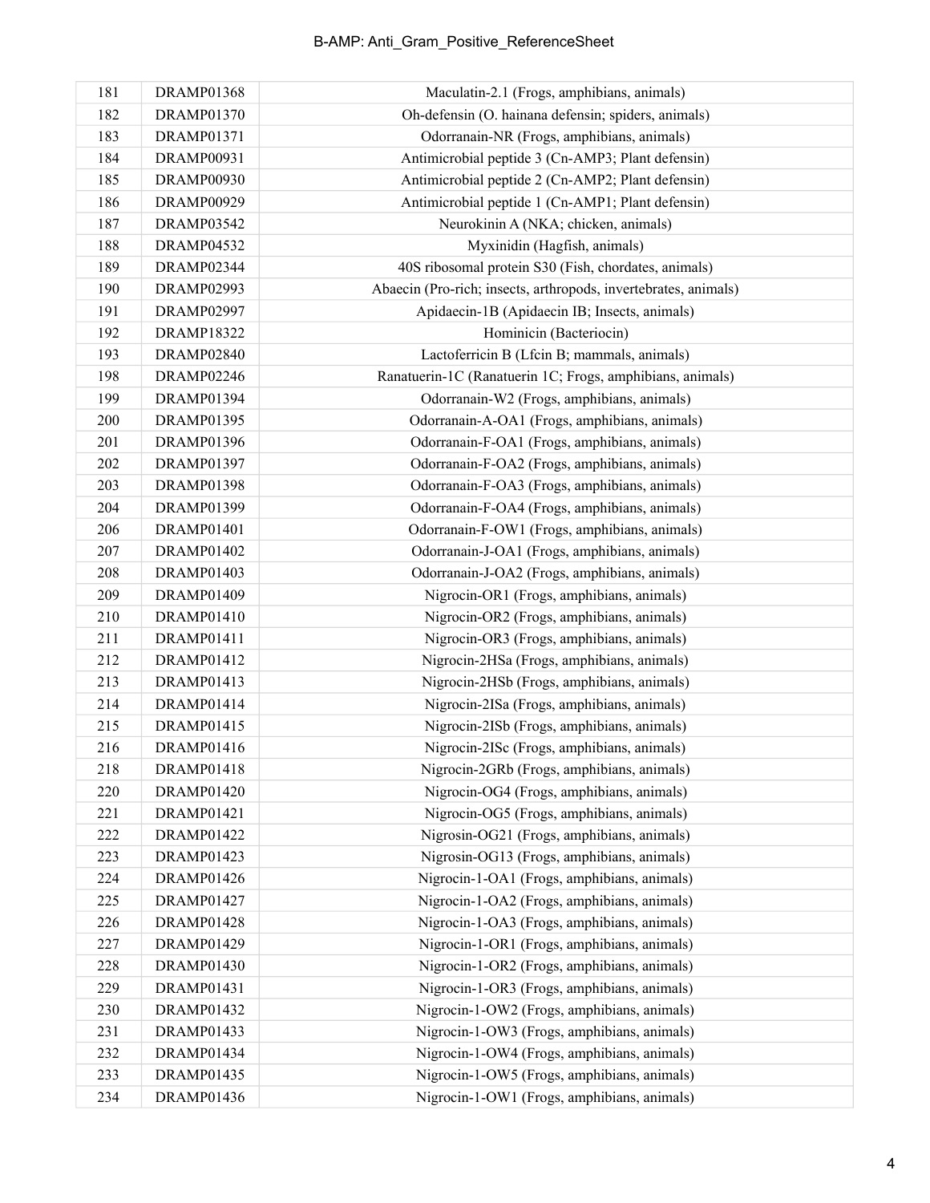| | | |
|---|---|---|
| 181 | DRAMP01368 | Maculatin-2.1 (Frogs, amphibians, animals) |
| 182 | DRAMP01370 | Oh-defensin (O. hainana defensin; spiders, animals) |
| 183 | DRAMP01371 | Odorranain-NR (Frogs, amphibians, animals) |
| 184 | DRAMP00931 | Antimicrobial peptide 3 (Cn-AMP3; Plant defensin) |
| 185 | DRAMP00930 | Antimicrobial peptide 2 (Cn-AMP2; Plant defensin) |
| 186 | DRAMP00929 | Antimicrobial peptide 1 (Cn-AMP1; Plant defensin) |
| 187 | DRAMP03542 | Neurokinin A (NKA; chicken, animals) |
| 188 | DRAMP04532 | Myxinidin (Hagfish, animals) |
| 189 | DRAMP02344 | 40S ribosomal protein S30 (Fish, chordates, animals) |
| 190 | DRAMP02993 | Abaecin (Pro-rich; insects, arthropods, invertebrates, animals) |
| 191 | DRAMP02997 | Apidaecin-1B (Apidaecin IB; Insects, animals) |
| 192 | DRAMP18322 | Hominicin (Bacteriocin) |
| 193 | DRAMP02840 | Lactoferricin B (Lfcin B; mammals, animals) |
| 198 | DRAMP02246 | Ranatuerin-1C (Ranatuerin 1C; Frogs, amphibians, animals) |
| 199 | DRAMP01394 | Odorranain-W2 (Frogs, amphibians, animals) |
| 200 | DRAMP01395 | Odorranain-A-OA1 (Frogs, amphibians, animals) |
| 201 | DRAMP01396 | Odorranain-F-OA1 (Frogs, amphibians, animals) |
| 202 | DRAMP01397 | Odorranain-F-OA2 (Frogs, amphibians, animals) |
| 203 | DRAMP01398 | Odorranain-F-OA3 (Frogs, amphibians, animals) |
| 204 | DRAMP01399 | Odorranain-F-OA4 (Frogs, amphibians, animals) |
| 206 | DRAMP01401 | Odorranain-F-OW1 (Frogs, amphibians, animals) |
| 207 | DRAMP01402 | Odorranain-J-OA1 (Frogs, amphibians, animals) |
| 208 | DRAMP01403 | Odorranain-J-OA2 (Frogs, amphibians, animals) |
| 209 | DRAMP01409 | Nigrocin-OR1 (Frogs, amphibians, animals) |
| 210 | DRAMP01410 | Nigrocin-OR2 (Frogs, amphibians, animals) |
| 211 | DRAMP01411 | Nigrocin-OR3 (Frogs, amphibians, animals) |
| 212 | DRAMP01412 | Nigrocin-2HSa (Frogs, amphibians, animals) |
| 213 | DRAMP01413 | Nigrocin-2HSb (Frogs, amphibians, animals) |
| 214 | DRAMP01414 | Nigrocin-2ISa (Frogs, amphibians, animals) |
| 215 | DRAMP01415 | Nigrocin-2ISb (Frogs, amphibians, animals) |
| 216 | DRAMP01416 | Nigrocin-2ISc (Frogs, amphibians, animals) |
| 218 | DRAMP01418 | Nigrocin-2GRb (Frogs, amphibians, animals) |
| 220 | DRAMP01420 | Nigrocin-OG4 (Frogs, amphibians, animals) |
| 221 | DRAMP01421 | Nigrocin-OG5 (Frogs, amphibians, animals) |
| 222 | DRAMP01422 | Nigrosin-OG21 (Frogs, amphibians, animals) |
| 223 | DRAMP01423 | Nigrosin-OG13 (Frogs, amphibians, animals) |
| 224 | DRAMP01426 | Nigrocin-1-OA1 (Frogs, amphibians, animals) |
| 225 | DRAMP01427 | Nigrocin-1-OA2 (Frogs, amphibians, animals) |
| 226 | DRAMP01428 | Nigrocin-1-OA3 (Frogs, amphibians, animals) |
| 227 | DRAMP01429 | Nigrocin-1-OR1 (Frogs, amphibians, animals) |
| 228 | DRAMP01430 | Nigrocin-1-OR2 (Frogs, amphibians, animals) |
| 229 | DRAMP01431 | Nigrocin-1-OR3 (Frogs, amphibians, animals) |
| 230 | DRAMP01432 | Nigrocin-1-OW2 (Frogs, amphibians, animals) |
| 231 | DRAMP01433 | Nigrocin-1-OW3 (Frogs, amphibians, animals) |
| 232 | DRAMP01434 | Nigrocin-1-OW4 (Frogs, amphibians, animals) |
| 233 | DRAMP01435 | Nigrocin-1-OW5 (Frogs, amphibians, animals) |
| 234 | DRAMP01436 | Nigrocin-1-OW1 (Frogs, amphibians, animals) |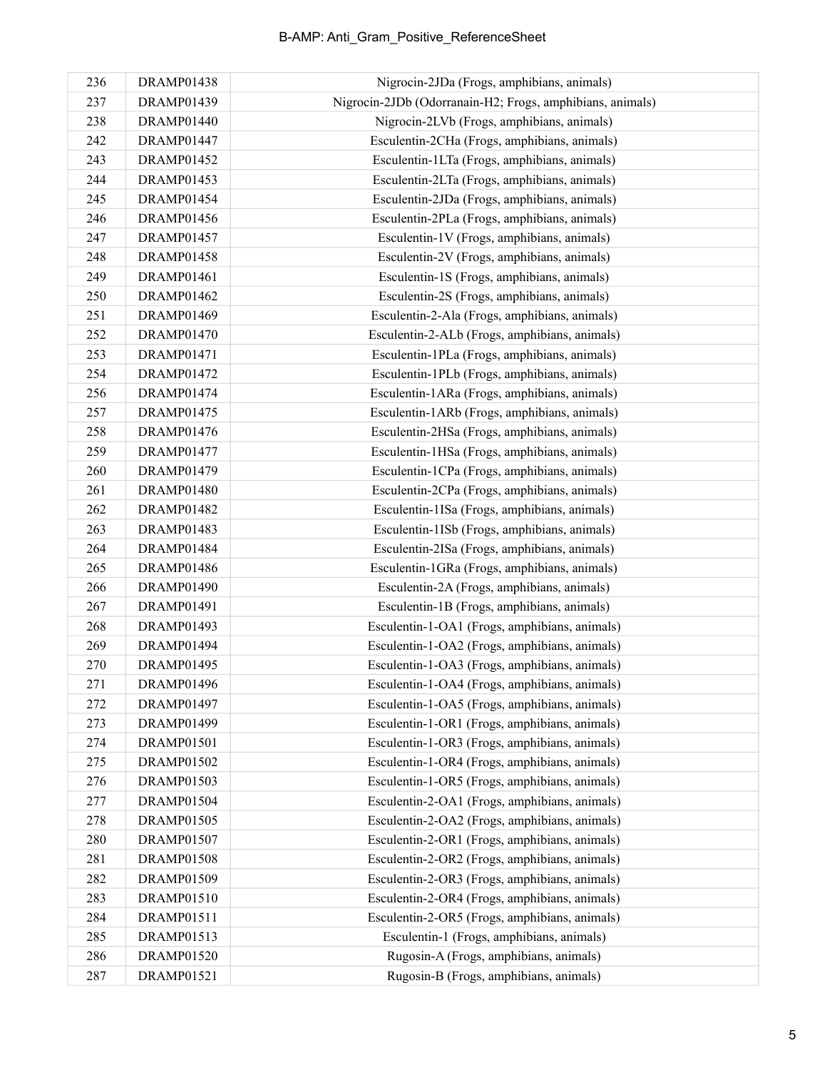| 236 | DRAMP01438 | Nigrocin-2JDa (Frogs, amphibians, animals) |
|---|---|---|
| 237 | DRAMP01439 | Nigrocin-2JDb (Odorranain-H2; Frogs, amphibians, animals) |
| 238 | DRAMP01440 | Nigrocin-2LVb (Frogs, amphibians, animals) |
| 242 | DRAMP01447 | Esculentin-2CHa (Frogs, amphibians, animals) |
| 243 | DRAMP01452 | Esculentin-1LTa (Frogs, amphibians, animals) |
| 244 | DRAMP01453 | Esculentin-2LTa (Frogs, amphibians, animals) |
| 245 | DRAMP01454 | Esculentin-2JDa (Frogs, amphibians, animals) |
| 246 | DRAMP01456 | Esculentin-2PLa (Frogs, amphibians, animals) |
| 247 | DRAMP01457 | Esculentin-1V (Frogs, amphibians, animals) |
| 248 | DRAMP01458 | Esculentin-2V (Frogs, amphibians, animals) |
| 249 | DRAMP01461 | Esculentin-1S (Frogs, amphibians, animals) |
| 250 | DRAMP01462 | Esculentin-2S (Frogs, amphibians, animals) |
| 251 | DRAMP01469 | Esculentin-2-Ala (Frogs, amphibians, animals) |
| 252 | DRAMP01470 | Esculentin-2-ALb (Frogs, amphibians, animals) |
| 253 | DRAMP01471 | Esculentin-1PLa (Frogs, amphibians, animals) |
| 254 | DRAMP01472 | Esculentin-1PLb (Frogs, amphibians, animals) |
| 256 | DRAMP01474 | Esculentin-1ARa (Frogs, amphibians, animals) |
| 257 | DRAMP01475 | Esculentin-1ARb (Frogs, amphibians, animals) |
| 258 | DRAMP01476 | Esculentin-2HSa (Frogs, amphibians, animals) |
| 259 | DRAMP01477 | Esculentin-1HSa (Frogs, amphibians, animals) |
| 260 | DRAMP01479 | Esculentin-1CPa (Frogs, amphibians, animals) |
| 261 | DRAMP01480 | Esculentin-2CPa (Frogs, amphibians, animals) |
| 262 | DRAMP01482 | Esculentin-1ISa (Frogs, amphibians, animals) |
| 263 | DRAMP01483 | Esculentin-1ISb (Frogs, amphibians, animals) |
| 264 | DRAMP01484 | Esculentin-2ISa (Frogs, amphibians, animals) |
| 265 | DRAMP01486 | Esculentin-1GRa (Frogs, amphibians, animals) |
| 266 | DRAMP01490 | Esculentin-2A (Frogs, amphibians, animals) |
| 267 | DRAMP01491 | Esculentin-1B (Frogs, amphibians, animals) |
| 268 | DRAMP01493 | Esculentin-1-OA1 (Frogs, amphibians, animals) |
| 269 | DRAMP01494 | Esculentin-1-OA2 (Frogs, amphibians, animals) |
| 270 | DRAMP01495 | Esculentin-1-OA3 (Frogs, amphibians, animals) |
| 271 | DRAMP01496 | Esculentin-1-OA4 (Frogs, amphibians, animals) |
| 272 | DRAMP01497 | Esculentin-1-OA5 (Frogs, amphibians, animals) |
| 273 | DRAMP01499 | Esculentin-1-OR1 (Frogs, amphibians, animals) |
| 274 | DRAMP01501 | Esculentin-1-OR3 (Frogs, amphibians, animals) |
| 275 | DRAMP01502 | Esculentin-1-OR4 (Frogs, amphibians, animals) |
| 276 | DRAMP01503 | Esculentin-1-OR5 (Frogs, amphibians, animals) |
| 277 | DRAMP01504 | Esculentin-2-OA1 (Frogs, amphibians, animals) |
| 278 | DRAMP01505 | Esculentin-2-OA2 (Frogs, amphibians, animals) |
| 280 | DRAMP01507 | Esculentin-2-OR1 (Frogs, amphibians, animals) |
| 281 | DRAMP01508 | Esculentin-2-OR2 (Frogs, amphibians, animals) |
| 282 | DRAMP01509 | Esculentin-2-OR3 (Frogs, amphibians, animals) |
| 283 | DRAMP01510 | Esculentin-2-OR4 (Frogs, amphibians, animals) |
| 284 | DRAMP01511 | Esculentin-2-OR5 (Frogs, amphibians, animals) |
| 285 | DRAMP01513 | Esculentin-1 (Frogs, amphibians, animals) |
| 286 | DRAMP01520 | Rugosin-A (Frogs, amphibians, animals) |
| 287 | DRAMP01521 | Rugosin-B (Frogs, amphibians, animals) |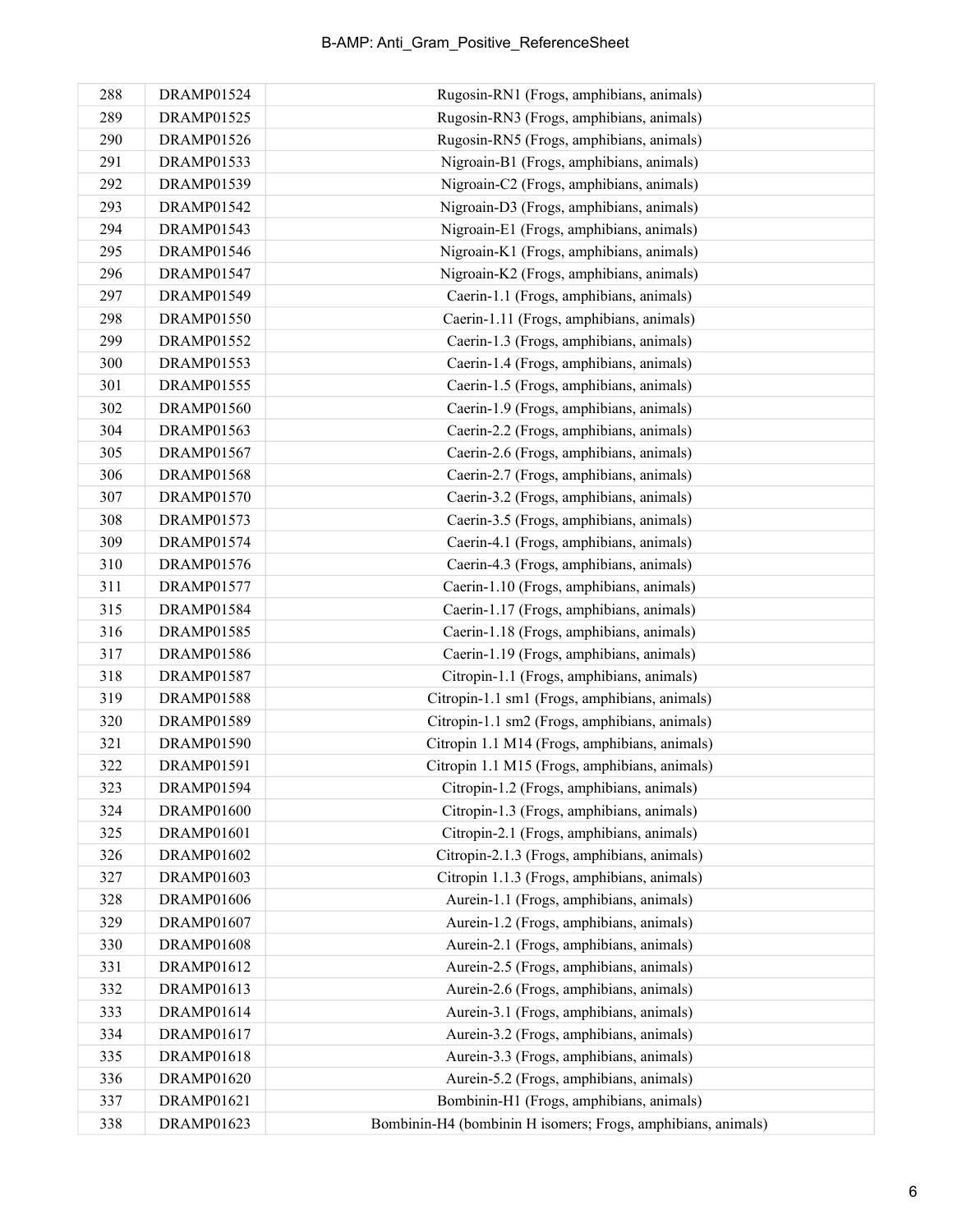| | | |
|---|---|---|
| 288 | DRAMP01524 | Rugosin-RN1 (Frogs, amphibians, animals) |
| 289 | DRAMP01525 | Rugosin-RN3 (Frogs, amphibians, animals) |
| 290 | DRAMP01526 | Rugosin-RN5 (Frogs, amphibians, animals) |
| 291 | DRAMP01533 | Nigroain-B1 (Frogs, amphibians, animals) |
| 292 | DRAMP01539 | Nigroain-C2 (Frogs, amphibians, animals) |
| 293 | DRAMP01542 | Nigroain-D3 (Frogs, amphibians, animals) |
| 294 | DRAMP01543 | Nigroain-E1 (Frogs, amphibians, animals) |
| 295 | DRAMP01546 | Nigroain-K1 (Frogs, amphibians, animals) |
| 296 | DRAMP01547 | Nigroain-K2 (Frogs, amphibians, animals) |
| 297 | DRAMP01549 | Caerin-1.1 (Frogs, amphibians, animals) |
| 298 | DRAMP01550 | Caerin-1.11 (Frogs, amphibians, animals) |
| 299 | DRAMP01552 | Caerin-1.3 (Frogs, amphibians, animals) |
| 300 | DRAMP01553 | Caerin-1.4 (Frogs, amphibians, animals) |
| 301 | DRAMP01555 | Caerin-1.5 (Frogs, amphibians, animals) |
| 302 | DRAMP01560 | Caerin-1.9 (Frogs, amphibians, animals) |
| 304 | DRAMP01563 | Caerin-2.2 (Frogs, amphibians, animals) |
| 305 | DRAMP01567 | Caerin-2.6 (Frogs, amphibians, animals) |
| 306 | DRAMP01568 | Caerin-2.7 (Frogs, amphibians, animals) |
| 307 | DRAMP01570 | Caerin-3.2 (Frogs, amphibians, animals) |
| 308 | DRAMP01573 | Caerin-3.5 (Frogs, amphibians, animals) |
| 309 | DRAMP01574 | Caerin-4.1 (Frogs, amphibians, animals) |
| 310 | DRAMP01576 | Caerin-4.3 (Frogs, amphibians, animals) |
| 311 | DRAMP01577 | Caerin-1.10 (Frogs, amphibians, animals) |
| 315 | DRAMP01584 | Caerin-1.17 (Frogs, amphibians, animals) |
| 316 | DRAMP01585 | Caerin-1.18 (Frogs, amphibians, animals) |
| 317 | DRAMP01586 | Caerin-1.19 (Frogs, amphibians, animals) |
| 318 | DRAMP01587 | Citropin-1.1 (Frogs, amphibians, animals) |
| 319 | DRAMP01588 | Citropin-1.1 sm1 (Frogs, amphibians, animals) |
| 320 | DRAMP01589 | Citropin-1.1 sm2 (Frogs, amphibians, animals) |
| 321 | DRAMP01590 | Citropin 1.1 M14 (Frogs, amphibians, animals) |
| 322 | DRAMP01591 | Citropin 1.1 M15 (Frogs, amphibians, animals) |
| 323 | DRAMP01594 | Citropin-1.2 (Frogs, amphibians, animals) |
| 324 | DRAMP01600 | Citropin-1.3 (Frogs, amphibians, animals) |
| 325 | DRAMP01601 | Citropin-2.1 (Frogs, amphibians, animals) |
| 326 | DRAMP01602 | Citropin-2.1.3 (Frogs, amphibians, animals) |
| 327 | DRAMP01603 | Citropin 1.1.3 (Frogs, amphibians, animals) |
| 328 | DRAMP01606 | Aurein-1.1 (Frogs, amphibians, animals) |
| 329 | DRAMP01607 | Aurein-1.2 (Frogs, amphibians, animals) |
| 330 | DRAMP01608 | Aurein-2.1 (Frogs, amphibians, animals) |
| 331 | DRAMP01612 | Aurein-2.5 (Frogs, amphibians, animals) |
| 332 | DRAMP01613 | Aurein-2.6 (Frogs, amphibians, animals) |
| 333 | DRAMP01614 | Aurein-3.1 (Frogs, amphibians, animals) |
| 334 | DRAMP01617 | Aurein-3.2 (Frogs, amphibians, animals) |
| 335 | DRAMP01618 | Aurein-3.3 (Frogs, amphibians, animals) |
| 336 | DRAMP01620 | Aurein-5.2 (Frogs, amphibians, animals) |
| 337 | DRAMP01621 | Bombinin-H1 (Frogs, amphibians, animals) |
| 338 | DRAMP01623 | Bombinin-H4 (bombinin H isomers; Frogs, amphibians, animals) |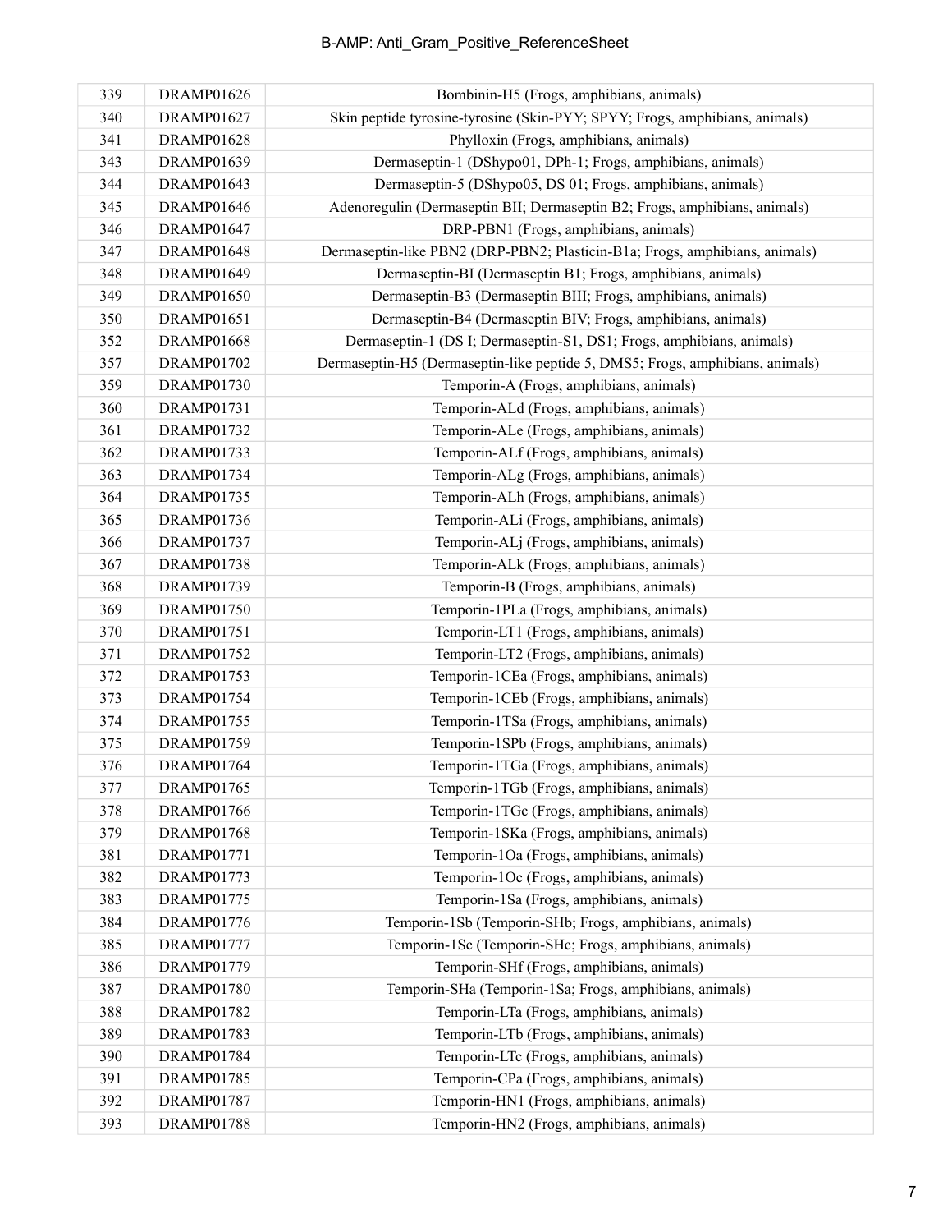| 339 | DRAMP01626 | Bombinin-H5 (Frogs, amphibians, animals) |
|---|---|---|
| 340 | DRAMP01627 | Skin peptide tyrosine-tyrosine (Skin-PYY; SPYY; Frogs, amphibians, animals) |
| 341 | DRAMP01628 | Phylloxin (Frogs, amphibians, animals) |
| 343 | DRAMP01639 | Dermaseptin-1 (DShypo01, DPh-1; Frogs, amphibians, animals) |
| 344 | DRAMP01643 | Dermaseptin-5 (DShypo05, DS 01; Frogs, amphibians, animals) |
| 345 | DRAMP01646 | Adenoregulin (Dermaseptin BII; Dermaseptin B2; Frogs, amphibians, animals) |
| 346 | DRAMP01647 | DRP-PBN1 (Frogs, amphibians, animals) |
| 347 | DRAMP01648 | Dermaseptin-like PBN2 (DRP-PBN2; Plasticin-B1a; Frogs, amphibians, animals) |
| 348 | DRAMP01649 | Dermaseptin-BI (Dermaseptin B1; Frogs, amphibians, animals) |
| 349 | DRAMP01650 | Dermaseptin-B3 (Dermaseptin BIII; Frogs, amphibians, animals) |
| 350 | DRAMP01651 | Dermaseptin-B4 (Dermaseptin BIV; Frogs, amphibians, animals) |
| 352 | DRAMP01668 | Dermaseptin-1 (DS I; Dermaseptin-S1, DS1; Frogs, amphibians, animals) |
| 357 | DRAMP01702 | Dermaseptin-H5 (Dermaseptin-like peptide 5, DMS5; Frogs, amphibians, animals) |
| 359 | DRAMP01730 | Temporin-A (Frogs, amphibians, animals) |
| 360 | DRAMP01731 | Temporin-ALd (Frogs, amphibians, animals) |
| 361 | DRAMP01732 | Temporin-ALe (Frogs, amphibians, animals) |
| 362 | DRAMP01733 | Temporin-ALf (Frogs, amphibians, animals) |
| 363 | DRAMP01734 | Temporin-ALg (Frogs, amphibians, animals) |
| 364 | DRAMP01735 | Temporin-ALh (Frogs, amphibians, animals) |
| 365 | DRAMP01736 | Temporin-ALi (Frogs, amphibians, animals) |
| 366 | DRAMP01737 | Temporin-ALj (Frogs, amphibians, animals) |
| 367 | DRAMP01738 | Temporin-ALk (Frogs, amphibians, animals) |
| 368 | DRAMP01739 | Temporin-B (Frogs, amphibians, animals) |
| 369 | DRAMP01750 | Temporin-1PLa (Frogs, amphibians, animals) |
| 370 | DRAMP01751 | Temporin-LT1 (Frogs, amphibians, animals) |
| 371 | DRAMP01752 | Temporin-LT2 (Frogs, amphibians, animals) |
| 372 | DRAMP01753 | Temporin-1CEa (Frogs, amphibians, animals) |
| 373 | DRAMP01754 | Temporin-1CEb (Frogs, amphibians, animals) |
| 374 | DRAMP01755 | Temporin-1TSa (Frogs, amphibians, animals) |
| 375 | DRAMP01759 | Temporin-1SPb (Frogs, amphibians, animals) |
| 376 | DRAMP01764 | Temporin-1TGa (Frogs, amphibians, animals) |
| 377 | DRAMP01765 | Temporin-1TGb (Frogs, amphibians, animals) |
| 378 | DRAMP01766 | Temporin-1TGc (Frogs, amphibians, animals) |
| 379 | DRAMP01768 | Temporin-1SKa (Frogs, amphibians, animals) |
| 381 | DRAMP01771 | Temporin-1Oa (Frogs, amphibians, animals) |
| 382 | DRAMP01773 | Temporin-1Oc (Frogs, amphibians, animals) |
| 383 | DRAMP01775 | Temporin-1Sa (Frogs, amphibians, animals) |
| 384 | DRAMP01776 | Temporin-1Sb (Temporin-SHb; Frogs, amphibians, animals) |
| 385 | DRAMP01777 | Temporin-1Sc (Temporin-SHc; Frogs, amphibians, animals) |
| 386 | DRAMP01779 | Temporin-SHf (Frogs, amphibians, animals) |
| 387 | DRAMP01780 | Temporin-SHa (Temporin-1Sa; Frogs, amphibians, animals) |
| 388 | DRAMP01782 | Temporin-LTa (Frogs, amphibians, animals) |
| 389 | DRAMP01783 | Temporin-LTb (Frogs, amphibians, animals) |
| 390 | DRAMP01784 | Temporin-LTc (Frogs, amphibians, animals) |
| 391 | DRAMP01785 | Temporin-CPa (Frogs, amphibians, animals) |
| 392 | DRAMP01787 | Temporin-HN1 (Frogs, amphibians, animals) |
| 393 | DRAMP01788 | Temporin-HN2 (Frogs, amphibians, animals) |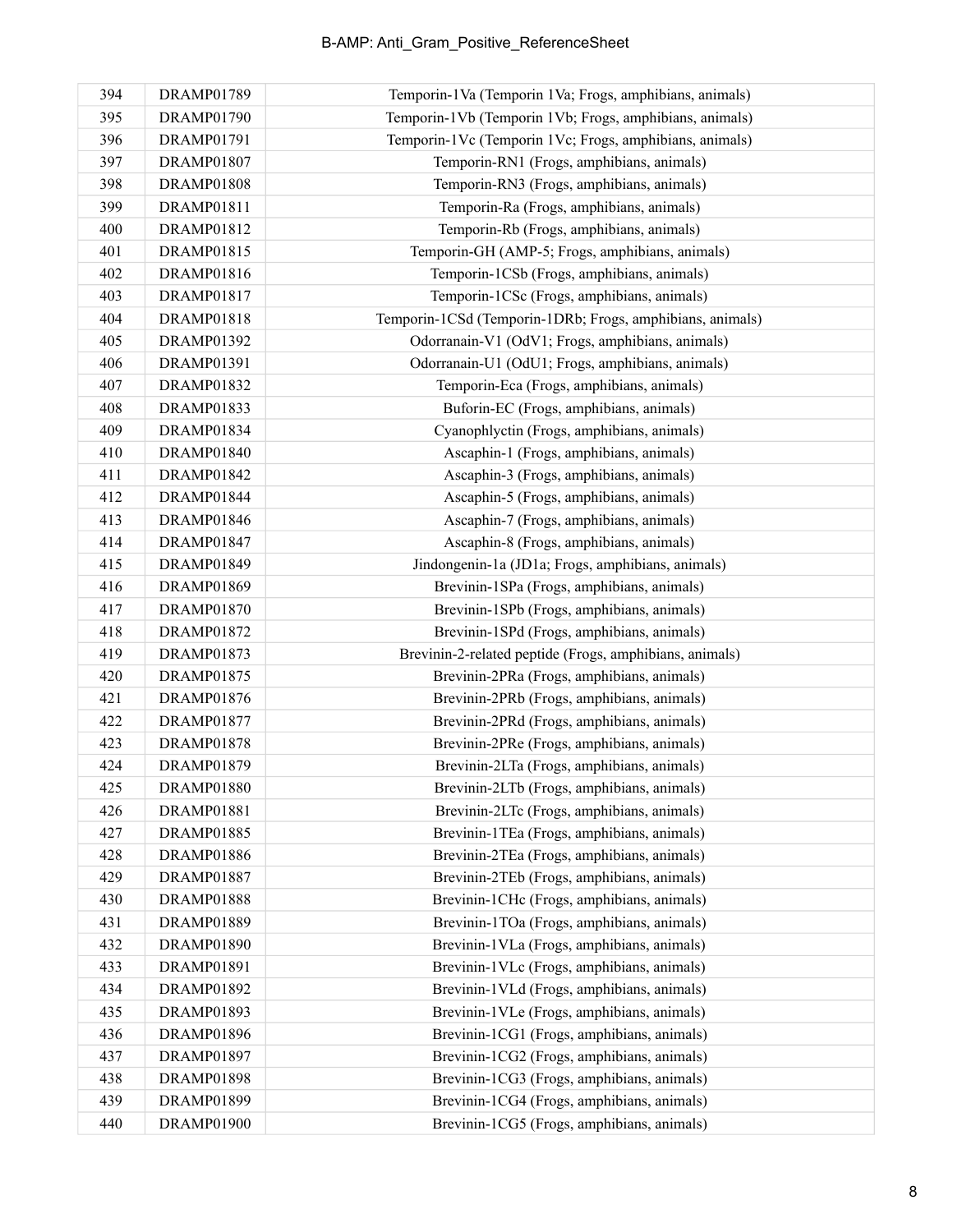| | | |
|---|---|---|
| 394 | DRAMP01789 | Temporin-1Va (Temporin 1Va; Frogs, amphibians, animals) |
| 395 | DRAMP01790 | Temporin-1Vb (Temporin 1Vb; Frogs, amphibians, animals) |
| 396 | DRAMP01791 | Temporin-1Vc (Temporin 1Vc; Frogs, amphibians, animals) |
| 397 | DRAMP01807 | Temporin-RN1 (Frogs, amphibians, animals) |
| 398 | DRAMP01808 | Temporin-RN3 (Frogs, amphibians, animals) |
| 399 | DRAMP01811 | Temporin-Ra (Frogs, amphibians, animals) |
| 400 | DRAMP01812 | Temporin-Rb (Frogs, amphibians, animals) |
| 401 | DRAMP01815 | Temporin-GH (AMP-5; Frogs, amphibians, animals) |
| 402 | DRAMP01816 | Temporin-1CSb (Frogs, amphibians, animals) |
| 403 | DRAMP01817 | Temporin-1CSc (Frogs, amphibians, animals) |
| 404 | DRAMP01818 | Temporin-1CSd (Temporin-1DRb; Frogs, amphibians, animals) |
| 405 | DRAMP01392 | Odorranain-V1 (OdV1; Frogs, amphibians, animals) |
| 406 | DRAMP01391 | Odorranain-U1 (OdU1; Frogs, amphibians, animals) |
| 407 | DRAMP01832 | Temporin-Eca (Frogs, amphibians, animals) |
| 408 | DRAMP01833 | Buforin-EC (Frogs, amphibians, animals) |
| 409 | DRAMP01834 | Cyanophlyctin (Frogs, amphibians, animals) |
| 410 | DRAMP01840 | Ascaphin-1 (Frogs, amphibians, animals) |
| 411 | DRAMP01842 | Ascaphin-3 (Frogs, amphibians, animals) |
| 412 | DRAMP01844 | Ascaphin-5 (Frogs, amphibians, animals) |
| 413 | DRAMP01846 | Ascaphin-7 (Frogs, amphibians, animals) |
| 414 | DRAMP01847 | Ascaphin-8 (Frogs, amphibians, animals) |
| 415 | DRAMP01849 | Jindongenin-1a (JD1a; Frogs, amphibians, animals) |
| 416 | DRAMP01869 | Brevinin-1SPa (Frogs, amphibians, animals) |
| 417 | DRAMP01870 | Brevinin-1SPb (Frogs, amphibians, animals) |
| 418 | DRAMP01872 | Brevinin-1SPd (Frogs, amphibians, animals) |
| 419 | DRAMP01873 | Brevinin-2-related peptide (Frogs, amphibians, animals) |
| 420 | DRAMP01875 | Brevinin-2PRa (Frogs, amphibians, animals) |
| 421 | DRAMP01876 | Brevinin-2PRb (Frogs, amphibians, animals) |
| 422 | DRAMP01877 | Brevinin-2PRd (Frogs, amphibians, animals) |
| 423 | DRAMP01878 | Brevinin-2PRe (Frogs, amphibians, animals) |
| 424 | DRAMP01879 | Brevinin-2LTa (Frogs, amphibians, animals) |
| 425 | DRAMP01880 | Brevinin-2LTb (Frogs, amphibians, animals) |
| 426 | DRAMP01881 | Brevinin-2LTc (Frogs, amphibians, animals) |
| 427 | DRAMP01885 | Brevinin-1TEa (Frogs, amphibians, animals) |
| 428 | DRAMP01886 | Brevinin-2TEa (Frogs, amphibians, animals) |
| 429 | DRAMP01887 | Brevinin-2TEb (Frogs, amphibians, animals) |
| 430 | DRAMP01888 | Brevinin-1CHc (Frogs, amphibians, animals) |
| 431 | DRAMP01889 | Brevinin-1TOa (Frogs, amphibians, animals) |
| 432 | DRAMP01890 | Brevinin-1VLa (Frogs, amphibians, animals) |
| 433 | DRAMP01891 | Brevinin-1VLc (Frogs, amphibians, animals) |
| 434 | DRAMP01892 | Brevinin-1VLd (Frogs, amphibians, animals) |
| 435 | DRAMP01893 | Brevinin-1VLe (Frogs, amphibians, animals) |
| 436 | DRAMP01896 | Brevinin-1CG1 (Frogs, amphibians, animals) |
| 437 | DRAMP01897 | Brevinin-1CG2 (Frogs, amphibians, animals) |
| 438 | DRAMP01898 | Brevinin-1CG3 (Frogs, amphibians, animals) |
| 439 | DRAMP01899 | Brevinin-1CG4 (Frogs, amphibians, animals) |
| 440 | DRAMP01900 | Brevinin-1CG5 (Frogs, amphibians, animals) |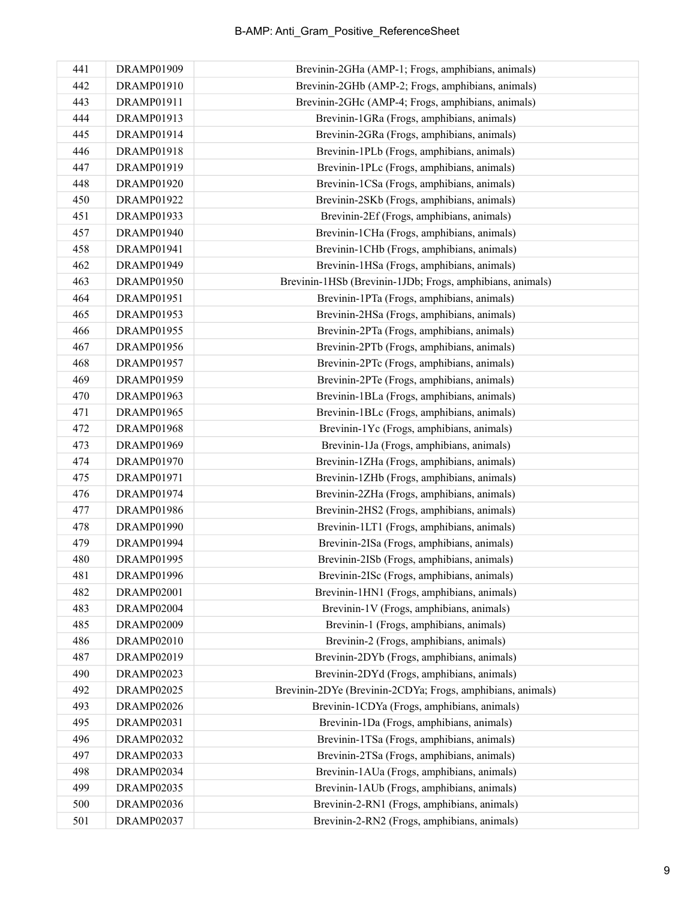| 441 | DRAMP01909 | Brevinin-2GHa (AMP-1; Frogs, amphibians, animals) |
|---|---|---|
| 442 | DRAMP01910 | Brevinin-2GHb (AMP-2; Frogs, amphibians, animals) |
| 443 | DRAMP01911 | Brevinin-2GHc (AMP-4; Frogs, amphibians, animals) |
| 444 | DRAMP01913 | Brevinin-1GRa (Frogs, amphibians, animals) |
| 445 | DRAMP01914 | Brevinin-2GRa (Frogs, amphibians, animals) |
| 446 | DRAMP01918 | Brevinin-1PLb (Frogs, amphibians, animals) |
| 447 | DRAMP01919 | Brevinin-1PLc (Frogs, amphibians, animals) |
| 448 | DRAMP01920 | Brevinin-1CSa (Frogs, amphibians, animals) |
| 450 | DRAMP01922 | Brevinin-2SKb (Frogs, amphibians, animals) |
| 451 | DRAMP01933 | Brevinin-2Ef (Frogs, amphibians, animals) |
| 457 | DRAMP01940 | Brevinin-1CHa (Frogs, amphibians, animals) |
| 458 | DRAMP01941 | Brevinin-1CHb (Frogs, amphibians, animals) |
| 462 | DRAMP01949 | Brevinin-1HSa (Frogs, amphibians, animals) |
| 463 | DRAMP01950 | Brevinin-1HSb (Brevinin-1JDb; Frogs, amphibians, animals) |
| 464 | DRAMP01951 | Brevinin-1PTa (Frogs, amphibians, animals) |
| 465 | DRAMP01953 | Brevinin-2HSa (Frogs, amphibians, animals) |
| 466 | DRAMP01955 | Brevinin-2PTa (Frogs, amphibians, animals) |
| 467 | DRAMP01956 | Brevinin-2PTb (Frogs, amphibians, animals) |
| 468 | DRAMP01957 | Brevinin-2PTc (Frogs, amphibians, animals) |
| 469 | DRAMP01959 | Brevinin-2PTe (Frogs, amphibians, animals) |
| 470 | DRAMP01963 | Brevinin-1BLa (Frogs, amphibians, animals) |
| 471 | DRAMP01965 | Brevinin-1BLc (Frogs, amphibians, animals) |
| 472 | DRAMP01968 | Brevinin-1Yc (Frogs, amphibians, animals) |
| 473 | DRAMP01969 | Brevinin-1Ja (Frogs, amphibians, animals) |
| 474 | DRAMP01970 | Brevinin-1ZHa (Frogs, amphibians, animals) |
| 475 | DRAMP01971 | Brevinin-1ZHb (Frogs, amphibians, animals) |
| 476 | DRAMP01974 | Brevinin-2ZHa (Frogs, amphibians, animals) |
| 477 | DRAMP01986 | Brevinin-2HS2 (Frogs, amphibians, animals) |
| 478 | DRAMP01990 | Brevinin-1LT1 (Frogs, amphibians, animals) |
| 479 | DRAMP01994 | Brevinin-2ISa (Frogs, amphibians, animals) |
| 480 | DRAMP01995 | Brevinin-2ISb (Frogs, amphibians, animals) |
| 481 | DRAMP01996 | Brevinin-2ISc (Frogs, amphibians, animals) |
| 482 | DRAMP02001 | Brevinin-1HN1 (Frogs, amphibians, animals) |
| 483 | DRAMP02004 | Brevinin-1V (Frogs, amphibians, animals) |
| 485 | DRAMP02009 | Brevinin-1 (Frogs, amphibians, animals) |
| 486 | DRAMP02010 | Brevinin-2 (Frogs, amphibians, animals) |
| 487 | DRAMP02019 | Brevinin-2DYb (Frogs, amphibians, animals) |
| 490 | DRAMP02023 | Brevinin-2DYd (Frogs, amphibians, animals) |
| 492 | DRAMP02025 | Brevinin-2DYe (Brevinin-2CDYa; Frogs, amphibians, animals) |
| 493 | DRAMP02026 | Brevinin-1CDYa (Frogs, amphibians, animals) |
| 495 | DRAMP02031 | Brevinin-1Da (Frogs, amphibians, animals) |
| 496 | DRAMP02032 | Brevinin-1TSa (Frogs, amphibians, animals) |
| 497 | DRAMP02033 | Brevinin-2TSa (Frogs, amphibians, animals) |
| 498 | DRAMP02034 | Brevinin-1AUa (Frogs, amphibians, animals) |
| 499 | DRAMP02035 | Brevinin-1AUb (Frogs, amphibians, animals) |
| 500 | DRAMP02036 | Brevinin-2-RN1 (Frogs, amphibians, animals) |
| 501 | DRAMP02037 | Brevinin-2-RN2 (Frogs, amphibians, animals) |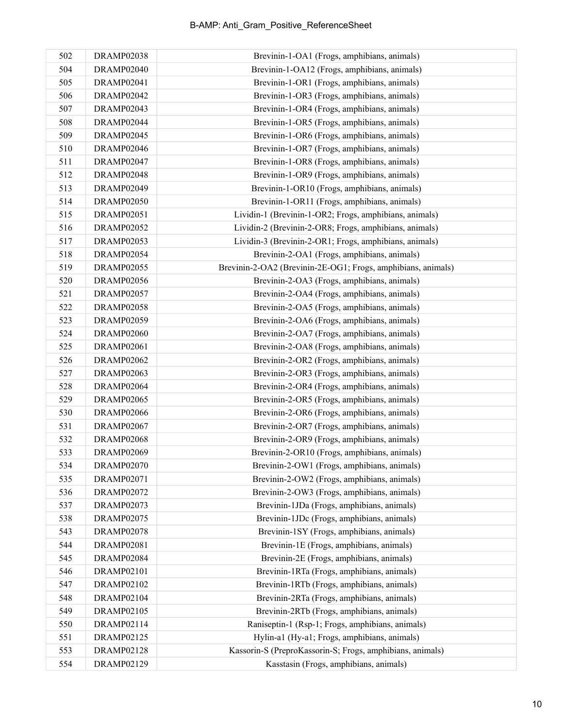| 502 | DRAMP02038 | Brevinin-1-OA1 (Frogs, amphibians, animals) |
|---|---|---|
| 504 | DRAMP02040 | Brevinin-1-OA12 (Frogs, amphibians, animals) |
| 505 | DRAMP02041 | Brevinin-1-OR1 (Frogs, amphibians, animals) |
| 506 | DRAMP02042 | Brevinin-1-OR3 (Frogs, amphibians, animals) |
| 507 | DRAMP02043 | Brevinin-1-OR4 (Frogs, amphibians, animals) |
| 508 | DRAMP02044 | Brevinin-1-OR5 (Frogs, amphibians, animals) |
| 509 | DRAMP02045 | Brevinin-1-OR6 (Frogs, amphibians, animals) |
| 510 | DRAMP02046 | Brevinin-1-OR7 (Frogs, amphibians, animals) |
| 511 | DRAMP02047 | Brevinin-1-OR8 (Frogs, amphibians, animals) |
| 512 | DRAMP02048 | Brevinin-1-OR9 (Frogs, amphibians, animals) |
| 513 | DRAMP02049 | Brevinin-1-OR10 (Frogs, amphibians, animals) |
| 514 | DRAMP02050 | Brevinin-1-OR11 (Frogs, amphibians, animals) |
| 515 | DRAMP02051 | Lividin-1 (Brevinin-1-OR2; Frogs, amphibians, animals) |
| 516 | DRAMP02052 | Lividin-2 (Brevinin-2-OR8; Frogs, amphibians, animals) |
| 517 | DRAMP02053 | Lividin-3 (Brevinin-2-OR1; Frogs, amphibians, animals) |
| 518 | DRAMP02054 | Brevinin-2-OA1 (Frogs, amphibians, animals) |
| 519 | DRAMP02055 | Brevinin-2-OA2 (Brevinin-2E-OG1; Frogs, amphibians, animals) |
| 520 | DRAMP02056 | Brevinin-2-OA3 (Frogs, amphibians, animals) |
| 521 | DRAMP02057 | Brevinin-2-OA4 (Frogs, amphibians, animals) |
| 522 | DRAMP02058 | Brevinin-2-OA5 (Frogs, amphibians, animals) |
| 523 | DRAMP02059 | Brevinin-2-OA6 (Frogs, amphibians, animals) |
| 524 | DRAMP02060 | Brevinin-2-OA7 (Frogs, amphibians, animals) |
| 525 | DRAMP02061 | Brevinin-2-OA8 (Frogs, amphibians, animals) |
| 526 | DRAMP02062 | Brevinin-2-OR2 (Frogs, amphibians, animals) |
| 527 | DRAMP02063 | Brevinin-2-OR3 (Frogs, amphibians, animals) |
| 528 | DRAMP02064 | Brevinin-2-OR4 (Frogs, amphibians, animals) |
| 529 | DRAMP02065 | Brevinin-2-OR5 (Frogs, amphibians, animals) |
| 530 | DRAMP02066 | Brevinin-2-OR6 (Frogs, amphibians, animals) |
| 531 | DRAMP02067 | Brevinin-2-OR7 (Frogs, amphibians, animals) |
| 532 | DRAMP02068 | Brevinin-2-OR9 (Frogs, amphibians, animals) |
| 533 | DRAMP02069 | Brevinin-2-OR10 (Frogs, amphibians, animals) |
| 534 | DRAMP02070 | Brevinin-2-OW1 (Frogs, amphibians, animals) |
| 535 | DRAMP02071 | Brevinin-2-OW2 (Frogs, amphibians, animals) |
| 536 | DRAMP02072 | Brevinin-2-OW3 (Frogs, amphibians, animals) |
| 537 | DRAMP02073 | Brevinin-1JDa (Frogs, amphibians, animals) |
| 538 | DRAMP02075 | Brevinin-1JDc (Frogs, amphibians, animals) |
| 543 | DRAMP02078 | Brevinin-1SY (Frogs, amphibians, animals) |
| 544 | DRAMP02081 | Brevinin-1E (Frogs, amphibians, animals) |
| 545 | DRAMP02084 | Brevinin-2E (Frogs, amphibians, animals) |
| 546 | DRAMP02101 | Brevinin-1RTa (Frogs, amphibians, animals) |
| 547 | DRAMP02102 | Brevinin-1RTb (Frogs, amphibians, animals) |
| 548 | DRAMP02104 | Brevinin-2RTa (Frogs, amphibians, animals) |
| 549 | DRAMP02105 | Brevinin-2RTb (Frogs, amphibians, animals) |
| 550 | DRAMP02114 | Raniseptin-1 (Rsp-1; Frogs, amphibians, animals) |
| 551 | DRAMP02125 | Hylin-a1 (Hy-a1; Frogs, amphibians, animals) |
| 553 | DRAMP02128 | Kassorin-S (PreproKassorin-S; Frogs, amphibians, animals) |
| 554 | DRAMP02129 | Kasstasin (Frogs, amphibians, animals) |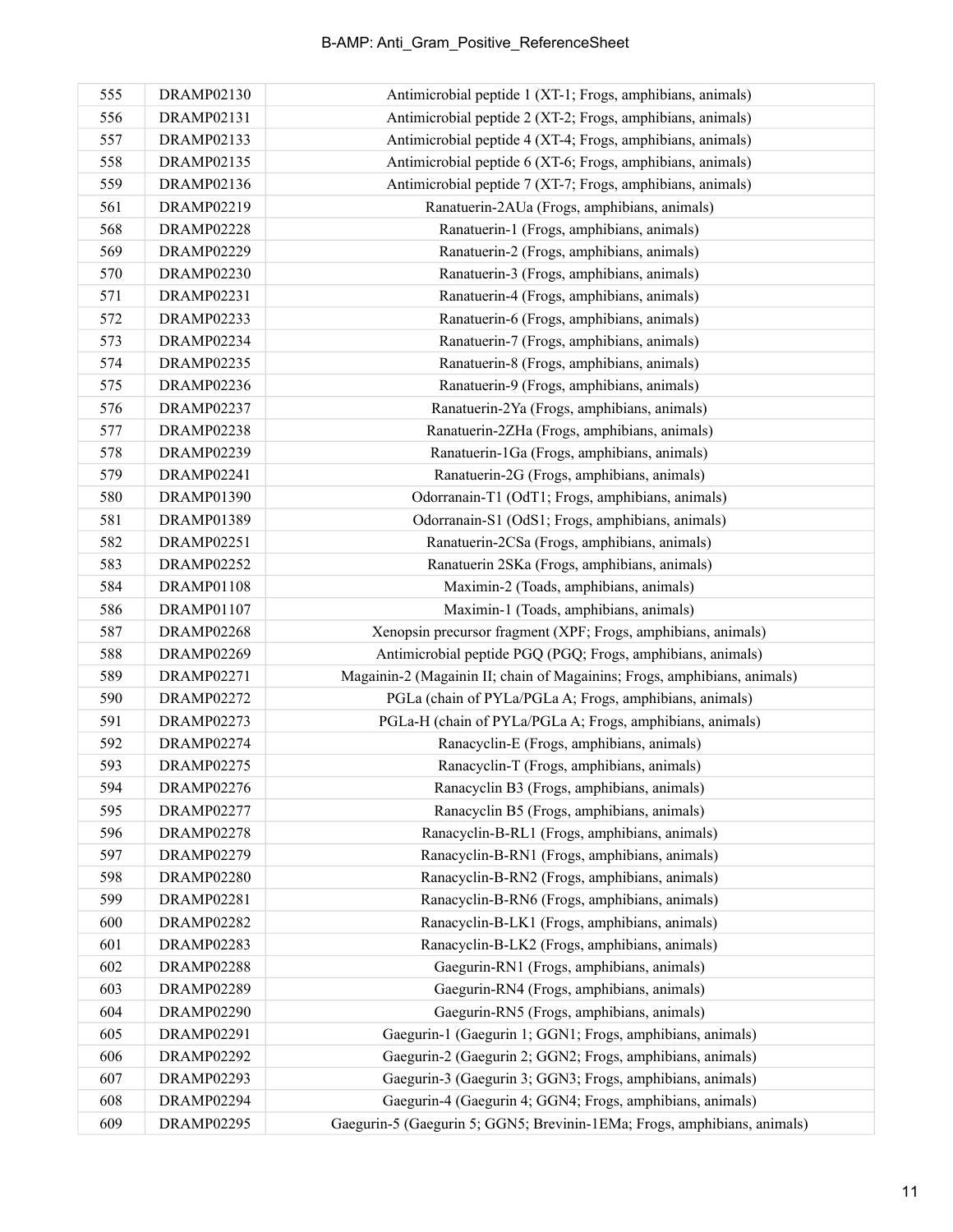| 555 | DRAMP02130 | Antimicrobial peptide 1 (XT-1; Frogs, amphibians, animals) |
|---|---|---|
| 556 | DRAMP02131 | Antimicrobial peptide 2 (XT-2; Frogs, amphibians, animals) |
| 557 | DRAMP02133 | Antimicrobial peptide 4 (XT-4; Frogs, amphibians, animals) |
| 558 | DRAMP02135 | Antimicrobial peptide 6 (XT-6; Frogs, amphibians, animals) |
| 559 | DRAMP02136 | Antimicrobial peptide 7 (XT-7; Frogs, amphibians, animals) |
| 561 | DRAMP02219 | Ranatuerin-2AUa (Frogs, amphibians, animals) |
| 568 | DRAMP02228 | Ranatuerin-1 (Frogs, amphibians, animals) |
| 569 | DRAMP02229 | Ranatuerin-2 (Frogs, amphibians, animals) |
| 570 | DRAMP02230 | Ranatuerin-3 (Frogs, amphibians, animals) |
| 571 | DRAMP02231 | Ranatuerin-4 (Frogs, amphibians, animals) |
| 572 | DRAMP02233 | Ranatuerin-6 (Frogs, amphibians, animals) |
| 573 | DRAMP02234 | Ranatuerin-7 (Frogs, amphibians, animals) |
| 574 | DRAMP02235 | Ranatuerin-8 (Frogs, amphibians, animals) |
| 575 | DRAMP02236 | Ranatuerin-9 (Frogs, amphibians, animals) |
| 576 | DRAMP02237 | Ranatuerin-2Ya (Frogs, amphibians, animals) |
| 577 | DRAMP02238 | Ranatuerin-2ZHa (Frogs, amphibians, animals) |
| 578 | DRAMP02239 | Ranatuerin-1Ga (Frogs, amphibians, animals) |
| 579 | DRAMP02241 | Ranatuerin-2G (Frogs, amphibians, animals) |
| 580 | DRAMP01390 | Odorranain-T1 (OdT1; Frogs, amphibians, animals) |
| 581 | DRAMP01389 | Odorranain-S1 (OdS1; Frogs, amphibians, animals) |
| 582 | DRAMP02251 | Ranatuerin-2CSa (Frogs, amphibians, animals) |
| 583 | DRAMP02252 | Ranatuerin 2SKa (Frogs, amphibians, animals) |
| 584 | DRAMP01108 | Maximin-2 (Toads, amphibians, animals) |
| 586 | DRAMP01107 | Maximin-1 (Toads, amphibians, animals) |
| 587 | DRAMP02268 | Xenopsin precursor fragment (XPF; Frogs, amphibians, animals) |
| 588 | DRAMP02269 | Antimicrobial peptide PGQ (PGQ; Frogs, amphibians, animals) |
| 589 | DRAMP02271 | Magainin-2 (Magainin II; chain of Magainins; Frogs, amphibians, animals) |
| 590 | DRAMP02272 | PGLa (chain of PYLa/PGLa A; Frogs, amphibians, animals) |
| 591 | DRAMP02273 | PGLa-H (chain of PYLa/PGLa A; Frogs, amphibians, animals) |
| 592 | DRAMP02274 | Ranacyclin-E (Frogs, amphibians, animals) |
| 593 | DRAMP02275 | Ranacyclin-T (Frogs, amphibians, animals) |
| 594 | DRAMP02276 | Ranacyclin B3 (Frogs, amphibians, animals) |
| 595 | DRAMP02277 | Ranacyclin B5 (Frogs, amphibians, animals) |
| 596 | DRAMP02278 | Ranacyclin-B-RL1 (Frogs, amphibians, animals) |
| 597 | DRAMP02279 | Ranacyclin-B-RN1 (Frogs, amphibians, animals) |
| 598 | DRAMP02280 | Ranacyclin-B-RN2 (Frogs, amphibians, animals) |
| 599 | DRAMP02281 | Ranacyclin-B-RN6 (Frogs, amphibians, animals) |
| 600 | DRAMP02282 | Ranacyclin-B-LK1 (Frogs, amphibians, animals) |
| 601 | DRAMP02283 | Ranacyclin-B-LK2 (Frogs, amphibians, animals) |
| 602 | DRAMP02288 | Gaegurin-RN1 (Frogs, amphibians, animals) |
| 603 | DRAMP02289 | Gaegurin-RN4 (Frogs, amphibians, animals) |
| 604 | DRAMP02290 | Gaegurin-RN5 (Frogs, amphibians, animals) |
| 605 | DRAMP02291 | Gaegurin-1 (Gaegurin 1; GGN1; Frogs, amphibians, animals) |
| 606 | DRAMP02292 | Gaegurin-2 (Gaegurin 2; GGN2; Frogs, amphibians, animals) |
| 607 | DRAMP02293 | Gaegurin-3 (Gaegurin 3; GGN3; Frogs, amphibians, animals) |
| 608 | DRAMP02294 | Gaegurin-4 (Gaegurin 4; GGN4; Frogs, amphibians, animals) |
| 609 | DRAMP02295 | Gaegurin-5 (Gaegurin 5; GGN5; Brevinin-1EMa; Frogs, amphibians, animals) |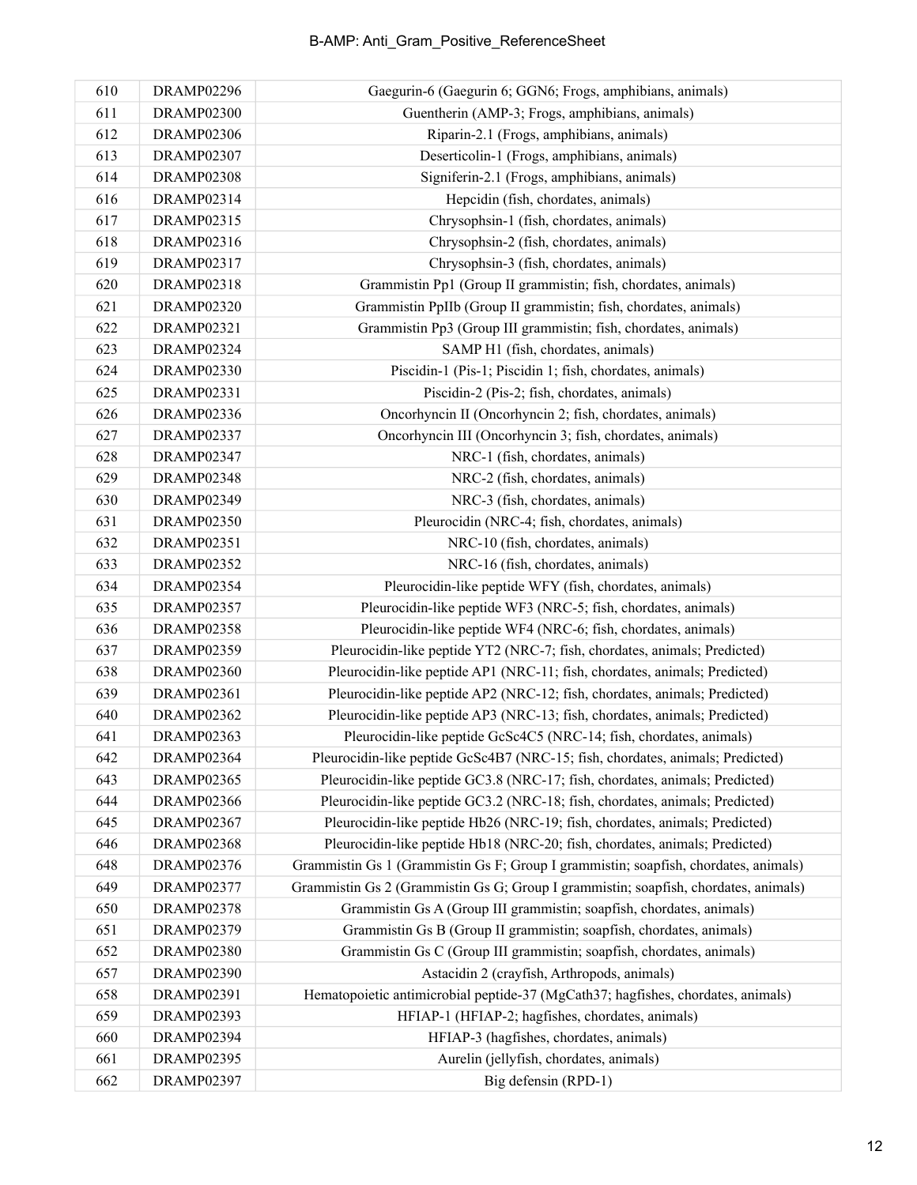| 610 | DRAMP02296 | Gaegurin-6 (Gaegurin 6; GGN6; Frogs, amphibians, animals) |
|---|---|---|
| 611 | DRAMP02300 | Guentherin (AMP-3; Frogs, amphibians, animals) |
| 612 | DRAMP02306 | Riparin-2.1 (Frogs, amphibians, animals) |
| 613 | DRAMP02307 | Deserticolin-1 (Frogs, amphibians, animals) |
| 614 | DRAMP02308 | Signiferin-2.1 (Frogs, amphibians, animals) |
| 616 | DRAMP02314 | Hepcidin (fish, chordates, animals) |
| 617 | DRAMP02315 | Chrysophsin-1 (fish, chordates, animals) |
| 618 | DRAMP02316 | Chrysophsin-2 (fish, chordates, animals) |
| 619 | DRAMP02317 | Chrysophsin-3 (fish, chordates, animals) |
| 620 | DRAMP02318 | Grammistin Pp1 (Group II grammistin; fish, chordates, animals) |
| 621 | DRAMP02320 | Grammistin PpIIb (Group II grammistin; fish, chordates, animals) |
| 622 | DRAMP02321 | Grammistin Pp3 (Group III grammistin; fish, chordates, animals) |
| 623 | DRAMP02324 | SAMP H1 (fish, chordates, animals) |
| 624 | DRAMP02330 | Piscidin-1 (Pis-1; Piscidin 1; fish, chordates, animals) |
| 625 | DRAMP02331 | Piscidin-2 (Pis-2; fish, chordates, animals) |
| 626 | DRAMP02336 | Oncorhyncin II (Oncorhyncin 2; fish, chordates, animals) |
| 627 | DRAMP02337 | Oncorhyncin III (Oncorhyncin 3; fish, chordates, animals) |
| 628 | DRAMP02347 | NRC-1 (fish, chordates, animals) |
| 629 | DRAMP02348 | NRC-2 (fish, chordates, animals) |
| 630 | DRAMP02349 | NRC-3 (fish, chordates, animals) |
| 631 | DRAMP02350 | Pleurocidin (NRC-4; fish, chordates, animals) |
| 632 | DRAMP02351 | NRC-10 (fish, chordates, animals) |
| 633 | DRAMP02352 | NRC-16 (fish, chordates, animals) |
| 634 | DRAMP02354 | Pleurocidin-like peptide WFY (fish, chordates, animals) |
| 635 | DRAMP02357 | Pleurocidin-like peptide WF3 (NRC-5; fish, chordates, animals) |
| 636 | DRAMP02358 | Pleurocidin-like peptide WF4 (NRC-6; fish, chordates, animals) |
| 637 | DRAMP02359 | Pleurocidin-like peptide YT2 (NRC-7; fish, chordates, animals; Predicted) |
| 638 | DRAMP02360 | Pleurocidin-like peptide AP1 (NRC-11; fish, chordates, animals; Predicted) |
| 639 | DRAMP02361 | Pleurocidin-like peptide AP2 (NRC-12; fish, chordates, animals; Predicted) |
| 640 | DRAMP02362 | Pleurocidin-like peptide AP3 (NRC-13; fish, chordates, animals; Predicted) |
| 641 | DRAMP02363 | Pleurocidin-like peptide GcSc4C5 (NRC-14; fish, chordates, animals) |
| 642 | DRAMP02364 | Pleurocidin-like peptide GcSc4B7 (NRC-15; fish, chordates, animals; Predicted) |
| 643 | DRAMP02365 | Pleurocidin-like peptide GC3.8 (NRC-17; fish, chordates, animals; Predicted) |
| 644 | DRAMP02366 | Pleurocidin-like peptide GC3.2 (NRC-18; fish, chordates, animals; Predicted) |
| 645 | DRAMP02367 | Pleurocidin-like peptide Hb26 (NRC-19; fish, chordates, animals; Predicted) |
| 646 | DRAMP02368 | Pleurocidin-like peptide Hb18 (NRC-20; fish, chordates, animals; Predicted) |
| 648 | DRAMP02376 | Grammistin Gs 1 (Grammistin Gs F; Group I grammistin; soapfish, chordates, animals) |
| 649 | DRAMP02377 | Grammistin Gs 2 (Grammistin Gs G; Group I grammistin; soapfish, chordates, animals) |
| 650 | DRAMP02378 | Grammistin Gs A (Group III grammistin; soapfish, chordates, animals) |
| 651 | DRAMP02379 | Grammistin Gs B (Group II grammistin; soapfish, chordates, animals) |
| 652 | DRAMP02380 | Grammistin Gs C (Group III grammistin; soapfish, chordates, animals) |
| 657 | DRAMP02390 | Astacidin 2 (crayfish, Arthropods, animals) |
| 658 | DRAMP02391 | Hematopoietic antimicrobial peptide-37 (MgCath37; hagfishes, chordates, animals) |
| 659 | DRAMP02393 | HFIAP-1 (HFIAP-2; hagfishes, chordates, animals) |
| 660 | DRAMP02394 | HFIAP-3 (hagfishes, chordates, animals) |
| 661 | DRAMP02395 | Aurelin (jellyfish, chordates, animals) |
| 662 | DRAMP02397 | Big defensin (RPD-1) |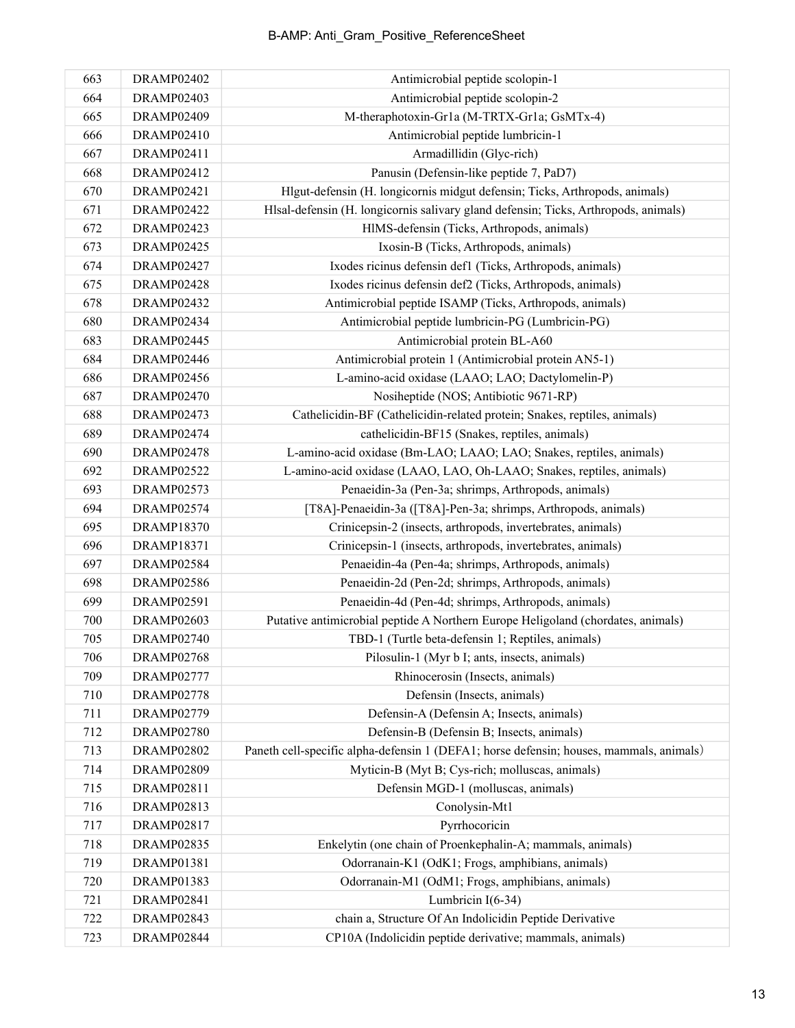| 663 | DRAMP02402 | Antimicrobial peptide scolopin-1 |
|---|---|---|
| 664 | DRAMP02403 | Antimicrobial peptide scolopin-2 |
| 665 | DRAMP02409 | M-theraphotoxin-Gr1a (M-TRTX-Gr1a; GsMTx-4) |
| 666 | DRAMP02410 | Antimicrobial peptide lumbricin-1 |
| 667 | DRAMP02411 | Armadillidin (Glyc-rich) |
| 668 | DRAMP02412 | Panusin (Defensin-like peptide 7, PaD7) |
| 670 | DRAMP02421 | Hlgut-defensin (H. longicornis midgut defensin; Ticks, Arthropods, animals) |
| 671 | DRAMP02422 | Hlsal-defensin (H. longicornis salivary gland defensin; Ticks, Arthropods, animals) |
| 672 | DRAMP02423 | HlMS-defensin (Ticks, Arthropods, animals) |
| 673 | DRAMP02425 | Ixosin-B (Ticks, Arthropods, animals) |
| 674 | DRAMP02427 | Ixodes ricinus defensin def1 (Ticks, Arthropods, animals) |
| 675 | DRAMP02428 | Ixodes ricinus defensin def2 (Ticks, Arthropods, animals) |
| 678 | DRAMP02432 | Antimicrobial peptide ISAMP (Ticks, Arthropods, animals) |
| 680 | DRAMP02434 | Antimicrobial peptide lumbricin-PG (Lumbricin-PG) |
| 683 | DRAMP02445 | Antimicrobial protein BL-A60 |
| 684 | DRAMP02446 | Antimicrobial protein 1 (Antimicrobial protein AN5-1) |
| 686 | DRAMP02456 | L-amino-acid oxidase (LAAO; LAO; Dactylomelin-P) |
| 687 | DRAMP02470 | Nosiheptide (NOS; Antibiotic 9671-RP) |
| 688 | DRAMP02473 | Cathelicidin-BF (Cathelicidin-related protein; Snakes, reptiles, animals) |
| 689 | DRAMP02474 | cathelicidin-BF15 (Snakes, reptiles, animals) |
| 690 | DRAMP02478 | L-amino-acid oxidase (Bm-LAO; LAAO; LAO; Snakes, reptiles, animals) |
| 692 | DRAMP02522 | L-amino-acid oxidase (LAAO, LAO, Oh-LAAO; Snakes, reptiles, animals) |
| 693 | DRAMP02573 | Penaeidin-3a (Pen-3a; shrimps, Arthropods, animals) |
| 694 | DRAMP02574 | [T8A]-Penaeidin-3a ([T8A]-Pen-3a; shrimps, Arthropods, animals) |
| 695 | DRAMP18370 | Crinicepsin-2 (insects, arthropods, invertebrates, animals) |
| 696 | DRAMP18371 | Crinicepsin-1 (insects, arthropods, invertebrates, animals) |
| 697 | DRAMP02584 | Penaeidin-4a (Pen-4a; shrimps, Arthropods, animals) |
| 698 | DRAMP02586 | Penaeidin-2d (Pen-2d; shrimps, Arthropods, animals) |
| 699 | DRAMP02591 | Penaeidin-4d (Pen-4d; shrimps, Arthropods, animals) |
| 700 | DRAMP02603 | Putative antimicrobial peptide A Northern Europe Heligoland (chordates, animals) |
| 705 | DRAMP02740 | TBD-1 (Turtle beta-defensin 1; Reptiles, animals) |
| 706 | DRAMP02768 | Pilosulin-1 (Myr b I; ants, insects, animals) |
| 709 | DRAMP02777 | Rhinocerosin (Insects, animals) |
| 710 | DRAMP02778 | Defensin (Insects, animals) |
| 711 | DRAMP02779 | Defensin-A (Defensin A; Insects, animals) |
| 712 | DRAMP02780 | Defensin-B (Defensin B; Insects, animals) |
| 713 | DRAMP02802 | Paneth cell-specific alpha-defensin 1 (DEFA1; horse defensin; houses, mammals, animals） |
| 714 | DRAMP02809 | Myticin-B (Myt B; Cys-rich; molluscas, animals) |
| 715 | DRAMP02811 | Defensin MGD-1 (molluscas, animals) |
| 716 | DRAMP02813 | Conolysin-Mt1 |
| 717 | DRAMP02817 | Pyrrhocoricin |
| 718 | DRAMP02835 | Enkelytin (one chain of Proenkephalin-A; mammals, animals) |
| 719 | DRAMP01381 | Odorranain-K1 (OdK1; Frogs, amphibians, animals) |
| 720 | DRAMP01383 | Odorranain-M1 (OdM1; Frogs, amphibians, animals) |
| 721 | DRAMP02841 | Lumbricin I(6-34) |
| 722 | DRAMP02843 | chain a, Structure Of An Indolicidin Peptide Derivative |
| 723 | DRAMP02844 | CP10A (Indolicidin peptide derivative; mammals, animals) |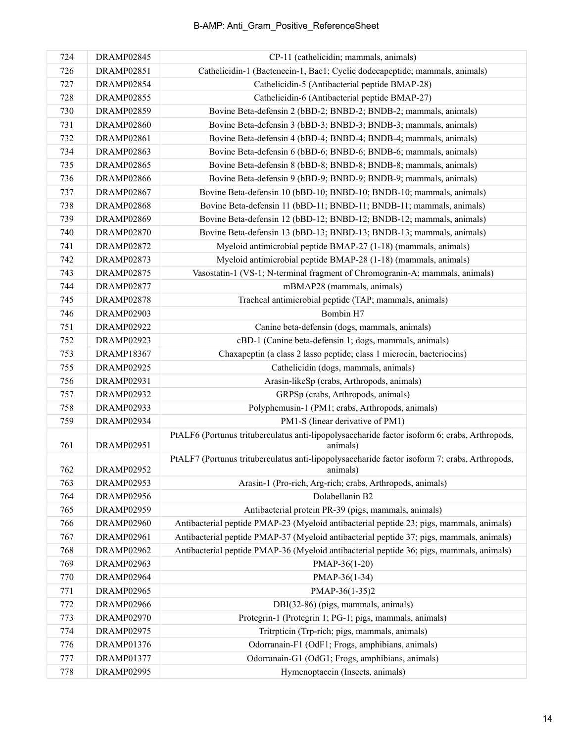| 724 | DRAMP02845 | CP-11 (cathelicidin; mammals, animals) |
|---|---|---|
| 726 | DRAMP02851 | Cathelicidin-1 (Bactenecin-1, Bac1; Cyclic dodecapeptide; mammals, animals) |
| 727 | DRAMP02854 | Cathelicidin-5 (Antibacterial peptide BMAP-28) |
| 728 | DRAMP02855 | Cathelicidin-6 (Antibacterial peptide BMAP-27) |
| 730 | DRAMP02859 | Bovine Beta-defensin 2 (bBD-2; BNBD-2; BNDB-2; mammals, animals) |
| 731 | DRAMP02860 | Bovine Beta-defensin 3 (bBD-3; BNBD-3; BNDB-3; mammals, animals) |
| 732 | DRAMP02861 | Bovine Beta-defensin 4 (bBD-4; BNBD-4; BNDB-4; mammals, animals) |
| 734 | DRAMP02863 | Bovine Beta-defensin 6 (bBD-6; BNBD-6; BNDB-6; mammals, animals) |
| 735 | DRAMP02865 | Bovine Beta-defensin 8 (bBD-8; BNBD-8; BNDB-8; mammals, animals) |
| 736 | DRAMP02866 | Bovine Beta-defensin 9 (bBD-9; BNBD-9; BNDB-9; mammals, animals) |
| 737 | DRAMP02867 | Bovine Beta-defensin 10 (bBD-10; BNBD-10; BNDB-10; mammals, animals) |
| 738 | DRAMP02868 | Bovine Beta-defensin 11 (bBD-11; BNBD-11; BNDB-11; mammals, animals) |
| 739 | DRAMP02869 | Bovine Beta-defensin 12 (bBD-12; BNBD-12; BNDB-12; mammals, animals) |
| 740 | DRAMP02870 | Bovine Beta-defensin 13 (bBD-13; BNBD-13; BNDB-13; mammals, animals) |
| 741 | DRAMP02872 | Myeloid antimicrobial peptide BMAP-27 (1-18) (mammals, animals) |
| 742 | DRAMP02873 | Myeloid antimicrobial peptide BMAP-28 (1-18) (mammals, animals) |
| 743 | DRAMP02875 | Vasostatin-1 (VS-1; N-terminal fragment of Chromogranin-A; mammals, animals) |
| 744 | DRAMP02877 | mBMAP28 (mammals, animals) |
| 745 | DRAMP02878 | Tracheal antimicrobial peptide (TAP; mammals, animals) |
| 746 | DRAMP02903 | Bombin H7 |
| 751 | DRAMP02922 | Canine beta-defensin (dogs, mammals, animals) |
| 752 | DRAMP02923 | cBD-1 (Canine beta-defensin 1; dogs, mammals, animals) |
| 753 | DRAMP18367 | Chaxapeptin (a class 2 lasso peptide; class 1 microcin, bacteriocins) |
| 755 | DRAMP02925 | Cathelicidin (dogs, mammals, animals) |
| 756 | DRAMP02931 | Arasin-likeSp (crabs, Arthropods, animals) |
| 757 | DRAMP02932 | GRPSp (crabs, Arthropods, animals) |
| 758 | DRAMP02933 | Polyphemusin-1 (PM1; crabs, Arthropods, animals) |
| 759 | DRAMP02934 | PM1-S (linear derivative of PM1) |
| 761 | DRAMP02951 | PtALF6 (Portunus trituberculatus anti-lipopolysaccharide factor isoform 6; crabs, Arthropods, animals) |
| 762 | DRAMP02952 | PtALF7 (Portunus trituberculatus anti-lipopolysaccharide factor isoform 7; crabs, Arthropods, animals) |
| 763 | DRAMP02953 | Arasin-1 (Pro-rich, Arg-rich; crabs, Arthropods, animals) |
| 764 | DRAMP02956 | Dolabellanin B2 |
| 765 | DRAMP02959 | Antibacterial protein PR-39 (pigs, mammals, animals) |
| 766 | DRAMP02960 | Antibacterial peptide PMAP-23 (Myeloid antibacterial peptide 23; pigs, mammals, animals) |
| 767 | DRAMP02961 | Antibacterial peptide PMAP-37 (Myeloid antibacterial peptide 37; pigs, mammals, animals) |
| 768 | DRAMP02962 | Antibacterial peptide PMAP-36 (Myeloid antibacterial peptide 36; pigs, mammals, animals) |
| 769 | DRAMP02963 | PMAP-36(1-20) |
| 770 | DRAMP02964 | PMAP-36(1-34) |
| 771 | DRAMP02965 | PMAP-36(1-35)2 |
| 772 | DRAMP02966 | DBI(32-86) (pigs, mammals, animals) |
| 773 | DRAMP02970 | Protegrin-1 (Protegrin 1; PG-1; pigs, mammals, animals) |
| 774 | DRAMP02975 | Tritrpticin (Trp-rich; pigs, mammals, animals) |
| 776 | DRAMP01376 | Odorranain-F1 (OdF1; Frogs, amphibians, animals) |
| 777 | DRAMP01377 | Odorranain-G1 (OdG1; Frogs, amphibians, animals) |
| 778 | DRAMP02995 | Hymenoptaecin (Insects, animals) |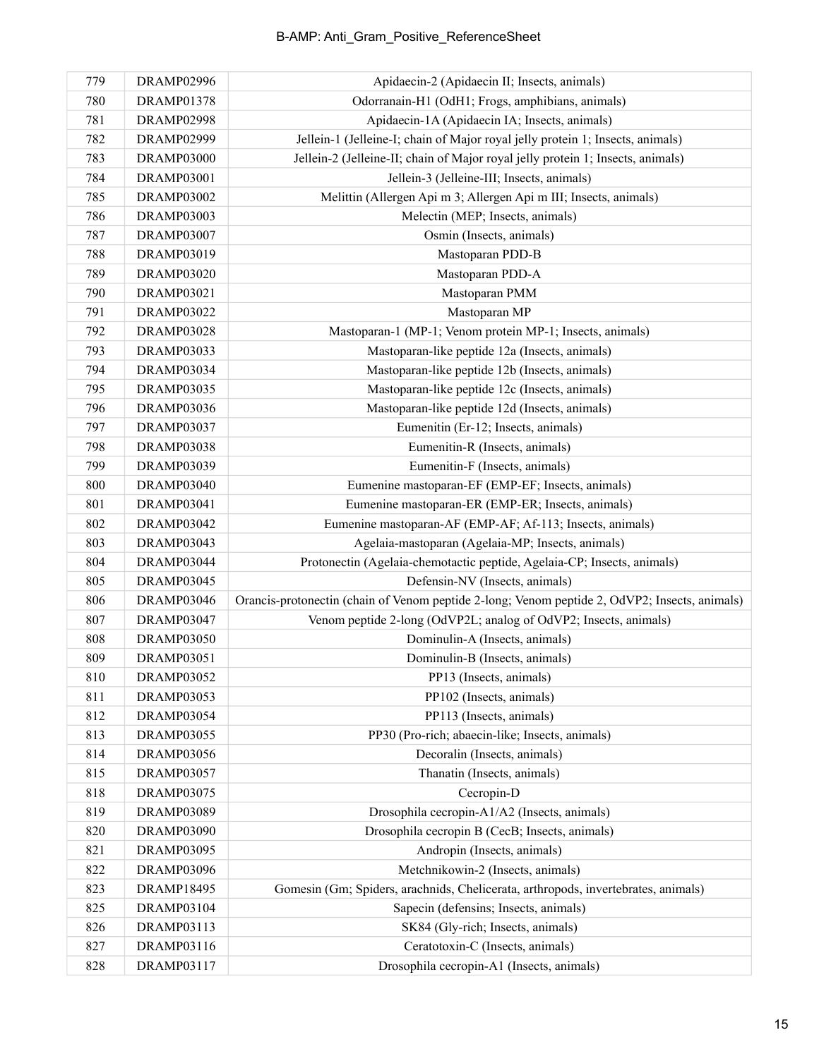| 779 | DRAMP02996 | Apidaecin-2 (Apidaecin II; Insects, animals) |
|---|---|---|
| 780 | DRAMP01378 | Odorranain-H1 (OdH1; Frogs, amphibians, animals) |
| 781 | DRAMP02998 | Apidaecin-1A (Apidaecin IA; Insects, animals) |
| 782 | DRAMP02999 | Jellein-1 (Jelleine-I; chain of Major royal jelly protein 1; Insects, animals) |
| 783 | DRAMP03000 | Jellein-2 (Jelleine-II; chain of Major royal jelly protein 1; Insects, animals) |
| 784 | DRAMP03001 | Jellein-3 (Jelleine-III; Insects, animals) |
| 785 | DRAMP03002 | Melittin (Allergen Api m 3; Allergen Api m III; Insects, animals) |
| 786 | DRAMP03003 | Melectin (MEP; Insects, animals) |
| 787 | DRAMP03007 | Osmin (Insects, animals) |
| 788 | DRAMP03019 | Mastoparan PDD-B |
| 789 | DRAMP03020 | Mastoparan PDD-A |
| 790 | DRAMP03021 | Mastoparan PMM |
| 791 | DRAMP03022 | Mastoparan MP |
| 792 | DRAMP03028 | Mastoparan-1 (MP-1; Venom protein MP-1; Insects, animals) |
| 793 | DRAMP03033 | Mastoparan-like peptide 12a (Insects, animals) |
| 794 | DRAMP03034 | Mastoparan-like peptide 12b (Insects, animals) |
| 795 | DRAMP03035 | Mastoparan-like peptide 12c (Insects, animals) |
| 796 | DRAMP03036 | Mastoparan-like peptide 12d (Insects, animals) |
| 797 | DRAMP03037 | Eumenitin (Er-12; Insects, animals) |
| 798 | DRAMP03038 | Eumenitin-R (Insects, animals) |
| 799 | DRAMP03039 | Eumenitin-F (Insects, animals) |
| 800 | DRAMP03040 | Eumenine mastoparan-EF (EMP-EF; Insects, animals) |
| 801 | DRAMP03041 | Eumenine mastoparan-ER (EMP-ER; Insects, animals) |
| 802 | DRAMP03042 | Eumenine mastoparan-AF (EMP-AF; Af-113; Insects, animals) |
| 803 | DRAMP03043 | Agelaia-mastoparan (Agelaia-MP; Insects, animals) |
| 804 | DRAMP03044 | Protonectin (Agelaia-chemotactic peptide, Agelaia-CP; Insects, animals) |
| 805 | DRAMP03045 | Defensin-NV (Insects, animals) |
| 806 | DRAMP03046 | Orancis-protonectin (chain of Venom peptide 2-long; Venom peptide 2, OdVP2; Insects, animals) |
| 807 | DRAMP03047 | Venom peptide 2-long (OdVP2L; analog of OdVP2; Insects, animals) |
| 808 | DRAMP03050 | Dominulin-A (Insects, animals) |
| 809 | DRAMP03051 | Dominulin-B (Insects, animals) |
| 810 | DRAMP03052 | PP13 (Insects, animals) |
| 811 | DRAMP03053 | PP102 (Insects, animals) |
| 812 | DRAMP03054 | PP113 (Insects, animals) |
| 813 | DRAMP03055 | PP30 (Pro-rich; abaecin-like; Insects, animals) |
| 814 | DRAMP03056 | Decoralin (Insects, animals) |
| 815 | DRAMP03057 | Thanatin (Insects, animals) |
| 818 | DRAMP03075 | Cecropin-D |
| 819 | DRAMP03089 | Drosophila cecropin-A1/A2 (Insects, animals) |
| 820 | DRAMP03090 | Drosophila cecropin B (CecB; Insects, animals) |
| 821 | DRAMP03095 | Andropin (Insects, animals) |
| 822 | DRAMP03096 | Metchnikowin-2 (Insects, animals) |
| 823 | DRAMP18495 | Gomesin (Gm; Spiders, arachnids, Chelicerata, arthropods, invertebrates, animals) |
| 825 | DRAMP03104 | Sapecin (defensins; Insects, animals) |
| 826 | DRAMP03113 | SK84 (Gly-rich; Insects, animals) |
| 827 | DRAMP03116 | Ceratotoxin-C (Insects, animals) |
| 828 | DRAMP03117 | Drosophila cecropin-A1 (Insects, animals) |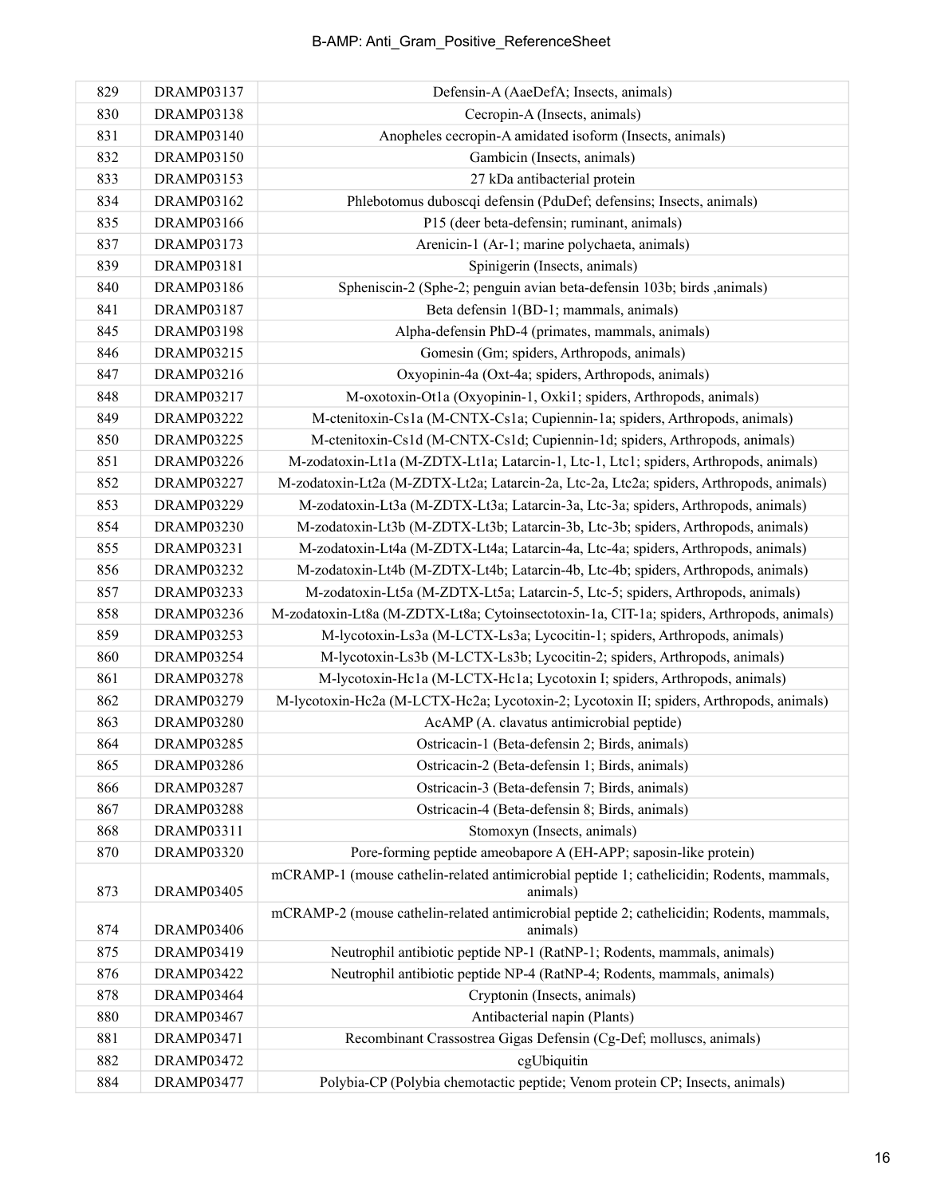| | | |
|---|---|---|
| 829 | DRAMP03137 | Defensin-A (AaeDefA; Insects, animals) |
| 830 | DRAMP03138 | Cecropin-A (Insects, animals) |
| 831 | DRAMP03140 | Anopheles cecropin-A amidated isoform (Insects, animals) |
| 832 | DRAMP03150 | Gambicin (Insects, animals) |
| 833 | DRAMP03153 | 27 kDa antibacterial protein |
| 834 | DRAMP03162 | Phlebotomus duboscqi defensin (PduDef; defensins; Insects, animals) |
| 835 | DRAMP03166 | P15 (deer beta-defensin; ruminant, animals) |
| 837 | DRAMP03173 | Arenicin-1 (Ar-1; marine polychaeta, animals) |
| 839 | DRAMP03181 | Spinigerin (Insects, animals) |
| 840 | DRAMP03186 | Spheniscin-2 (Sphe-2; penguin avian beta-defensin 103b; birds ,animals) |
| 841 | DRAMP03187 | Beta defensin 1(BD-1; mammals, animals) |
| 845 | DRAMP03198 | Alpha-defensin PhD-4 (primates, mammals, animals) |
| 846 | DRAMP03215 | Gomesin (Gm; spiders, Arthropods, animals) |
| 847 | DRAMP03216 | Oxyopinin-4a (Oxt-4a; spiders, Arthropods, animals) |
| 848 | DRAMP03217 | M-oxotoxin-Ot1a (Oxyopinin-1, Oxki1; spiders, Arthropods, animals) |
| 849 | DRAMP03222 | M-ctenitoxin-Cs1a (M-CNTX-Cs1a; Cupiennin-1a; spiders, Arthropods, animals) |
| 850 | DRAMP03225 | M-ctenitoxin-Cs1d (M-CNTX-Cs1d; Cupiennin-1d; spiders, Arthropods, animals) |
| 851 | DRAMP03226 | M-zodatoxin-Lt1a (M-ZDTX-Lt1a; Latarcin-1, Ltc-1, Ltc1; spiders, Arthropods, animals) |
| 852 | DRAMP03227 | M-zodatoxin-Lt2a (M-ZDTX-Lt2a; Latarcin-2a, Ltc-2a, Ltc2a; spiders, Arthropods, animals) |
| 853 | DRAMP03229 | M-zodatoxin-Lt3a (M-ZDTX-Lt3a; Latarcin-3a, Ltc-3a; spiders, Arthropods, animals) |
| 854 | DRAMP03230 | M-zodatoxin-Lt3b (M-ZDTX-Lt3b; Latarcin-3b, Ltc-3b; spiders, Arthropods, animals) |
| 855 | DRAMP03231 | M-zodatoxin-Lt4a (M-ZDTX-Lt4a; Latarcin-4a, Ltc-4a; spiders, Arthropods, animals) |
| 856 | DRAMP03232 | M-zodatoxin-Lt4b (M-ZDTX-Lt4b; Latarcin-4b, Ltc-4b; spiders, Arthropods, animals) |
| 857 | DRAMP03233 | M-zodatoxin-Lt5a (M-ZDTX-Lt5a; Latarcin-5, Ltc-5; spiders, Arthropods, animals) |
| 858 | DRAMP03236 | M-zodatoxin-Lt8a (M-ZDTX-Lt8a; Cytoinsectotoxin-1a, CIT-1a; spiders, Arthropods, animals) |
| 859 | DRAMP03253 | M-lycotoxin-Ls3a (M-LCTX-Ls3a; Lycocitin-1; spiders, Arthropods, animals) |
| 860 | DRAMP03254 | M-lycotoxin-Ls3b (M-LCTX-Ls3b; Lycocitin-2; spiders, Arthropods, animals) |
| 861 | DRAMP03278 | M-lycotoxin-Hc1a (M-LCTX-Hc1a; Lycotoxin I; spiders, Arthropods, animals) |
| 862 | DRAMP03279 | M-lycotoxin-Hc2a (M-LCTX-Hc2a; Lycotoxin-2; Lycotoxin II; spiders, Arthropods, animals) |
| 863 | DRAMP03280 | AcAMP (A. clavatus antimicrobial peptide) |
| 864 | DRAMP03285 | Ostricacin-1 (Beta-defensin 2; Birds, animals) |
| 865 | DRAMP03286 | Ostricacin-2 (Beta-defensin 1; Birds, animals) |
| 866 | DRAMP03287 | Ostricacin-3 (Beta-defensin 7; Birds, animals) |
| 867 | DRAMP03288 | Ostricacin-4 (Beta-defensin 8; Birds, animals) |
| 868 | DRAMP03311 | Stomoxyn (Insects, animals) |
| 870 | DRAMP03320 | Pore-forming peptide ameobapore A (EH-APP; saposin-like protein) |
| 873 | DRAMP03405 | mCRAMP-1 (mouse cathelin-related antimicrobial peptide 1; cathelicidin; Rodents, mammals, animals) |
| 874 | DRAMP03406 | mCRAMP-2 (mouse cathelin-related antimicrobial peptide 2; cathelicidin; Rodents, mammals, animals) |
| 875 | DRAMP03419 | Neutrophil antibiotic peptide NP-1 (RatNP-1; Rodents, mammals, animals) |
| 876 | DRAMP03422 | Neutrophil antibiotic peptide NP-4 (RatNP-4; Rodents, mammals, animals) |
| 878 | DRAMP03464 | Cryptonin (Insects, animals) |
| 880 | DRAMP03467 | Antibacterial napin (Plants) |
| 881 | DRAMP03471 | Recombinant Crassostrea Gigas Defensin (Cg-Def; molluscs, animals) |
| 882 | DRAMP03472 | cgUbiquitin |
| 884 | DRAMP03477 | Polybia-CP (Polybia chemotactic peptide; Venom protein CP; Insects, animals) |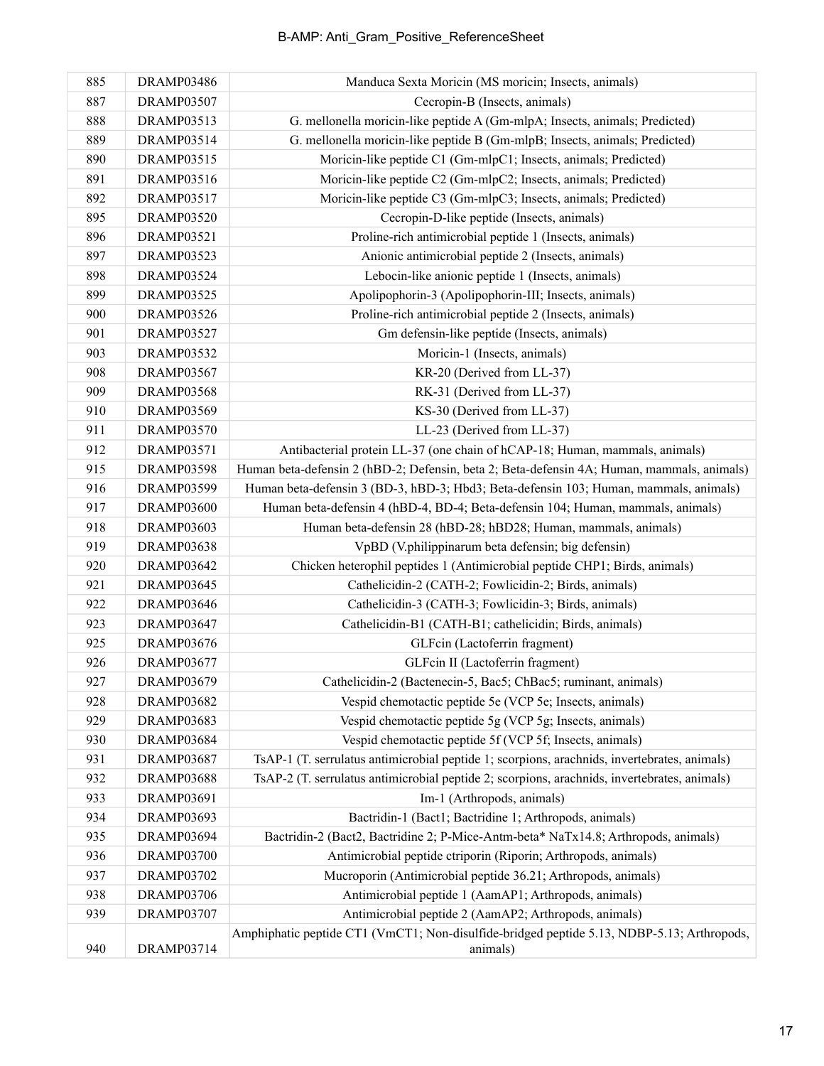| 885 | DRAMP03486 | Manduca Sexta Moricin (MS moricin; Insects, animals) |
|---|---|---|
| 887 | DRAMP03507 | Cecropin-B (Insects, animals) |
| 888 | DRAMP03513 | G. mellonella moricin-like peptide A (Gm-mlpA; Insects, animals; Predicted) |
| 889 | DRAMP03514 | G. mellonella moricin-like peptide B (Gm-mlpB; Insects, animals; Predicted) |
| 890 | DRAMP03515 | Moricin-like peptide C1 (Gm-mlpC1; Insects, animals; Predicted) |
| 891 | DRAMP03516 | Moricin-like peptide C2 (Gm-mlpC2; Insects, animals; Predicted) |
| 892 | DRAMP03517 | Moricin-like peptide C3 (Gm-mlpC3; Insects, animals; Predicted) |
| 895 | DRAMP03520 | Cecropin-D-like peptide (Insects, animals) |
| 896 | DRAMP03521 | Proline-rich antimicrobial peptide 1 (Insects, animals) |
| 897 | DRAMP03523 | Anionic antimicrobial peptide 2 (Insects, animals) |
| 898 | DRAMP03524 | Lebocin-like anionic peptide 1 (Insects, animals) |
| 899 | DRAMP03525 | Apolipophorin-3 (Apolipophorin-III; Insects, animals) |
| 900 | DRAMP03526 | Proline-rich antimicrobial peptide 2 (Insects, animals) |
| 901 | DRAMP03527 | Gm defensin-like peptide (Insects, animals) |
| 903 | DRAMP03532 | Moricin-1 (Insects, animals) |
| 908 | DRAMP03567 | KR-20 (Derived from LL-37) |
| 909 | DRAMP03568 | RK-31 (Derived from LL-37) |
| 910 | DRAMP03569 | KS-30 (Derived from LL-37) |
| 911 | DRAMP03570 | LL-23 (Derived from LL-37) |
| 912 | DRAMP03571 | Antibacterial protein LL-37 (one chain of hCAP-18; Human, mammals, animals) |
| 915 | DRAMP03598 | Human beta-defensin 2 (hBD-2; Defensin, beta 2; Beta-defensin 4A; Human, mammals, animals) |
| 916 | DRAMP03599 | Human beta-defensin 3 (BD-3, hBD-3; Hbd3; Beta-defensin 103; Human, mammals, animals) |
| 917 | DRAMP03600 | Human beta-defensin 4 (hBD-4, BD-4; Beta-defensin 104; Human, mammals, animals) |
| 918 | DRAMP03603 | Human beta-defensin 28 (hBD-28; hBD28; Human, mammals, animals) |
| 919 | DRAMP03638 | VpBD (V.philippinarum beta defensin; big defensin) |
| 920 | DRAMP03642 | Chicken heterophil peptides 1 (Antimicrobial peptide CHP1; Birds, animals) |
| 921 | DRAMP03645 | Cathelicidin-2 (CATH-2; Fowlicidin-2; Birds, animals) |
| 922 | DRAMP03646 | Cathelicidin-3 (CATH-3; Fowlicidin-3; Birds, animals) |
| 923 | DRAMP03647 | Cathelicidin-B1 (CATH-B1; cathelicidin; Birds, animals) |
| 925 | DRAMP03676 | GLFcin (Lactoferrin fragment) |
| 926 | DRAMP03677 | GLFcin II (Lactoferrin fragment) |
| 927 | DRAMP03679 | Cathelicidin-2 (Bactenecin-5, Bac5; ChBac5; ruminant, animals) |
| 928 | DRAMP03682 | Vespid chemotactic peptide 5e (VCP 5e; Insects, animals) |
| 929 | DRAMP03683 | Vespid chemotactic peptide 5g (VCP 5g; Insects, animals) |
| 930 | DRAMP03684 | Vespid chemotactic peptide 5f (VCP 5f; Insects, animals) |
| 931 | DRAMP03687 | TsAP-1 (T. serrulatus antimicrobial peptide 1; scorpions, arachnids, invertebrates, animals) |
| 932 | DRAMP03688 | TsAP-2 (T. serrulatus antimicrobial peptide 2; scorpions, arachnids, invertebrates, animals) |
| 933 | DRAMP03691 | Im-1 (Arthropods, animals) |
| 934 | DRAMP03693 | Bactridin-1 (Bact1; Bactridine 1; Arthropods, animals) |
| 935 | DRAMP03694 | Bactridin-2 (Bact2, Bactridine 2; P-Mice-Antm-beta* NaTx14.8; Arthropods, animals) |
| 936 | DRAMP03700 | Antimicrobial peptide ctriporin (Riporin; Arthropods, animals) |
| 937 | DRAMP03702 | Mucroporin (Antimicrobial peptide 36.21; Arthropods, animals) |
| 938 | DRAMP03706 | Antimicrobial peptide 1 (AamAP1; Arthropods, animals) |
| 939 | DRAMP03707 | Antimicrobial peptide 2 (AamAP2; Arthropods, animals) |
| 940 | DRAMP03714 | Amphiphatic peptide CT1 (VmCT1; Non-disulfide-bridged peptide 5.13, NDBP-5.13; Arthropods, animals) |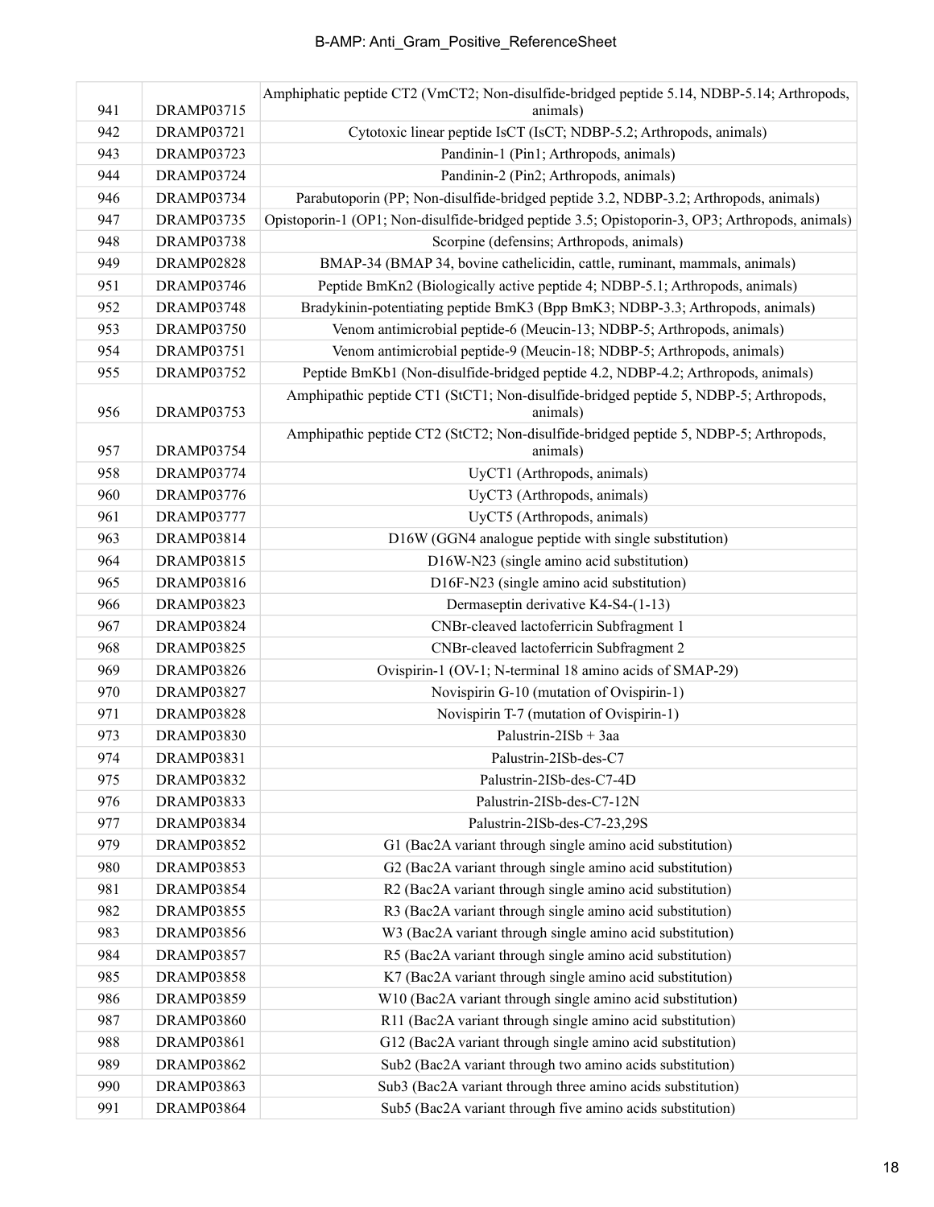| 941 | DRAMP03715 | Amphiphatic peptide CT2 (VmCT2; Non-disulfide-bridged peptide 5.14, NDBP-5.14; Arthropods, animals) |
|---|---|---|
| 942 | DRAMP03721 | Cytotoxic linear peptide IsCT (IsCT; NDBP-5.2; Arthropods, animals) |
| 943 | DRAMP03723 | Pandinin-1 (Pin1; Arthropods, animals) |
| 944 | DRAMP03724 | Pandinin-2 (Pin2; Arthropods, animals) |
| 946 | DRAMP03734 | Parabutoporin (PP; Non-disulfide-bridged peptide 3.2, NDBP-3.2; Arthropods, animals) |
| 947 | DRAMP03735 | Opistoporin-1 (OP1; Non-disulfide-bridged peptide 3.5; Opistoporin-3, OP3; Arthropods, animals) |
| 948 | DRAMP03738 | Scorpine (defensins; Arthropods, animals) |
| 949 | DRAMP02828 | BMAP-34 (BMAP 34, bovine cathelicidin, cattle, ruminant, mammals, animals) |
| 951 | DRAMP03746 | Peptide BmKn2 (Biologically active peptide 4; NDBP-5.1; Arthropods, animals) |
| 952 | DRAMP03748 | Bradykinin-potentiating peptide BmK3 (Bpp BmK3; NDBP-3.3; Arthropods, animals) |
| 953 | DRAMP03750 | Venom antimicrobial peptide-6 (Meucin-13; NDBP-5; Arthropods, animals) |
| 954 | DRAMP03751 | Venom antimicrobial peptide-9 (Meucin-18; NDBP-5; Arthropods, animals) |
| 955 | DRAMP03752 | Peptide BmKb1 (Non-disulfide-bridged peptide 4.2, NDBP-4.2; Arthropods, animals) |
| 956 | DRAMP03753 | Amphipathic peptide CT1 (StCT1; Non-disulfide-bridged peptide 5, NDBP-5; Arthropods, animals) |
| 957 | DRAMP03754 | Amphipathic peptide CT2 (StCT2; Non-disulfide-bridged peptide 5, NDBP-5; Arthropods, animals) |
| 958 | DRAMP03774 | UyCT1 (Arthropods, animals) |
| 960 | DRAMP03776 | UyCT3 (Arthropods, animals) |
| 961 | DRAMP03777 | UyCT5 (Arthropods, animals) |
| 963 | DRAMP03814 | D16W (GGN4 analogue peptide with single substitution) |
| 964 | DRAMP03815 | D16W-N23 (single amino acid substitution) |
| 965 | DRAMP03816 | D16F-N23 (single amino acid substitution) |
| 966 | DRAMP03823 | Dermaseptin derivative K4-S4-(1-13) |
| 967 | DRAMP03824 | CNBr-cleaved lactoferricin Subfragment 1 |
| 968 | DRAMP03825 | CNBr-cleaved lactoferricin Subfragment 2 |
| 969 | DRAMP03826 | Ovispirin-1 (OV-1; N-terminal 18 amino acids of SMAP-29) |
| 970 | DRAMP03827 | Novispirin G-10 (mutation of Ovispirin-1) |
| 971 | DRAMP03828 | Novispirin T-7 (mutation of Ovispirin-1) |
| 973 | DRAMP03830 | Palustrin-2ISb + 3aa |
| 974 | DRAMP03831 | Palustrin-2ISb-des-C7 |
| 975 | DRAMP03832 | Palustrin-2ISb-des-C7-4D |
| 976 | DRAMP03833 | Palustrin-2ISb-des-C7-12N |
| 977 | DRAMP03834 | Palustrin-2ISb-des-C7-23,29S |
| 979 | DRAMP03852 | G1 (Bac2A variant through single amino acid substitution) |
| 980 | DRAMP03853 | G2 (Bac2A variant through single amino acid substitution) |
| 981 | DRAMP03854 | R2 (Bac2A variant through single amino acid substitution) |
| 982 | DRAMP03855 | R3 (Bac2A variant through single amino acid substitution) |
| 983 | DRAMP03856 | W3 (Bac2A variant through single amino acid substitution) |
| 984 | DRAMP03857 | R5 (Bac2A variant through single amino acid substitution) |
| 985 | DRAMP03858 | K7 (Bac2A variant through single amino acid substitution) |
| 986 | DRAMP03859 | W10 (Bac2A variant through single amino acid substitution) |
| 987 | DRAMP03860 | R11 (Bac2A variant through single amino acid substitution) |
| 988 | DRAMP03861 | G12 (Bac2A variant through single amino acid substitution) |
| 989 | DRAMP03862 | Sub2 (Bac2A variant through two amino acids substitution) |
| 990 | DRAMP03863 | Sub3 (Bac2A variant through three amino acids substitution) |
| 991 | DRAMP03864 | Sub5 (Bac2A variant through five amino acids substitution) |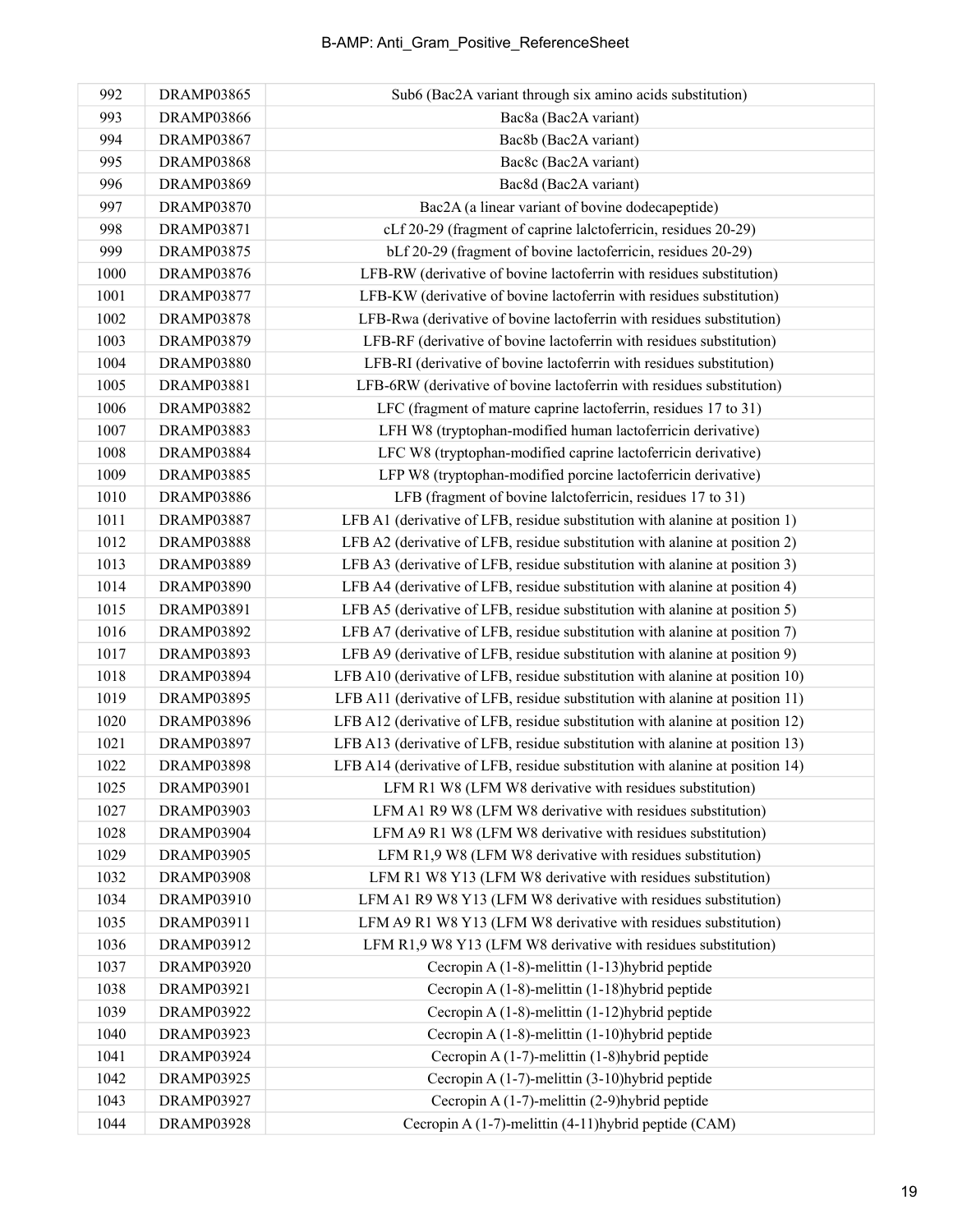| | | |
|---|---|---|
| 992 | DRAMP03865 | Sub6 (Bac2A variant through six amino acids substitution) |
| 993 | DRAMP03866 | Bac8a (Bac2A variant) |
| 994 | DRAMP03867 | Bac8b (Bac2A variant) |
| 995 | DRAMP03868 | Bac8c (Bac2A variant) |
| 996 | DRAMP03869 | Bac8d (Bac2A variant) |
| 997 | DRAMP03870 | Bac2A (a linear variant of bovine dodecapeptide) |
| 998 | DRAMP03871 | cLf 20-29 (fragment of caprine lalctoferricin, residues 20-29) |
| 999 | DRAMP03875 | bLf 20-29 (fragment of bovine lactoferricin, residues 20-29) |
| 1000 | DRAMP03876 | LFB-RW (derivative of bovine lactoferrin with residues substitution) |
| 1001 | DRAMP03877 | LFB-KW (derivative of bovine lactoferrin with residues substitution) |
| 1002 | DRAMP03878 | LFB-Rwa (derivative of bovine lactoferrin with residues substitution) |
| 1003 | DRAMP03879 | LFB-RF (derivative of bovine lactoferrin with residues substitution) |
| 1004 | DRAMP03880 | LFB-RI (derivative of bovine lactoferrin with residues substitution) |
| 1005 | DRAMP03881 | LFB-6RW (derivative of bovine lactoferrin with residues substitution) |
| 1006 | DRAMP03882 | LFC (fragment of mature caprine lactoferrin, residues 17 to 31) |
| 1007 | DRAMP03883 | LFH W8 (tryptophan-modified human lactoferricin derivative) |
| 1008 | DRAMP03884 | LFC W8 (tryptophan-modified caprine lactoferricin derivative) |
| 1009 | DRAMP03885 | LFP W8 (tryptophan-modified porcine lactoferricin derivative) |
| 1010 | DRAMP03886 | LFB (fragment of bovine lalctoferricin, residues 17 to 31) |
| 1011 | DRAMP03887 | LFB A1 (derivative of LFB, residue substitution with alanine at position 1) |
| 1012 | DRAMP03888 | LFB A2 (derivative of LFB, residue substitution with alanine at position 2) |
| 1013 | DRAMP03889 | LFB A3 (derivative of LFB, residue substitution with alanine at position 3) |
| 1014 | DRAMP03890 | LFB A4 (derivative of LFB, residue substitution with alanine at position 4) |
| 1015 | DRAMP03891 | LFB A5 (derivative of LFB, residue substitution with alanine at position 5) |
| 1016 | DRAMP03892 | LFB A7 (derivative of LFB, residue substitution with alanine at position 7) |
| 1017 | DRAMP03893 | LFB A9 (derivative of LFB, residue substitution with alanine at position 9) |
| 1018 | DRAMP03894 | LFB A10 (derivative of LFB, residue substitution with alanine at position 10) |
| 1019 | DRAMP03895 | LFB A11 (derivative of LFB, residue substitution with alanine at position 11) |
| 1020 | DRAMP03896 | LFB A12 (derivative of LFB, residue substitution with alanine at position 12) |
| 1021 | DRAMP03897 | LFB A13 (derivative of LFB, residue substitution with alanine at position 13) |
| 1022 | DRAMP03898 | LFB A14 (derivative of LFB, residue substitution with alanine at position 14) |
| 1025 | DRAMP03901 | LFM R1 W8 (LFM W8 derivative with residues substitution) |
| 1027 | DRAMP03903 | LFM A1 R9 W8 (LFM W8 derivative with residues substitution) |
| 1028 | DRAMP03904 | LFM A9 R1 W8 (LFM W8 derivative with residues substitution) |
| 1029 | DRAMP03905 | LFM R1,9 W8 (LFM W8 derivative with residues substitution) |
| 1032 | DRAMP03908 | LFM R1 W8 Y13 (LFM W8 derivative with residues substitution) |
| 1034 | DRAMP03910 | LFM A1 R9 W8 Y13 (LFM W8 derivative with residues substitution) |
| 1035 | DRAMP03911 | LFM A9 R1 W8 Y13 (LFM W8 derivative with residues substitution) |
| 1036 | DRAMP03912 | LFM R1,9 W8 Y13 (LFM W8 derivative with residues substitution) |
| 1037 | DRAMP03920 | Cecropin A (1-8)-melittin (1-13)hybrid peptide |
| 1038 | DRAMP03921 | Cecropin A (1-8)-melittin (1-18)hybrid peptide |
| 1039 | DRAMP03922 | Cecropin A (1-8)-melittin (1-12)hybrid peptide |
| 1040 | DRAMP03923 | Cecropin A (1-8)-melittin (1-10)hybrid peptide |
| 1041 | DRAMP03924 | Cecropin A (1-7)-melittin (1-8)hybrid peptide |
| 1042 | DRAMP03925 | Cecropin A (1-7)-melittin (3-10)hybrid peptide |
| 1043 | DRAMP03927 | Cecropin A (1-7)-melittin (2-9)hybrid peptide |
| 1044 | DRAMP03928 | Cecropin A (1-7)-melittin (4-11)hybrid peptide (CAM) |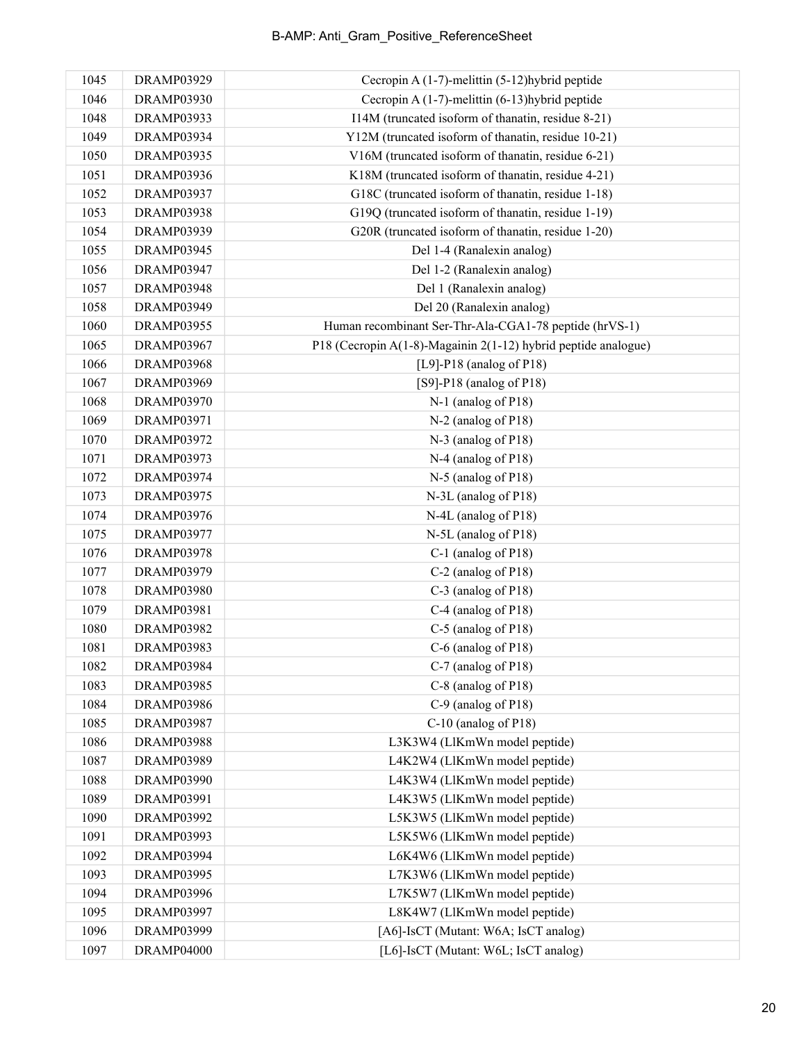| 1045 | DRAMP03929 | Cecropin A (1-7)-melittin (5-12)hybrid peptide |
|---|---|---|
| 1046 | DRAMP03930 | Cecropin A (1-7)-melittin (6-13)hybrid peptide |
| 1048 | DRAMP03933 | I14M (truncated isoform of thanatin, residue 8-21) |
| 1049 | DRAMP03934 | Y12M (truncated isoform of thanatin, residue 10-21) |
| 1050 | DRAMP03935 | V16M (truncated isoform of thanatin, residue 6-21) |
| 1051 | DRAMP03936 | K18M (truncated isoform of thanatin, residue 4-21) |
| 1052 | DRAMP03937 | G18C (truncated isoform of thanatin, residue 1-18) |
| 1053 | DRAMP03938 | G19Q (truncated isoform of thanatin, residue 1-19) |
| 1054 | DRAMP03939 | G20R (truncated isoform of thanatin, residue 1-20) |
| 1055 | DRAMP03945 | Del 1-4 (Ranalexin analog) |
| 1056 | DRAMP03947 | Del 1-2 (Ranalexin analog) |
| 1057 | DRAMP03948 | Del 1 (Ranalexin analog) |
| 1058 | DRAMP03949 | Del 20 (Ranalexin analog) |
| 1060 | DRAMP03955 | Human recombinant Ser-Thr-Ala-CGA1-78 peptide (hrVS-1) |
| 1065 | DRAMP03967 | P18 (Cecropin A(1-8)-Magainin 2(1-12) hybrid peptide analogue) |
| 1066 | DRAMP03968 | [L9]-P18 (analog of P18) |
| 1067 | DRAMP03969 | [S9]-P18 (analog of P18) |
| 1068 | DRAMP03970 | N-1 (analog of P18) |
| 1069 | DRAMP03971 | N-2 (analog of P18) |
| 1070 | DRAMP03972 | N-3 (analog of P18) |
| 1071 | DRAMP03973 | N-4 (analog of P18) |
| 1072 | DRAMP03974 | N-5 (analog of P18) |
| 1073 | DRAMP03975 | N-3L (analog of P18) |
| 1074 | DRAMP03976 | N-4L (analog of P18) |
| 1075 | DRAMP03977 | N-5L (analog of P18) |
| 1076 | DRAMP03978 | C-1 (analog of P18) |
| 1077 | DRAMP03979 | C-2 (analog of P18) |
| 1078 | DRAMP03980 | C-3 (analog of P18) |
| 1079 | DRAMP03981 | C-4 (analog of P18) |
| 1080 | DRAMP03982 | C-5 (analog of P18) |
| 1081 | DRAMP03983 | C-6 (analog of P18) |
| 1082 | DRAMP03984 | C-7 (analog of P18) |
| 1083 | DRAMP03985 | C-8 (analog of P18) |
| 1084 | DRAMP03986 | C-9 (analog of P18) |
| 1085 | DRAMP03987 | C-10 (analog of P18) |
| 1086 | DRAMP03988 | L3K3W4 (LlKmWn model peptide) |
| 1087 | DRAMP03989 | L4K2W4 (LlKmWn model peptide) |
| 1088 | DRAMP03990 | L4K3W4 (LlKmWn model peptide) |
| 1089 | DRAMP03991 | L4K3W5 (LlKmWn model peptide) |
| 1090 | DRAMP03992 | L5K3W5 (LlKmWn model peptide) |
| 1091 | DRAMP03993 | L5K5W6 (LlKmWn model peptide) |
| 1092 | DRAMP03994 | L6K4W6 (LlKmWn model peptide) |
| 1093 | DRAMP03995 | L7K3W6 (LlKmWn model peptide) |
| 1094 | DRAMP03996 | L7K5W7 (LlKmWn model peptide) |
| 1095 | DRAMP03997 | L8K4W7 (LlKmWn model peptide) |
| 1096 | DRAMP03999 | [A6]-IsCT (Mutant: W6A; IsCT analog) |
| 1097 | DRAMP04000 | [L6]-IsCT (Mutant: W6L; IsCT analog) |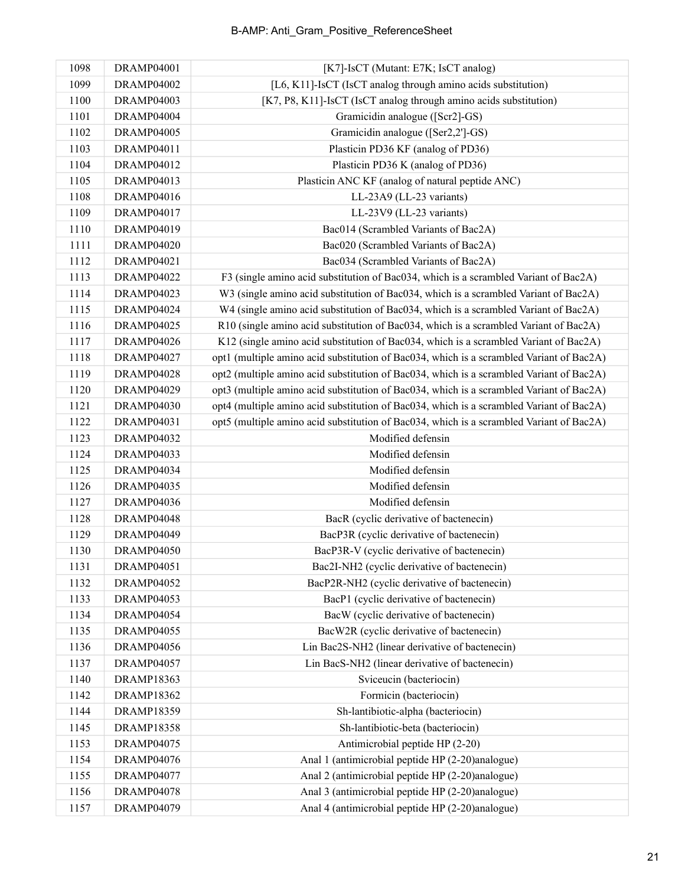| 1098 | DRAMP04001 | [K7]-IsCT (Mutant: E7K; IsCT analog) |
|---|---|---|
| 1099 | DRAMP04002 | [L6, K11]-IsCT (IsCT analog through amino acids substitution) |
| 1100 | DRAMP04003 | [K7, P8, K11]-IsCT (IsCT analog through amino acids substitution) |
| 1101 | DRAMP04004 | Gramicidin analogue ([Scr2]-GS) |
| 1102 | DRAMP04005 | Gramicidin analogue ([Ser2,2']-GS) |
| 1103 | DRAMP04011 | Plasticin PD36 KF (analog of PD36) |
| 1104 | DRAMP04012 | Plasticin PD36 K (analog of PD36) |
| 1105 | DRAMP04013 | Plasticin ANC KF (analog of natural peptide ANC) |
| 1108 | DRAMP04016 | LL-23A9 (LL-23 variants) |
| 1109 | DRAMP04017 | LL-23V9 (LL-23 variants) |
| 1110 | DRAMP04019 | Bac014 (Scrambled Variants of Bac2A) |
| 1111 | DRAMP04020 | Bac020 (Scrambled Variants of Bac2A) |
| 1112 | DRAMP04021 | Bac034 (Scrambled Variants of Bac2A) |
| 1113 | DRAMP04022 | F3 (single amino acid substitution of Bac034, which is a scrambled Variant of Bac2A) |
| 1114 | DRAMP04023 | W3 (single amino acid substitution of Bac034, which is a scrambled Variant of Bac2A) |
| 1115 | DRAMP04024 | W4 (single amino acid substitution of Bac034, which is a scrambled Variant of Bac2A) |
| 1116 | DRAMP04025 | R10 (single amino acid substitution of Bac034, which is a scrambled Variant of Bac2A) |
| 1117 | DRAMP04026 | K12 (single amino acid substitution of Bac034, which is a scrambled Variant of Bac2A) |
| 1118 | DRAMP04027 | opt1 (multiple amino acid substitution of Bac034, which is a scrambled Variant of Bac2A) |
| 1119 | DRAMP04028 | opt2 (multiple amino acid substitution of Bac034, which is a scrambled Variant of Bac2A) |
| 1120 | DRAMP04029 | opt3 (multiple amino acid substitution of Bac034, which is a scrambled Variant of Bac2A) |
| 1121 | DRAMP04030 | opt4 (multiple amino acid substitution of Bac034, which is a scrambled Variant of Bac2A) |
| 1122 | DRAMP04031 | opt5 (multiple amino acid substitution of Bac034, which is a scrambled Variant of Bac2A) |
| 1123 | DRAMP04032 | Modified defensin |
| 1124 | DRAMP04033 | Modified defensin |
| 1125 | DRAMP04034 | Modified defensin |
| 1126 | DRAMP04035 | Modified defensin |
| 1127 | DRAMP04036 | Modified defensin |
| 1128 | DRAMP04048 | BacR (cyclic derivative of bactenecin) |
| 1129 | DRAMP04049 | BacP3R (cyclic derivative of bactenecin) |
| 1130 | DRAMP04050 | BacP3R-V (cyclic derivative of bactenecin) |
| 1131 | DRAMP04051 | Bac2I-NH2 (cyclic derivative of bactenecin) |
| 1132 | DRAMP04052 | BacP2R-NH2 (cyclic derivative of bactenecin) |
| 1133 | DRAMP04053 | BacP1 (cyclic derivative of bactenecin) |
| 1134 | DRAMP04054 | BacW (cyclic derivative of bactenecin) |
| 1135 | DRAMP04055 | BacW2R (cyclic derivative of bactenecin) |
| 1136 | DRAMP04056 | Lin Bac2S-NH2 (linear derivative of bactenecin) |
| 1137 | DRAMP04057 | Lin BacS-NH2 (linear derivative of bactenecin) |
| 1140 | DRAMP18363 | Sviceucin (bacteriocin) |
| 1142 | DRAMP18362 | Formicin (bacteriocin) |
| 1144 | DRAMP18359 | Sh-lantibiotic-alpha (bacteriocin) |
| 1145 | DRAMP18358 | Sh-lantibiotic-beta (bacteriocin) |
| 1153 | DRAMP04075 | Antimicrobial peptide HP (2-20) |
| 1154 | DRAMP04076 | Anal 1 (antimicrobial peptide HP (2-20)analogue) |
| 1155 | DRAMP04077 | Anal 2 (antimicrobial peptide HP (2-20)analogue) |
| 1156 | DRAMP04078 | Anal 3 (antimicrobial peptide HP (2-20)analogue) |
| 1157 | DRAMP04079 | Anal 4 (antimicrobial peptide HP (2-20)analogue) |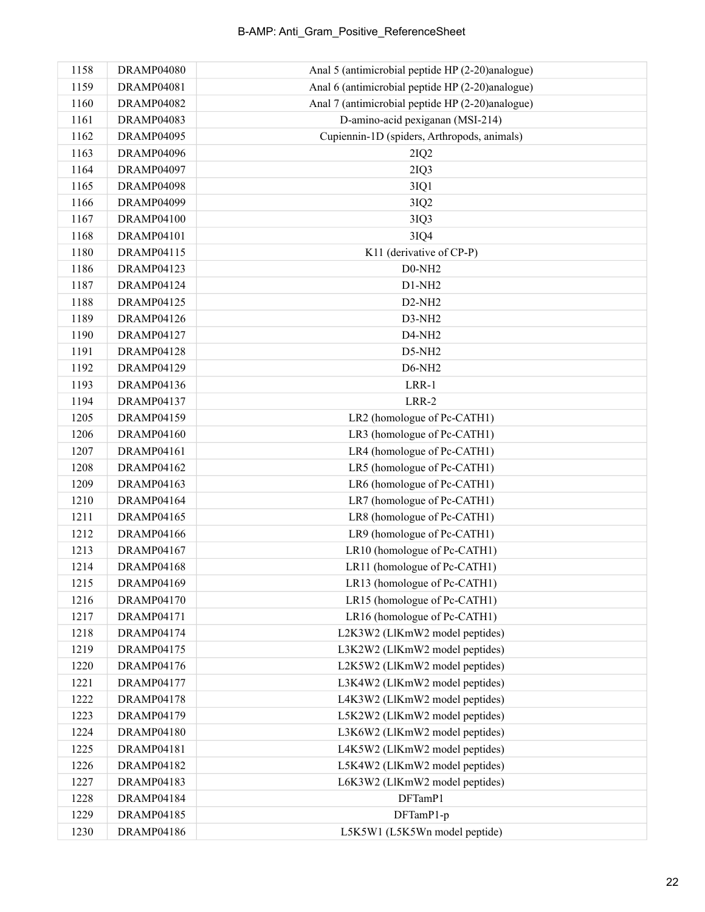| | | |
|---|---|---|
| 1158 | DRAMP04080 | Anal 5 (antimicrobial peptide HP (2-20)analogue) |
| 1159 | DRAMP04081 | Anal 6 (antimicrobial peptide HP (2-20)analogue) |
| 1160 | DRAMP04082 | Anal 7 (antimicrobial peptide HP (2-20)analogue) |
| 1161 | DRAMP04083 | D-amino-acid pexiganan (MSI-214) |
| 1162 | DRAMP04095 | Cupiennin-1D (spiders, Arthropods, animals) |
| 1163 | DRAMP04096 | 2IQ2 |
| 1164 | DRAMP04097 | 2IQ3 |
| 1165 | DRAMP04098 | 3IQ1 |
| 1166 | DRAMP04099 | 3IQ2 |
| 1167 | DRAMP04100 | 3IQ3 |
| 1168 | DRAMP04101 | 3IQ4 |
| 1180 | DRAMP04115 | K11 (derivative of CP-P) |
| 1186 | DRAMP04123 | D0-NH2 |
| 1187 | DRAMP04124 | D1-NH2 |
| 1188 | DRAMP04125 | D2-NH2 |
| 1189 | DRAMP04126 | D3-NH2 |
| 1190 | DRAMP04127 | D4-NH2 |
| 1191 | DRAMP04128 | D5-NH2 |
| 1192 | DRAMP04129 | D6-NH2 |
| 1193 | DRAMP04136 | LRR-1 |
| 1194 | DRAMP04137 | LRR-2 |
| 1205 | DRAMP04159 | LR2 (homologue of Pc-CATH1) |
| 1206 | DRAMP04160 | LR3 (homologue of Pc-CATH1) |
| 1207 | DRAMP04161 | LR4 (homologue of Pc-CATH1) |
| 1208 | DRAMP04162 | LR5 (homologue of Pc-CATH1) |
| 1209 | DRAMP04163 | LR6 (homologue of Pc-CATH1) |
| 1210 | DRAMP04164 | LR7 (homologue of Pc-CATH1) |
| 1211 | DRAMP04165 | LR8 (homologue of Pc-CATH1) |
| 1212 | DRAMP04166 | LR9 (homologue of Pc-CATH1) |
| 1213 | DRAMP04167 | LR10 (homologue of Pc-CATH1) |
| 1214 | DRAMP04168 | LR11 (homologue of Pc-CATH1) |
| 1215 | DRAMP04169 | LR13 (homologue of Pc-CATH1) |
| 1216 | DRAMP04170 | LR15 (homologue of Pc-CATH1) |
| 1217 | DRAMP04171 | LR16 (homologue of Pc-CATH1) |
| 1218 | DRAMP04174 | L2K3W2 (LlKmW2 model peptides) |
| 1219 | DRAMP04175 | L3K2W2 (LlKmW2 model peptides) |
| 1220 | DRAMP04176 | L2K5W2 (LlKmW2 model peptides) |
| 1221 | DRAMP04177 | L3K4W2 (LlKmW2 model peptides) |
| 1222 | DRAMP04178 | L4K3W2 (LlKmW2 model peptides) |
| 1223 | DRAMP04179 | L5K2W2 (LlKmW2 model peptides) |
| 1224 | DRAMP04180 | L3K6W2 (LlKmW2 model peptides) |
| 1225 | DRAMP04181 | L4K5W2 (LlKmW2 model peptides) |
| 1226 | DRAMP04182 | L5K4W2 (LlKmW2 model peptides) |
| 1227 | DRAMP04183 | L6K3W2 (LlKmW2 model peptides) |
| 1228 | DRAMP04184 | DFTamP1 |
| 1229 | DRAMP04185 | DFTamP1-p |
| 1230 | DRAMP04186 | L5K5W1 (L5K5Wn model peptide) |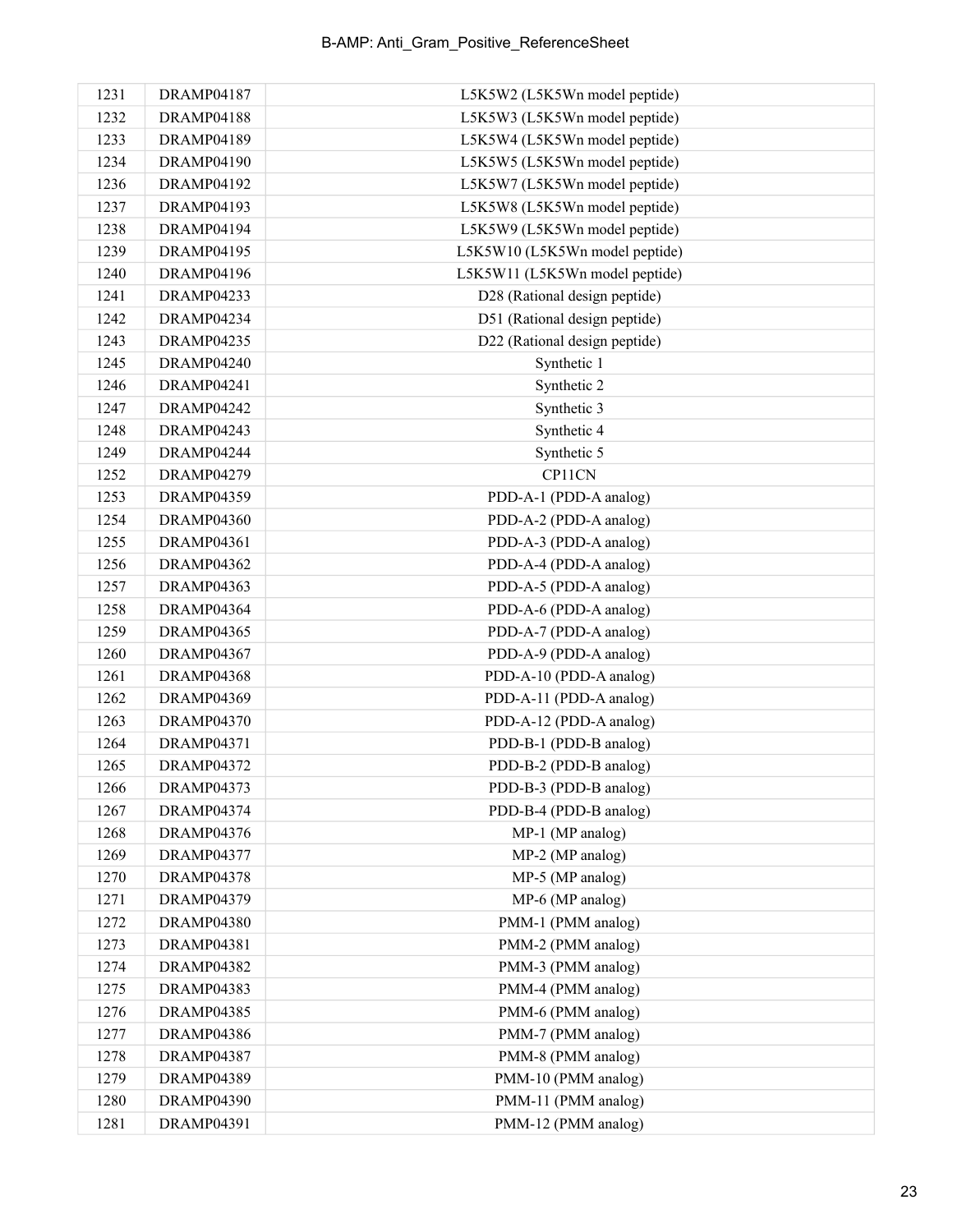| | | |
|---|---|---|
| 1231 | DRAMP04187 | L5K5W2 (L5K5Wn model peptide) |
| 1232 | DRAMP04188 | L5K5W3 (L5K5Wn model peptide) |
| 1233 | DRAMP04189 | L5K5W4 (L5K5Wn model peptide) |
| 1234 | DRAMP04190 | L5K5W5 (L5K5Wn model peptide) |
| 1236 | DRAMP04192 | L5K5W7 (L5K5Wn model peptide) |
| 1237 | DRAMP04193 | L5K5W8 (L5K5Wn model peptide) |
| 1238 | DRAMP04194 | L5K5W9 (L5K5Wn model peptide) |
| 1239 | DRAMP04195 | L5K5W10 (L5K5Wn model peptide) |
| 1240 | DRAMP04196 | L5K5W11 (L5K5Wn model peptide) |
| 1241 | DRAMP04233 | D28 (Rational design peptide) |
| 1242 | DRAMP04234 | D51 (Rational design peptide) |
| 1243 | DRAMP04235 | D22 (Rational design peptide) |
| 1245 | DRAMP04240 | Synthetic 1 |
| 1246 | DRAMP04241 | Synthetic 2 |
| 1247 | DRAMP04242 | Synthetic 3 |
| 1248 | DRAMP04243 | Synthetic 4 |
| 1249 | DRAMP04244 | Synthetic 5 |
| 1252 | DRAMP04279 | CP11CN |
| 1253 | DRAMP04359 | PDD-A-1 (PDD-A analog) |
| 1254 | DRAMP04360 | PDD-A-2 (PDD-A analog) |
| 1255 | DRAMP04361 | PDD-A-3 (PDD-A analog) |
| 1256 | DRAMP04362 | PDD-A-4 (PDD-A analog) |
| 1257 | DRAMP04363 | PDD-A-5 (PDD-A analog) |
| 1258 | DRAMP04364 | PDD-A-6 (PDD-A analog) |
| 1259 | DRAMP04365 | PDD-A-7 (PDD-A analog) |
| 1260 | DRAMP04367 | PDD-A-9 (PDD-A analog) |
| 1261 | DRAMP04368 | PDD-A-10 (PDD-A analog) |
| 1262 | DRAMP04369 | PDD-A-11 (PDD-A analog) |
| 1263 | DRAMP04370 | PDD-A-12 (PDD-A analog) |
| 1264 | DRAMP04371 | PDD-B-1 (PDD-B analog) |
| 1265 | DRAMP04372 | PDD-B-2 (PDD-B analog) |
| 1266 | DRAMP04373 | PDD-B-3 (PDD-B analog) |
| 1267 | DRAMP04374 | PDD-B-4 (PDD-B analog) |
| 1268 | DRAMP04376 | MP-1 (MP analog) |
| 1269 | DRAMP04377 | MP-2 (MP analog) |
| 1270 | DRAMP04378 | MP-5 (MP analog) |
| 1271 | DRAMP04379 | MP-6 (MP analog) |
| 1272 | DRAMP04380 | PMM-1 (PMM analog) |
| 1273 | DRAMP04381 | PMM-2 (PMM analog) |
| 1274 | DRAMP04382 | PMM-3 (PMM analog) |
| 1275 | DRAMP04383 | PMM-4 (PMM analog) |
| 1276 | DRAMP04385 | PMM-6 (PMM analog) |
| 1277 | DRAMP04386 | PMM-7 (PMM analog) |
| 1278 | DRAMP04387 | PMM-8 (PMM analog) |
| 1279 | DRAMP04389 | PMM-10 (PMM analog) |
| 1280 | DRAMP04390 | PMM-11 (PMM analog) |
| 1281 | DRAMP04391 | PMM-12 (PMM analog) |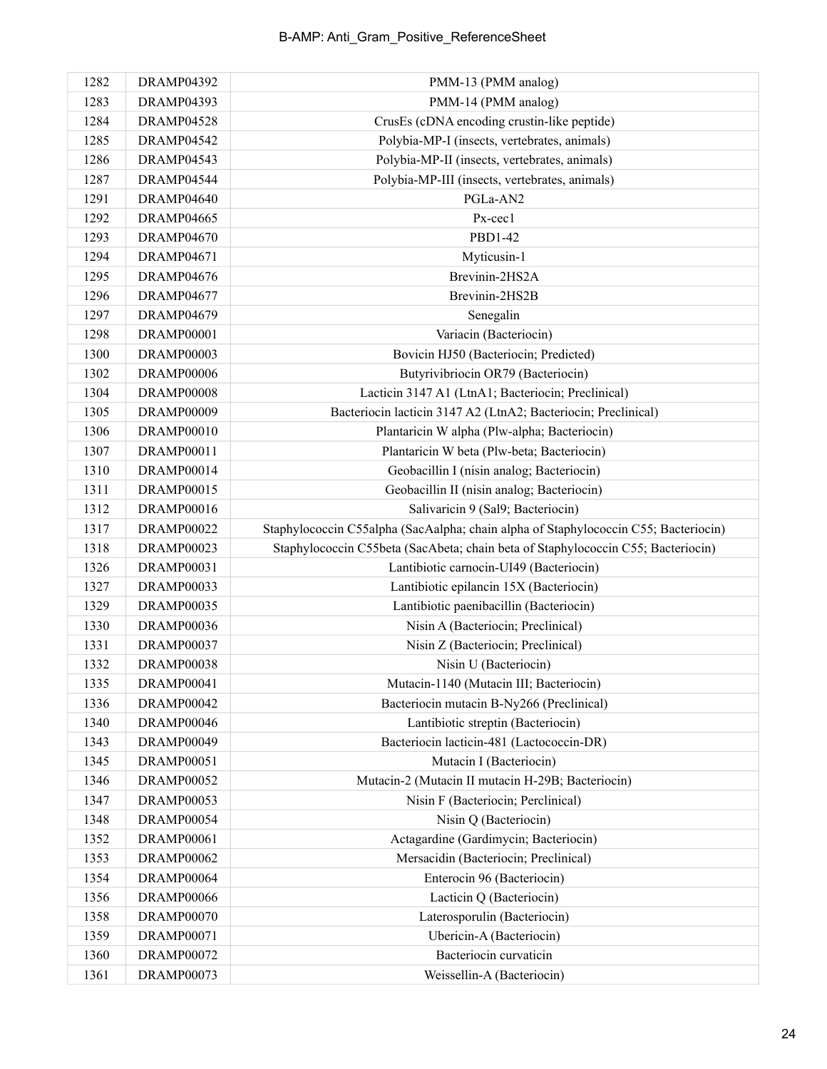| 1282 | DRAMP04392 | PMM-13 (PMM analog) |
|---|---|---|
| 1283 | DRAMP04393 | PMM-14 (PMM analog) |
| 1284 | DRAMP04528 | CrusEs (cDNA encoding crustin-like peptide) |
| 1285 | DRAMP04542 | Polybia-MP-I (insects, vertebrates, animals) |
| 1286 | DRAMP04543 | Polybia-MP-II (insects, vertebrates, animals) |
| 1287 | DRAMP04544 | Polybia-MP-III (insects, vertebrates, animals) |
| 1291 | DRAMP04640 | PGLa-AN2 |
| 1292 | DRAMP04665 | Px-cec1 |
| 1293 | DRAMP04670 | PBD1-42 |
| 1294 | DRAMP04671 | Myticusin-1 |
| 1295 | DRAMP04676 | Brevinin-2HS2A |
| 1296 | DRAMP04677 | Brevinin-2HS2B |
| 1297 | DRAMP04679 | Senegalin |
| 1298 | DRAMP00001 | Variacin (Bacteriocin) |
| 1300 | DRAMP00003 | Bovicin HJ50 (Bacteriocin; Predicted) |
| 1302 | DRAMP00006 | Butyrivibriocin OR79 (Bacteriocin) |
| 1304 | DRAMP00008 | Lacticin 3147 A1 (LtnA1; Bacteriocin; Preclinical) |
| 1305 | DRAMP00009 | Bacteriocin lacticin 3147 A2 (LtnA2; Bacteriocin; Preclinical) |
| 1306 | DRAMP00010 | Plantaricin W alpha (Plw-alpha; Bacteriocin) |
| 1307 | DRAMP00011 | Plantaricin W beta (Plw-beta; Bacteriocin) |
| 1310 | DRAMP00014 | Geobacillin I (nisin analog; Bacteriocin) |
| 1311 | DRAMP00015 | Geobacillin II (nisin analog; Bacteriocin) |
| 1312 | DRAMP00016 | Salivaricin 9 (Sal9; Bacteriocin) |
| 1317 | DRAMP00022 | Staphylococcin C55alpha (SacAalpha; chain alpha of Staphylococcin C55; Bacteriocin) |
| 1318 | DRAMP00023 | Staphylococcin C55beta (SacAbeta; chain beta of Staphylococcin C55; Bacteriocin) |
| 1326 | DRAMP00031 | Lantibiotic carnocin-UI49 (Bacteriocin) |
| 1327 | DRAMP00033 | Lantibiotic epilancin 15X (Bacteriocin) |
| 1329 | DRAMP00035 | Lantibiotic paenibacillin (Bacteriocin) |
| 1330 | DRAMP00036 | Nisin A (Bacteriocin; Preclinical) |
| 1331 | DRAMP00037 | Nisin Z (Bacteriocin; Preclinical) |
| 1332 | DRAMP00038 | Nisin U (Bacteriocin) |
| 1335 | DRAMP00041 | Mutacin-1140 (Mutacin III; Bacteriocin) |
| 1336 | DRAMP00042 | Bacteriocin mutacin B-Ny266 (Preclinical) |
| 1340 | DRAMP00046 | Lantibiotic streptin (Bacteriocin) |
| 1343 | DRAMP00049 | Bacteriocin lacticin-481 (Lactococcin-DR) |
| 1345 | DRAMP00051 | Mutacin I (Bacteriocin) |
| 1346 | DRAMP00052 | Mutacin-2 (Mutacin II mutacin H-29B; Bacteriocin) |
| 1347 | DRAMP00053 | Nisin F (Bacteriocin; Perclinical) |
| 1348 | DRAMP00054 | Nisin Q (Bacteriocin) |
| 1352 | DRAMP00061 | Actagardine (Gardimycin; Bacteriocin) |
| 1353 | DRAMP00062 | Mersacidin (Bacteriocin; Preclinical) |
| 1354 | DRAMP00064 | Enterocin 96 (Bacteriocin) |
| 1356 | DRAMP00066 | Lacticin Q (Bacteriocin) |
| 1358 | DRAMP00070 | Laterosporulin (Bacteriocin) |
| 1359 | DRAMP00071 | Ubericin-A (Bacteriocin) |
| 1360 | DRAMP00072 | Bacteriocin curvaticin |
| 1361 | DRAMP00073 | Weissellin-A (Bacteriocin) |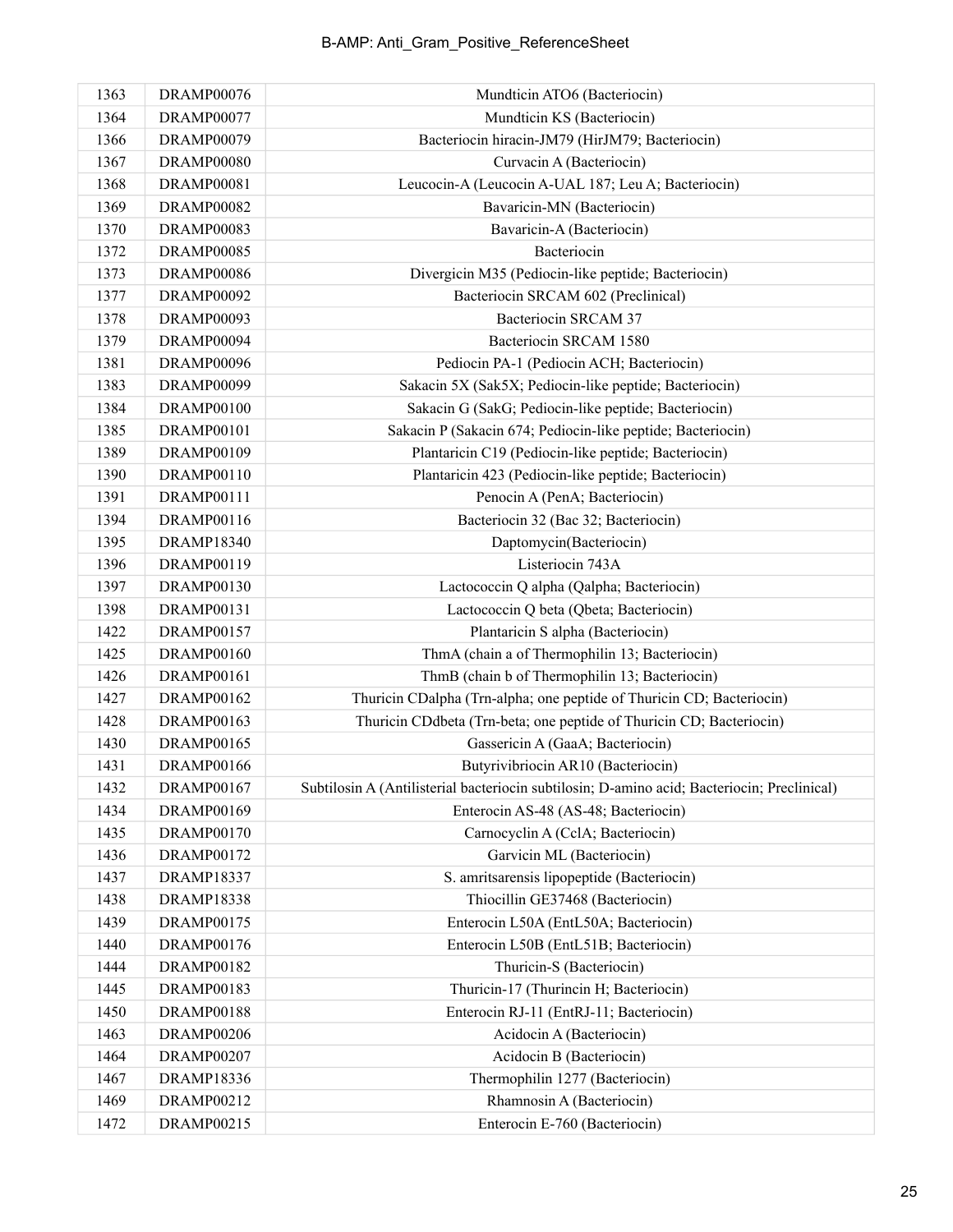| 1363 | DRAMP00076 | Mundticin ATO6 (Bacteriocin) |
|---|---|---|
| 1364 | DRAMP00077 | Mundticin KS (Bacteriocin) |
| 1366 | DRAMP00079 | Bacteriocin hiracin-JM79 (HirJM79; Bacteriocin) |
| 1367 | DRAMP00080 | Curvacin A (Bacteriocin) |
| 1368 | DRAMP00081 | Leucocin-A (Leucocin A-UAL 187; Leu A; Bacteriocin) |
| 1369 | DRAMP00082 | Bavaricin-MN (Bacteriocin) |
| 1370 | DRAMP00083 | Bavaricin-A (Bacteriocin) |
| 1372 | DRAMP00085 | Bacteriocin |
| 1373 | DRAMP00086 | Divergicin M35 (Pediocin-like peptide; Bacteriocin) |
| 1377 | DRAMP00092 | Bacteriocin SRCAM 602 (Preclinical) |
| 1378 | DRAMP00093 | Bacteriocin SRCAM 37 |
| 1379 | DRAMP00094 | Bacteriocin SRCAM 1580 |
| 1381 | DRAMP00096 | Pediocin PA-1 (Pediocin ACH; Bacteriocin) |
| 1383 | DRAMP00099 | Sakacin 5X (Sak5X; Pediocin-like peptide; Bacteriocin) |
| 1384 | DRAMP00100 | Sakacin G (SakG; Pediocin-like peptide; Bacteriocin) |
| 1385 | DRAMP00101 | Sakacin P (Sakacin 674; Pediocin-like peptide; Bacteriocin) |
| 1389 | DRAMP00109 | Plantaricin C19 (Pediocin-like peptide; Bacteriocin) |
| 1390 | DRAMP00110 | Plantaricin 423 (Pediocin-like peptide; Bacteriocin) |
| 1391 | DRAMP00111 | Penocin A (PenA; Bacteriocin) |
| 1394 | DRAMP00116 | Bacteriocin 32 (Bac 32; Bacteriocin) |
| 1395 | DRAMP18340 | Daptomycin(Bacteriocin) |
| 1396 | DRAMP00119 | Listeriocin 743A |
| 1397 | DRAMP00130 | Lactococcin Q alpha (Qalpha; Bacteriocin) |
| 1398 | DRAMP00131 | Lactococcin Q beta (Qbeta; Bacteriocin) |
| 1422 | DRAMP00157 | Plantaricin S alpha (Bacteriocin) |
| 1425 | DRAMP00160 | ThmA (chain a of Thermophilin 13; Bacteriocin) |
| 1426 | DRAMP00161 | ThmB (chain b of Thermophilin 13; Bacteriocin) |
| 1427 | DRAMP00162 | Thuricin CDalpha (Trn-alpha; one peptide of Thuricin CD; Bacteriocin) |
| 1428 | DRAMP00163 | Thuricin CDdbeta (Trn-beta; one peptide of Thuricin CD; Bacteriocin) |
| 1430 | DRAMP00165 | Gassericin A (GaaA; Bacteriocin) |
| 1431 | DRAMP00166 | Butyrivibriocin AR10 (Bacteriocin) |
| 1432 | DRAMP00167 | Subtilosin A (Antilisterial bacteriocin subtilosin; D-amino acid; Bacteriocin; Preclinical) |
| 1434 | DRAMP00169 | Enterocin AS-48 (AS-48; Bacteriocin) |
| 1435 | DRAMP00170 | Carnocyclin A (CclA; Bacteriocin) |
| 1436 | DRAMP00172 | Garvicin ML (Bacteriocin) |
| 1437 | DRAMP18337 | S. amritsarensis lipopeptide (Bacteriocin) |
| 1438 | DRAMP18338 | Thiocillin GE37468 (Bacteriocin) |
| 1439 | DRAMP00175 | Enterocin L50A (EntL50A; Bacteriocin) |
| 1440 | DRAMP00176 | Enterocin L50B (EntL51B; Bacteriocin) |
| 1444 | DRAMP00182 | Thuricin-S (Bacteriocin) |
| 1445 | DRAMP00183 | Thuricin-17 (Thurincin H; Bacteriocin) |
| 1450 | DRAMP00188 | Enterocin RJ-11 (EntRJ-11; Bacteriocin) |
| 1463 | DRAMP00206 | Acidocin A (Bacteriocin) |
| 1464 | DRAMP00207 | Acidocin B (Bacteriocin) |
| 1467 | DRAMP18336 | Thermophilin 1277 (Bacteriocin) |
| 1469 | DRAMP00212 | Rhamnosin A (Bacteriocin) |
| 1472 | DRAMP00215 | Enterocin E-760 (Bacteriocin) |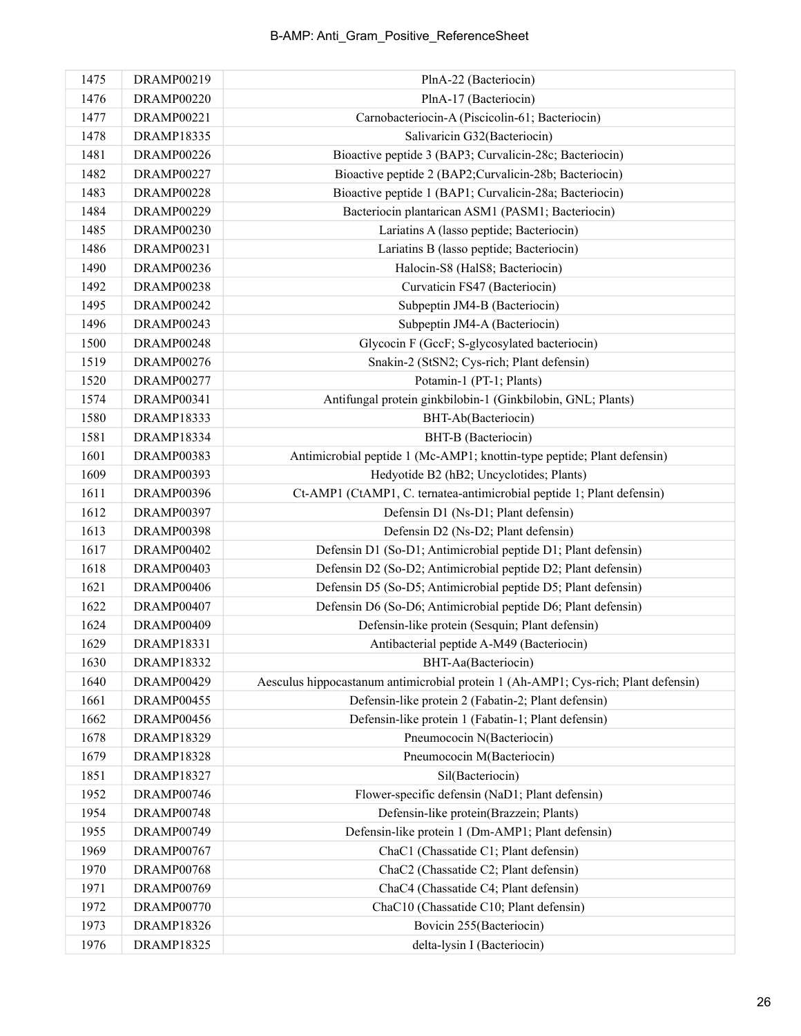| 1475 | DRAMP00219 | PlnA-22 (Bacteriocin) |
|---|---|---|
| 1476 | DRAMP00220 | PlnA-17 (Bacteriocin) |
| 1477 | DRAMP00221 | Carnobacteriocin-A (Piscicolin-61; Bacteriocin) |
| 1478 | DRAMP18335 | Salivaricin G32(Bacteriocin) |
| 1481 | DRAMP00226 | Bioactive peptide 3 (BAP3; Curvalicin-28c; Bacteriocin) |
| 1482 | DRAMP00227 | Bioactive peptide 2 (BAP2;Curvalicin-28b; Bacteriocin) |
| 1483 | DRAMP00228 | Bioactive peptide 1 (BAP1; Curvalicin-28a; Bacteriocin) |
| 1484 | DRAMP00229 | Bacteriocin plantarican ASM1 (PASM1; Bacteriocin) |
| 1485 | DRAMP00230 | Lariatins A (lasso peptide; Bacteriocin) |
| 1486 | DRAMP00231 | Lariatins B (lasso peptide; Bacteriocin) |
| 1490 | DRAMP00236 | Halocin-S8 (HalS8; Bacteriocin) |
| 1492 | DRAMP00238 | Curvaticin FS47 (Bacteriocin) |
| 1495 | DRAMP00242 | Subpeptin JM4-B (Bacteriocin) |
| 1496 | DRAMP00243 | Subpeptin JM4-A (Bacteriocin) |
| 1500 | DRAMP00248 | Glycocin F (GccF; S-glycosylated bacteriocin) |
| 1519 | DRAMP00276 | Snakin-2 (StSN2; Cys-rich; Plant defensin) |
| 1520 | DRAMP00277 | Potamin-1 (PT-1; Plants) |
| 1574 | DRAMP00341 | Antifungal protein ginkbilobin-1 (Ginkbilobin, GNL; Plants) |
| 1580 | DRAMP18333 | BHT-Ab(Bacteriocin) |
| 1581 | DRAMP18334 | BHT-B (Bacteriocin) |
| 1601 | DRAMP00383 | Antimicrobial peptide 1 (Mc-AMP1; knottin-type peptide; Plant defensin) |
| 1609 | DRAMP00393 | Hedyotide B2 (hB2; Uncyclotides; Plants) |
| 1611 | DRAMP00396 | Ct-AMP1 (CtAMP1, C. ternatea-antimicrobial peptide 1; Plant defensin) |
| 1612 | DRAMP00397 | Defensin D1 (Ns-D1; Plant defensin) |
| 1613 | DRAMP00398 | Defensin D2 (Ns-D2; Plant defensin) |
| 1617 | DRAMP00402 | Defensin D1 (So-D1; Antimicrobial peptide D1; Plant defensin) |
| 1618 | DRAMP00403 | Defensin D2 (So-D2; Antimicrobial peptide D2; Plant defensin) |
| 1621 | DRAMP00406 | Defensin D5 (So-D5; Antimicrobial peptide D5; Plant defensin) |
| 1622 | DRAMP00407 | Defensin D6 (So-D6; Antimicrobial peptide D6; Plant defensin) |
| 1624 | DRAMP00409 | Defensin-like protein (Sesquin; Plant defensin) |
| 1629 | DRAMP18331 | Antibacterial peptide A-M49 (Bacteriocin) |
| 1630 | DRAMP18332 | BHT-Aa(Bacteriocin) |
| 1640 | DRAMP00429 | Aesculus hippocastanum antimicrobial protein 1 (Ah-AMP1; Cys-rich; Plant defensin) |
| 1661 | DRAMP00455 | Defensin-like protein 2 (Fabatin-2; Plant defensin) |
| 1662 | DRAMP00456 | Defensin-like protein 1 (Fabatin-1; Plant defensin) |
| 1678 | DRAMP18329 | Pneumococin N(Bacteriocin) |
| 1679 | DRAMP18328 | Pneumococin M(Bacteriocin) |
| 1851 | DRAMP18327 | Sil(Bacteriocin) |
| 1952 | DRAMP00746 | Flower-specific defensin (NaD1; Plant defensin) |
| 1954 | DRAMP00748 | Defensin-like protein(Brazzein; Plants) |
| 1955 | DRAMP00749 | Defensin-like protein 1 (Dm-AMP1; Plant defensin) |
| 1969 | DRAMP00767 | ChaC1 (Chassatide C1; Plant defensin) |
| 1970 | DRAMP00768 | ChaC2 (Chassatide C2; Plant defensin) |
| 1971 | DRAMP00769 | ChaC4 (Chassatide C4; Plant defensin) |
| 1972 | DRAMP00770 | ChaC10 (Chassatide C10; Plant defensin) |
| 1973 | DRAMP18326 | Bovicin 255(Bacteriocin) |
| 1976 | DRAMP18325 | delta-lysin I (Bacteriocin) |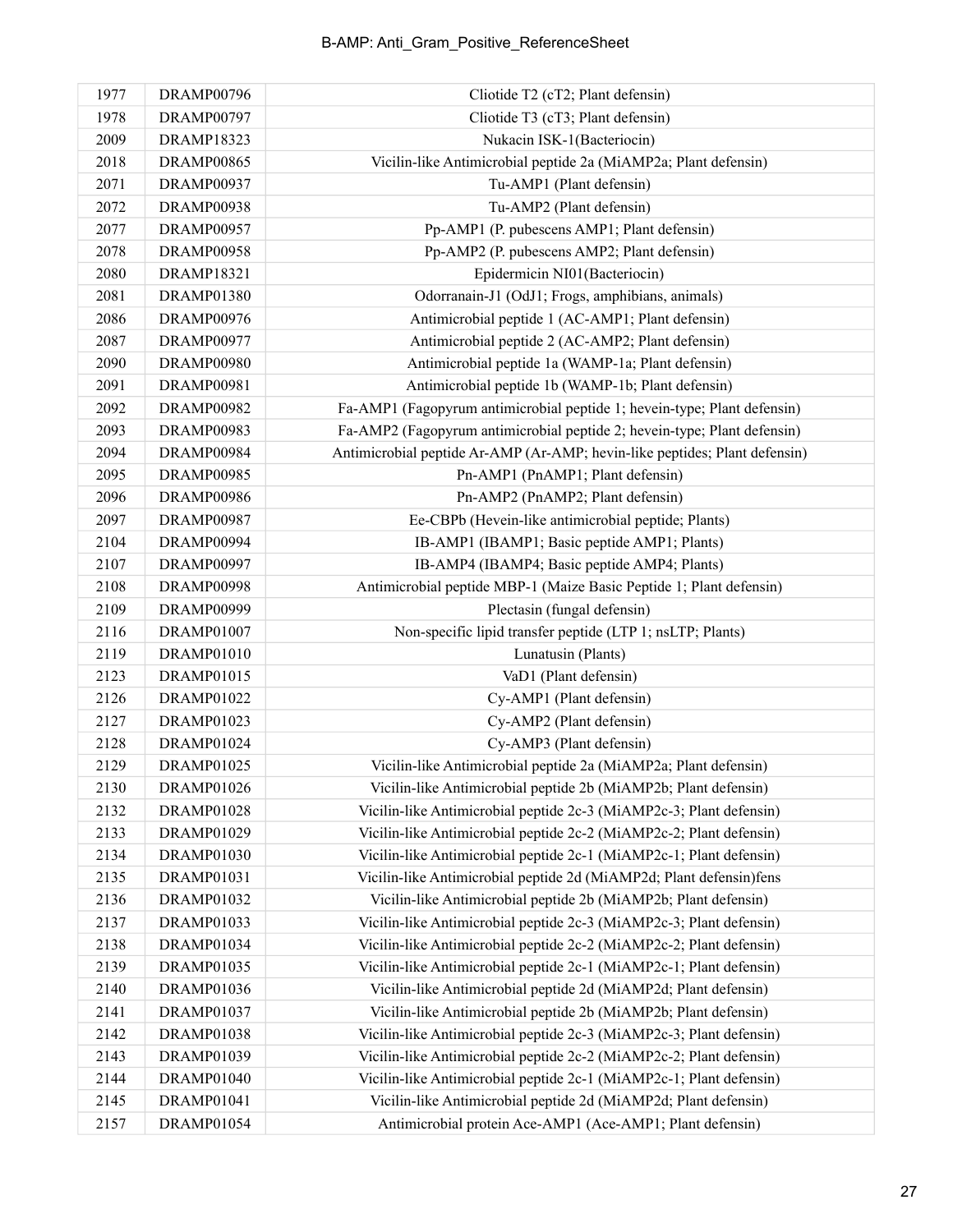| 1977 | DRAMP00796 | Cliotide T2 (cT2; Plant defensin) |
|---|---|---|
| 1978 | DRAMP00797 | Cliotide T3 (cT3; Plant defensin) |
| 2009 | DRAMP18323 | Nukacin ISK-1(Bacteriocin) |
| 2018 | DRAMP00865 | Vicilin-like Antimicrobial peptide 2a (MiAMP2a; Plant defensin) |
| 2071 | DRAMP00937 | Tu-AMP1 (Plant defensin) |
| 2072 | DRAMP00938 | Tu-AMP2 (Plant defensin) |
| 2077 | DRAMP00957 | Pp-AMP1 (P. pubescens AMP1; Plant defensin) |
| 2078 | DRAMP00958 | Pp-AMP2 (P. pubescens AMP2; Plant defensin) |
| 2080 | DRAMP18321 | Epidermicin NI01(Bacteriocin) |
| 2081 | DRAMP01380 | Odorranain-J1 (OdJ1; Frogs, amphibians, animals) |
| 2086 | DRAMP00976 | Antimicrobial peptide 1 (AC-AMP1; Plant defensin) |
| 2087 | DRAMP00977 | Antimicrobial peptide 2 (AC-AMP2; Plant defensin) |
| 2090 | DRAMP00980 | Antimicrobial peptide 1a (WAMP-1a; Plant defensin) |
| 2091 | DRAMP00981 | Antimicrobial peptide 1b (WAMP-1b; Plant defensin) |
| 2092 | DRAMP00982 | Fa-AMP1 (Fagopyrum antimicrobial peptide 1; hevein-type; Plant defensin) |
| 2093 | DRAMP00983 | Fa-AMP2 (Fagopyrum antimicrobial peptide 2; hevein-type; Plant defensin) |
| 2094 | DRAMP00984 | Antimicrobial peptide Ar-AMP (Ar-AMP; hevin-like peptides; Plant defensin) |
| 2095 | DRAMP00985 | Pn-AMP1 (PnAMP1; Plant defensin) |
| 2096 | DRAMP00986 | Pn-AMP2 (PnAMP2; Plant defensin) |
| 2097 | DRAMP00987 | Ee-CBPb (Hevein-like antimicrobial peptide; Plants) |
| 2104 | DRAMP00994 | IB-AMP1 (IBAMP1; Basic peptide AMP1; Plants) |
| 2107 | DRAMP00997 | IB-AMP4 (IBAMP4; Basic peptide AMP4; Plants) |
| 2108 | DRAMP00998 | Antimicrobial peptide MBP-1 (Maize Basic Peptide 1; Plant defensin) |
| 2109 | DRAMP00999 | Plectasin (fungal defensin) |
| 2116 | DRAMP01007 | Non-specific lipid transfer peptide (LTP 1; nsLTP; Plants) |
| 2119 | DRAMP01010 | Lunatusin (Plants) |
| 2123 | DRAMP01015 | VaD1 (Plant defensin) |
| 2126 | DRAMP01022 | Cy-AMP1 (Plant defensin) |
| 2127 | DRAMP01023 | Cy-AMP2 (Plant defensin) |
| 2128 | DRAMP01024 | Cy-AMP3 (Plant defensin) |
| 2129 | DRAMP01025 | Vicilin-like Antimicrobial peptide 2a (MiAMP2a; Plant defensin) |
| 2130 | DRAMP01026 | Vicilin-like Antimicrobial peptide 2b (MiAMP2b; Plant defensin) |
| 2132 | DRAMP01028 | Vicilin-like Antimicrobial peptide 2c-3 (MiAMP2c-3; Plant defensin) |
| 2133 | DRAMP01029 | Vicilin-like Antimicrobial peptide 2c-2 (MiAMP2c-2; Plant defensin) |
| 2134 | DRAMP01030 | Vicilin-like Antimicrobial peptide 2c-1 (MiAMP2c-1; Plant defensin) |
| 2135 | DRAMP01031 | Vicilin-like Antimicrobial peptide 2d (MiAMP2d; Plant defensin)fens |
| 2136 | DRAMP01032 | Vicilin-like Antimicrobial peptide 2b (MiAMP2b; Plant defensin) |
| 2137 | DRAMP01033 | Vicilin-like Antimicrobial peptide 2c-3 (MiAMP2c-3; Plant defensin) |
| 2138 | DRAMP01034 | Vicilin-like Antimicrobial peptide 2c-2 (MiAMP2c-2; Plant defensin) |
| 2139 | DRAMP01035 | Vicilin-like Antimicrobial peptide 2c-1 (MiAMP2c-1; Plant defensin) |
| 2140 | DRAMP01036 | Vicilin-like Antimicrobial peptide 2d (MiAMP2d; Plant defensin) |
| 2141 | DRAMP01037 | Vicilin-like Antimicrobial peptide 2b (MiAMP2b; Plant defensin) |
| 2142 | DRAMP01038 | Vicilin-like Antimicrobial peptide 2c-3 (MiAMP2c-3; Plant defensin) |
| 2143 | DRAMP01039 | Vicilin-like Antimicrobial peptide 2c-2 (MiAMP2c-2; Plant defensin) |
| 2144 | DRAMP01040 | Vicilin-like Antimicrobial peptide 2c-1 (MiAMP2c-1; Plant defensin) |
| 2145 | DRAMP01041 | Vicilin-like Antimicrobial peptide 2d (MiAMP2d; Plant defensin) |
| 2157 | DRAMP01054 | Antimicrobial protein Ace-AMP1 (Ace-AMP1; Plant defensin) |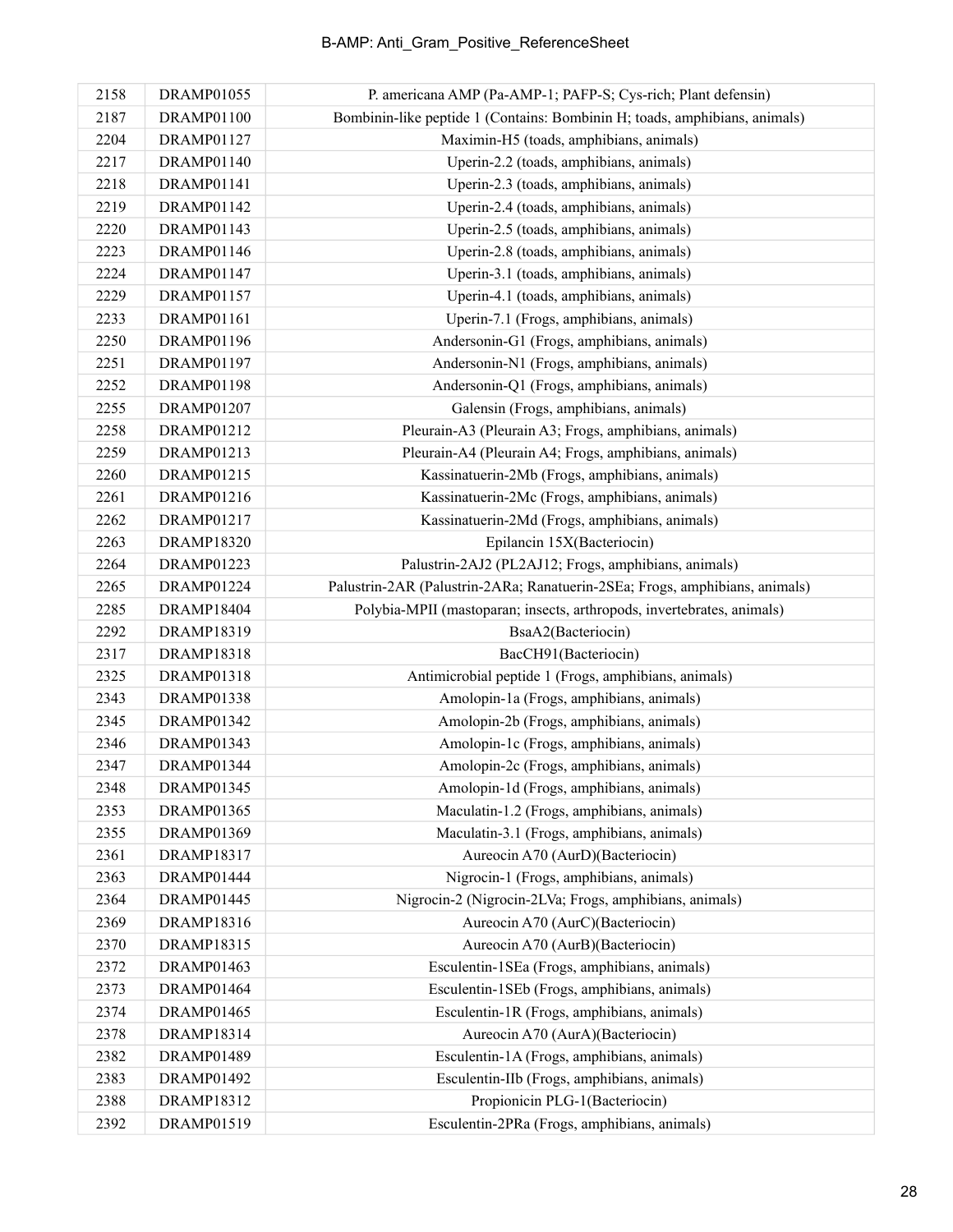| 2158 | DRAMP01055 | P. americana AMP (Pa-AMP-1; PAFP-S; Cys-rich; Plant defensin) |
|---|---|---|
| 2187 | DRAMP01100 | Bombinin-like peptide 1 (Contains: Bombinin H; toads, amphibians, animals) |
| 2204 | DRAMP01127 | Maximin-H5 (toads, amphibians, animals) |
| 2217 | DRAMP01140 | Uperin-2.2 (toads, amphibians, animals) |
| 2218 | DRAMP01141 | Uperin-2.3 (toads, amphibians, animals) |
| 2219 | DRAMP01142 | Uperin-2.4 (toads, amphibians, animals) |
| 2220 | DRAMP01143 | Uperin-2.5 (toads, amphibians, animals) |
| 2223 | DRAMP01146 | Uperin-2.8 (toads, amphibians, animals) |
| 2224 | DRAMP01147 | Uperin-3.1 (toads, amphibians, animals) |
| 2229 | DRAMP01157 | Uperin-4.1 (toads, amphibians, animals) |
| 2233 | DRAMP01161 | Uperin-7.1 (Frogs, amphibians, animals) |
| 2250 | DRAMP01196 | Andersonin-G1 (Frogs, amphibians, animals) |
| 2251 | DRAMP01197 | Andersonin-N1 (Frogs, amphibians, animals) |
| 2252 | DRAMP01198 | Andersonin-Q1 (Frogs, amphibians, animals) |
| 2255 | DRAMP01207 | Galensin (Frogs, amphibians, animals) |
| 2258 | DRAMP01212 | Pleurain-A3 (Pleurain A3; Frogs, amphibians, animals) |
| 2259 | DRAMP01213 | Pleurain-A4 (Pleurain A4; Frogs, amphibians, animals) |
| 2260 | DRAMP01215 | Kassinatuerin-2Mb (Frogs, amphibians, animals) |
| 2261 | DRAMP01216 | Kassinatuerin-2Mc (Frogs, amphibians, animals) |
| 2262 | DRAMP01217 | Kassinatuerin-2Md (Frogs, amphibians, animals) |
| 2263 | DRAMP18320 | Epilancin 15X(Bacteriocin) |
| 2264 | DRAMP01223 | Palustrin-2AJ2 (PL2AJ12; Frogs, amphibians, animals) |
| 2265 | DRAMP01224 | Palustrin-2AR (Palustrin-2ARa; Ranatuerin-2SEa; Frogs, amphibians, animals) |
| 2285 | DRAMP18404 | Polybia-MPII (mastoparan; insects, arthropods, invertebrates, animals) |
| 2292 | DRAMP18319 | BsaA2(Bacteriocin) |
| 2317 | DRAMP18318 | BacCH91(Bacteriocin) |
| 2325 | DRAMP01318 | Antimicrobial peptide 1 (Frogs, amphibians, animals) |
| 2343 | DRAMP01338 | Amolopin-1a (Frogs, amphibians, animals) |
| 2345 | DRAMP01342 | Amolopin-2b (Frogs, amphibians, animals) |
| 2346 | DRAMP01343 | Amolopin-1c (Frogs, amphibians, animals) |
| 2347 | DRAMP01344 | Amolopin-2c (Frogs, amphibians, animals) |
| 2348 | DRAMP01345 | Amolopin-1d (Frogs, amphibians, animals) |
| 2353 | DRAMP01365 | Maculatin-1.2 (Frogs, amphibians, animals) |
| 2355 | DRAMP01369 | Maculatin-3.1 (Frogs, amphibians, animals) |
| 2361 | DRAMP18317 | Aureocin A70 (AurD)(Bacteriocin) |
| 2363 | DRAMP01444 | Nigrocin-1 (Frogs, amphibians, animals) |
| 2364 | DRAMP01445 | Nigrocin-2 (Nigrocin-2LVa; Frogs, amphibians, animals) |
| 2369 | DRAMP18316 | Aureocin A70 (AurC)(Bacteriocin) |
| 2370 | DRAMP18315 | Aureocin A70 (AurB)(Bacteriocin) |
| 2372 | DRAMP01463 | Esculentin-1SEa (Frogs, amphibians, animals) |
| 2373 | DRAMP01464 | Esculentin-1SEb (Frogs, amphibians, animals) |
| 2374 | DRAMP01465 | Esculentin-1R (Frogs, amphibians, animals) |
| 2378 | DRAMP18314 | Aureocin A70 (AurA)(Bacteriocin) |
| 2382 | DRAMP01489 | Esculentin-1A (Frogs, amphibians, animals) |
| 2383 | DRAMP01492 | Esculentin-IIb (Frogs, amphibians, animals) |
| 2388 | DRAMP18312 | Propionicin PLG-1(Bacteriocin) |
| 2392 | DRAMP01519 | Esculentin-2PRa (Frogs, amphibians, animals) |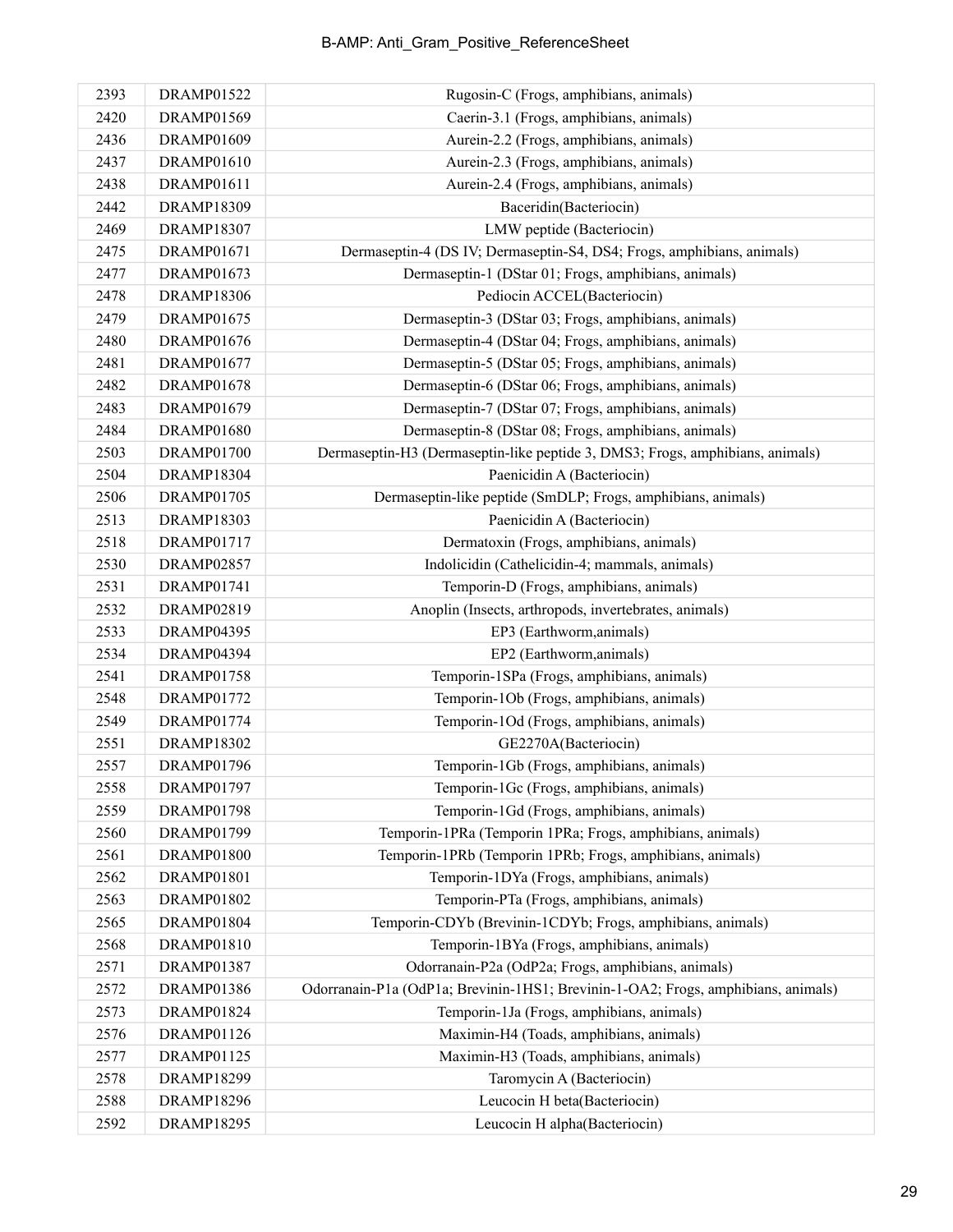| 2393 | DRAMP01522 | Rugosin-C (Frogs, amphibians, animals) |
|---|---|---|
| 2420 | DRAMP01569 | Caerin-3.1 (Frogs, amphibians, animals) |
| 2436 | DRAMP01609 | Aurein-2.2 (Frogs, amphibians, animals) |
| 2437 | DRAMP01610 | Aurein-2.3 (Frogs, amphibians, animals) |
| 2438 | DRAMP01611 | Aurein-2.4 (Frogs, amphibians, animals) |
| 2442 | DRAMP18309 | Baceridin(Bacteriocin) |
| 2469 | DRAMP18307 | LMW peptide (Bacteriocin) |
| 2475 | DRAMP01671 | Dermaseptin-4 (DS IV; Dermaseptin-S4, DS4; Frogs, amphibians, animals) |
| 2477 | DRAMP01673 | Dermaseptin-1 (DStar 01; Frogs, amphibians, animals) |
| 2478 | DRAMP18306 | Pediocin ACCEL(Bacteriocin) |
| 2479 | DRAMP01675 | Dermaseptin-3 (DStar 03; Frogs, amphibians, animals) |
| 2480 | DRAMP01676 | Dermaseptin-4 (DStar 04; Frogs, amphibians, animals) |
| 2481 | DRAMP01677 | Dermaseptin-5 (DStar 05; Frogs, amphibians, animals) |
| 2482 | DRAMP01678 | Dermaseptin-6 (DStar 06; Frogs, amphibians, animals) |
| 2483 | DRAMP01679 | Dermaseptin-7 (DStar 07; Frogs, amphibians, animals) |
| 2484 | DRAMP01680 | Dermaseptin-8 (DStar 08; Frogs, amphibians, animals) |
| 2503 | DRAMP01700 | Dermaseptin-H3 (Dermaseptin-like peptide 3, DMS3; Frogs, amphibians, animals) |
| 2504 | DRAMP18304 | Paenicidin A (Bacteriocin) |
| 2506 | DRAMP01705 | Dermaseptin-like peptide (SmDLP; Frogs, amphibians, animals) |
| 2513 | DRAMP18303 | Paenicidin A (Bacteriocin) |
| 2518 | DRAMP01717 | Dermatoxin (Frogs, amphibians, animals) |
| 2530 | DRAMP02857 | Indolicidin (Cathelicidin-4; mammals, animals) |
| 2531 | DRAMP01741 | Temporin-D (Frogs, amphibians, animals) |
| 2532 | DRAMP02819 | Anoplin (Insects, arthropods, invertebrates, animals) |
| 2533 | DRAMP04395 | EP3 (Earthworm,animals) |
| 2534 | DRAMP04394 | EP2 (Earthworm,animals) |
| 2541 | DRAMP01758 | Temporin-1SPa (Frogs, amphibians, animals) |
| 2548 | DRAMP01772 | Temporin-1Ob (Frogs, amphibians, animals) |
| 2549 | DRAMP01774 | Temporin-1Od (Frogs, amphibians, animals) |
| 2551 | DRAMP18302 | GE2270A(Bacteriocin) |
| 2557 | DRAMP01796 | Temporin-1Gb (Frogs, amphibians, animals) |
| 2558 | DRAMP01797 | Temporin-1Gc (Frogs, amphibians, animals) |
| 2559 | DRAMP01798 | Temporin-1Gd (Frogs, amphibians, animals) |
| 2560 | DRAMP01799 | Temporin-1PRa (Temporin 1PRa; Frogs, amphibians, animals) |
| 2561 | DRAMP01800 | Temporin-1PRb (Temporin 1PRb; Frogs, amphibians, animals) |
| 2562 | DRAMP01801 | Temporin-1DYa (Frogs, amphibians, animals) |
| 2563 | DRAMP01802 | Temporin-PTa (Frogs, amphibians, animals) |
| 2565 | DRAMP01804 | Temporin-CDYb (Brevinin-1CDYb; Frogs, amphibians, animals) |
| 2568 | DRAMP01810 | Temporin-1BYa (Frogs, amphibians, animals) |
| 2571 | DRAMP01387 | Odorranain-P2a (OdP2a; Frogs, amphibians, animals) |
| 2572 | DRAMP01386 | Odorranain-P1a (OdP1a; Brevinin-1HS1; Brevinin-1-OA2; Frogs, amphibians, animals) |
| 2573 | DRAMP01824 | Temporin-1Ja (Frogs, amphibians, animals) |
| 2576 | DRAMP01126 | Maximin-H4 (Toads, amphibians, animals) |
| 2577 | DRAMP01125 | Maximin-H3 (Toads, amphibians, animals) |
| 2578 | DRAMP18299 | Taromycin A (Bacteriocin) |
| 2588 | DRAMP18296 | Leucocin H beta(Bacteriocin) |
| 2592 | DRAMP18295 | Leucocin H alpha(Bacteriocin) |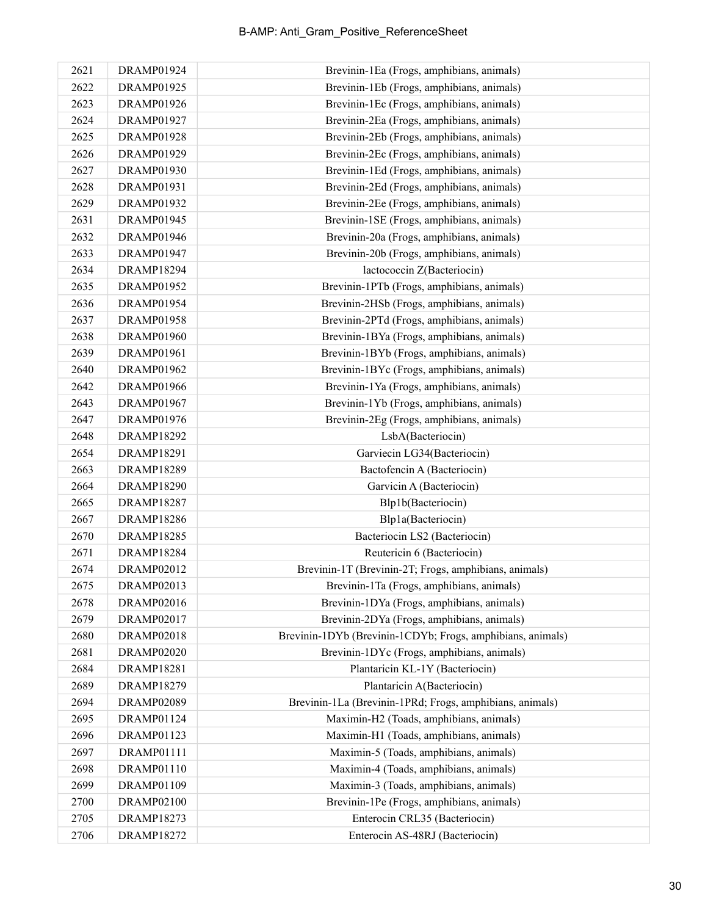| | | |
|---|---|---|
| 2621 | DRAMP01924 | Brevinin-1Ea (Frogs, amphibians, animals) |
| 2622 | DRAMP01925 | Brevinin-1Eb (Frogs, amphibians, animals) |
| 2623 | DRAMP01926 | Brevinin-1Ec (Frogs, amphibians, animals) |
| 2624 | DRAMP01927 | Brevinin-2Ea (Frogs, amphibians, animals) |
| 2625 | DRAMP01928 | Brevinin-2Eb (Frogs, amphibians, animals) |
| 2626 | DRAMP01929 | Brevinin-2Ec (Frogs, amphibians, animals) |
| 2627 | DRAMP01930 | Brevinin-1Ed (Frogs, amphibians, animals) |
| 2628 | DRAMP01931 | Brevinin-2Ed (Frogs, amphibians, animals) |
| 2629 | DRAMP01932 | Brevinin-2Ee (Frogs, amphibians, animals) |
| 2631 | DRAMP01945 | Brevinin-1SE (Frogs, amphibians, animals) |
| 2632 | DRAMP01946 | Brevinin-20a (Frogs, amphibians, animals) |
| 2633 | DRAMP01947 | Brevinin-20b (Frogs, amphibians, animals) |
| 2634 | DRAMP18294 | lactococcin Z(Bacteriocin) |
| 2635 | DRAMP01952 | Brevinin-1PTb (Frogs, amphibians, animals) |
| 2636 | DRAMP01954 | Brevinin-2HSb (Frogs, amphibians, animals) |
| 2637 | DRAMP01958 | Brevinin-2PTd (Frogs, amphibians, animals) |
| 2638 | DRAMP01960 | Brevinin-1BYa (Frogs, amphibians, animals) |
| 2639 | DRAMP01961 | Brevinin-1BYb (Frogs, amphibians, animals) |
| 2640 | DRAMP01962 | Brevinin-1BYc (Frogs, amphibians, animals) |
| 2642 | DRAMP01966 | Brevinin-1Ya (Frogs, amphibians, animals) |
| 2643 | DRAMP01967 | Brevinin-1Yb (Frogs, amphibians, animals) |
| 2647 | DRAMP01976 | Brevinin-2Eg (Frogs, amphibians, animals) |
| 2648 | DRAMP18292 | LsbA(Bacteriocin) |
| 2654 | DRAMP18291 | Garviecin LG34(Bacteriocin) |
| 2663 | DRAMP18289 | Bactofencin A (Bacteriocin) |
| 2664 | DRAMP18290 | Garvicin A (Bacteriocin) |
| 2665 | DRAMP18287 | Blp1b(Bacteriocin) |
| 2667 | DRAMP18286 | Blp1a(Bacteriocin) |
| 2670 | DRAMP18285 | Bacteriocin LS2 (Bacteriocin) |
| 2671 | DRAMP18284 | Reutericin 6 (Bacteriocin) |
| 2674 | DRAMP02012 | Brevinin-1T (Brevinin-2T; Frogs, amphibians, animals) |
| 2675 | DRAMP02013 | Brevinin-1Ta (Frogs, amphibians, animals) |
| 2678 | DRAMP02016 | Brevinin-1DYa (Frogs, amphibians, animals) |
| 2679 | DRAMP02017 | Brevinin-2DYa (Frogs, amphibians, animals) |
| 2680 | DRAMP02018 | Brevinin-1DYb (Brevinin-1CDYb; Frogs, amphibians, animals) |
| 2681 | DRAMP02020 | Brevinin-1DYc (Frogs, amphibians, animals) |
| 2684 | DRAMP18281 | Plantaricin KL-1Y (Bacteriocin) |
| 2689 | DRAMP18279 | Plantaricin A(Bacteriocin) |
| 2694 | DRAMP02089 | Brevinin-1La (Brevinin-1PRd; Frogs, amphibians, animals) |
| 2695 | DRAMP01124 | Maximin-H2 (Toads, amphibians, animals) |
| 2696 | DRAMP01123 | Maximin-H1 (Toads, amphibians, animals) |
| 2697 | DRAMP01111 | Maximin-5 (Toads, amphibians, animals) |
| 2698 | DRAMP01110 | Maximin-4 (Toads, amphibians, animals) |
| 2699 | DRAMP01109 | Maximin-3 (Toads, amphibians, animals) |
| 2700 | DRAMP02100 | Brevinin-1Pe (Frogs, amphibians, animals) |
| 2705 | DRAMP18273 | Enterocin CRL35 (Bacteriocin) |
| 2706 | DRAMP18272 | Enterocin AS-48RJ (Bacteriocin) |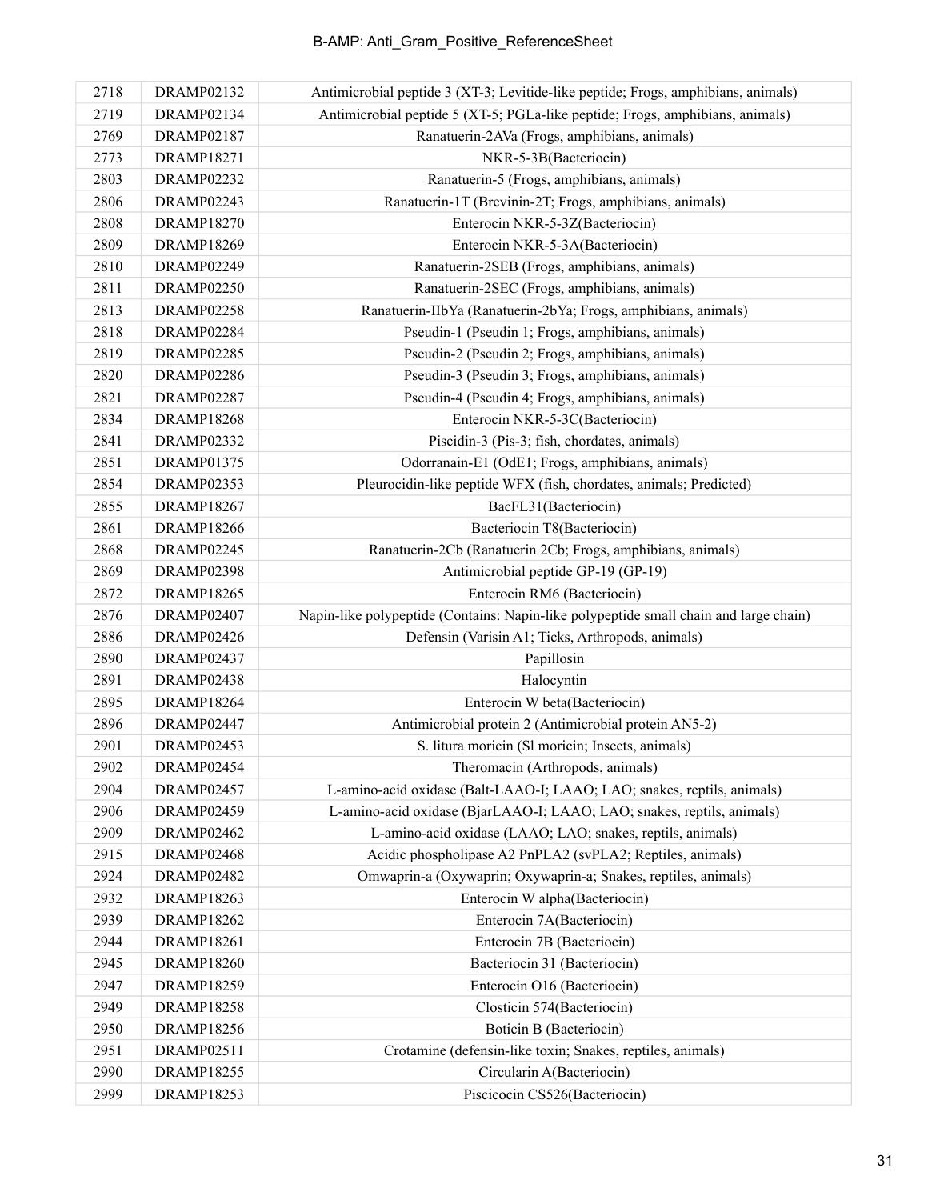| 2718 | DRAMP02132 | Antimicrobial peptide 3 (XT-3; Levitide-like peptide; Frogs, amphibians, animals) |
|---|---|---|
| 2719 | DRAMP02134 | Antimicrobial peptide 5 (XT-5; PGLa-like peptide; Frogs, amphibians, animals) |
| 2769 | DRAMP02187 | Ranatuerin-2AVa (Frogs, amphibians, animals) |
| 2773 | DRAMP18271 | NKR-5-3B(Bacteriocin) |
| 2803 | DRAMP02232 | Ranatuerin-5 (Frogs, amphibians, animals) |
| 2806 | DRAMP02243 | Ranatuerin-1T (Brevinin-2T; Frogs, amphibians, animals) |
| 2808 | DRAMP18270 | Enterocin NKR-5-3Z(Bacteriocin) |
| 2809 | DRAMP18269 | Enterocin NKR-5-3A(Bacteriocin) |
| 2810 | DRAMP02249 | Ranatuerin-2SEB (Frogs, amphibians, animals) |
| 2811 | DRAMP02250 | Ranatuerin-2SEC (Frogs, amphibians, animals) |
| 2813 | DRAMP02258 | Ranatuerin-IIbYa (Ranatuerin-2bYa; Frogs, amphibians, animals) |
| 2818 | DRAMP02284 | Pseudin-1 (Pseudin 1; Frogs, amphibians, animals) |
| 2819 | DRAMP02285 | Pseudin-2 (Pseudin 2; Frogs, amphibians, animals) |
| 2820 | DRAMP02286 | Pseudin-3 (Pseudin 3; Frogs, amphibians, animals) |
| 2821 | DRAMP02287 | Pseudin-4 (Pseudin 4; Frogs, amphibians, animals) |
| 2834 | DRAMP18268 | Enterocin NKR-5-3C(Bacteriocin) |
| 2841 | DRAMP02332 | Piscidin-3 (Pis-3; fish, chordates, animals) |
| 2851 | DRAMP01375 | Odorranain-E1 (OdE1; Frogs, amphibians, animals) |
| 2854 | DRAMP02353 | Pleurocidin-like peptide WFX (fish, chordates, animals; Predicted) |
| 2855 | DRAMP18267 | BacFL31(Bacteriocin) |
| 2861 | DRAMP18266 | Bacteriocin T8(Bacteriocin) |
| 2868 | DRAMP02245 | Ranatuerin-2Cb (Ranatuerin 2Cb; Frogs, amphibians, animals) |
| 2869 | DRAMP02398 | Antimicrobial peptide GP-19 (GP-19) |
| 2872 | DRAMP18265 | Enterocin RM6 (Bacteriocin) |
| 2876 | DRAMP02407 | Napin-like polypeptide (Contains: Napin-like polypeptide small chain and large chain) |
| 2886 | DRAMP02426 | Defensin (Varisin A1; Ticks, Arthropods, animals) |
| 2890 | DRAMP02437 | Papillosin |
| 2891 | DRAMP02438 | Halocyntin |
| 2895 | DRAMP18264 | Enterocin W beta(Bacteriocin) |
| 2896 | DRAMP02447 | Antimicrobial protein 2 (Antimicrobial protein AN5-2) |
| 2901 | DRAMP02453 | S. litura moricin (Sl moricin; Insects, animals) |
| 2902 | DRAMP02454 | Theromacin (Arthropods, animals) |
| 2904 | DRAMP02457 | L-amino-acid oxidase (Balt-LAAO-I; LAAO; LAO; snakes, reptils, animals) |
| 2906 | DRAMP02459 | L-amino-acid oxidase (BjarLAAO-I; LAAO; LAO; snakes, reptils, animals) |
| 2909 | DRAMP02462 | L-amino-acid oxidase (LAAO; LAO; snakes, reptils, animals) |
| 2915 | DRAMP02468 | Acidic phospholipase A2 PnPLA2 (svPLA2; Reptiles, animals) |
| 2924 | DRAMP02482 | Omwaprin-a (Oxywaprin; Oxywaprin-a; Snakes, reptiles, animals) |
| 2932 | DRAMP18263 | Enterocin W alpha(Bacteriocin) |
| 2939 | DRAMP18262 | Enterocin 7A(Bacteriocin) |
| 2944 | DRAMP18261 | Enterocin 7B (Bacteriocin) |
| 2945 | DRAMP18260 | Bacteriocin 31 (Bacteriocin) |
| 2947 | DRAMP18259 | Enterocin O16 (Bacteriocin) |
| 2949 | DRAMP18258 | Closticin 574(Bacteriocin) |
| 2950 | DRAMP18256 | Boticin B (Bacteriocin) |
| 2951 | DRAMP02511 | Crotamine (defensin-like toxin; Snakes, reptiles, animals) |
| 2990 | DRAMP18255 | Circularin A(Bacteriocin) |
| 2999 | DRAMP18253 | Piscicocin CS526(Bacteriocin) |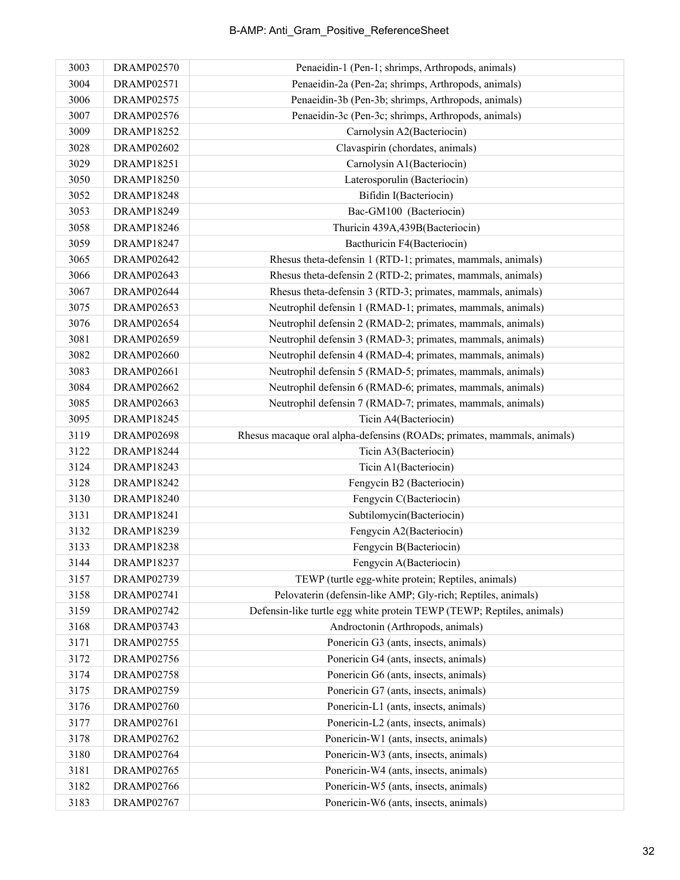| | | |
|---|---|---|
| 3003 | DRAMP02570 | Penaeidin-1 (Pen-1; shrimps, Arthropods, animals) |
| 3004 | DRAMP02571 | Penaeidin-2a (Pen-2a; shrimps, Arthropods, animals) |
| 3006 | DRAMP02575 | Penaeidin-3b (Pen-3b; shrimps, Arthropods, animals) |
| 3007 | DRAMP02576 | Penaeidin-3c (Pen-3c; shrimps, Arthropods, animals) |
| 3009 | DRAMP18252 | Carnolysin A2(Bacteriocin) |
| 3028 | DRAMP02602 | Clavaspirin (chordates, animals) |
| 3029 | DRAMP18251 | Carnolysin A1(Bacteriocin) |
| 3050 | DRAMP18250 | Laterosporulin (Bacteriocin) |
| 3052 | DRAMP18248 | Bifidin I(Bacteriocin) |
| 3053 | DRAMP18249 | Bac-GM100 (Bacteriocin) |
| 3058 | DRAMP18246 | Thuricin 439A,439B(Bacteriocin) |
| 3059 | DRAMP18247 | Bacthuricin F4(Bacteriocin) |
| 3065 | DRAMP02642 | Rhesus theta-defensin 1 (RTD-1; primates, mammals, animals) |
| 3066 | DRAMP02643 | Rhesus theta-defensin 2 (RTD-2; primates, mammals, animals) |
| 3067 | DRAMP02644 | Rhesus theta-defensin 3 (RTD-3; primates, mammals, animals) |
| 3075 | DRAMP02653 | Neutrophil defensin 1 (RMAD-1; primates, mammals, animals) |
| 3076 | DRAMP02654 | Neutrophil defensin 2 (RMAD-2; primates, mammals, animals) |
| 3081 | DRAMP02659 | Neutrophil defensin 3 (RMAD-3; primates, mammals, animals) |
| 3082 | DRAMP02660 | Neutrophil defensin 4 (RMAD-4; primates, mammals, animals) |
| 3083 | DRAMP02661 | Neutrophil defensin 5 (RMAD-5; primates, mammals, animals) |
| 3084 | DRAMP02662 | Neutrophil defensin 6 (RMAD-6; primates, mammals, animals) |
| 3085 | DRAMP02663 | Neutrophil defensin 7 (RMAD-7; primates, mammals, animals) |
| 3095 | DRAMP18245 | Ticin A4(Bacteriocin) |
| 3119 | DRAMP02698 | Rhesus macaque oral alpha-defensins (ROADs; primates, mammals, animals) |
| 3122 | DRAMP18244 | Ticin A3(Bacteriocin) |
| 3124 | DRAMP18243 | Ticin A1(Bacteriocin) |
| 3128 | DRAMP18242 | Fengycin B2 (Bacteriocin) |
| 3130 | DRAMP18240 | Fengycin C(Bacteriocin) |
| 3131 | DRAMP18241 | Subtilomycin(Bacteriocin) |
| 3132 | DRAMP18239 | Fengycin A2(Bacteriocin) |
| 3133 | DRAMP18238 | Fengycin B(Bacteriocin) |
| 3144 | DRAMP18237 | Fengycin A(Bacteriocin) |
| 3157 | DRAMP02739 | TEWP (turtle egg-white protein; Reptiles, animals) |
| 3158 | DRAMP02741 | Pelovaterin (defensin-like AMP; Gly-rich; Reptiles, animals) |
| 3159 | DRAMP02742 | Defensin-like turtle egg white protein TEWP (TEWP; Reptiles, animals) |
| 3168 | DRAMP03743 | Androctonin (Arthropods, animals) |
| 3171 | DRAMP02755 | Ponericin G3 (ants, insects, animals) |
| 3172 | DRAMP02756 | Ponericin G4 (ants, insects, animals) |
| 3174 | DRAMP02758 | Ponericin G6 (ants, insects, animals) |
| 3175 | DRAMP02759 | Ponericin G7 (ants, insects, animals) |
| 3176 | DRAMP02760 | Ponericin-L1 (ants, insects, animals) |
| 3177 | DRAMP02761 | Ponericin-L2 (ants, insects, animals) |
| 3178 | DRAMP02762 | Ponericin-W1 (ants, insects, animals) |
| 3180 | DRAMP02764 | Ponericin-W3 (ants, insects, animals) |
| 3181 | DRAMP02765 | Ponericin-W4 (ants, insects, animals) |
| 3182 | DRAMP02766 | Ponericin-W5 (ants, insects, animals) |
| 3183 | DRAMP02767 | Ponericin-W6 (ants, insects, animals) |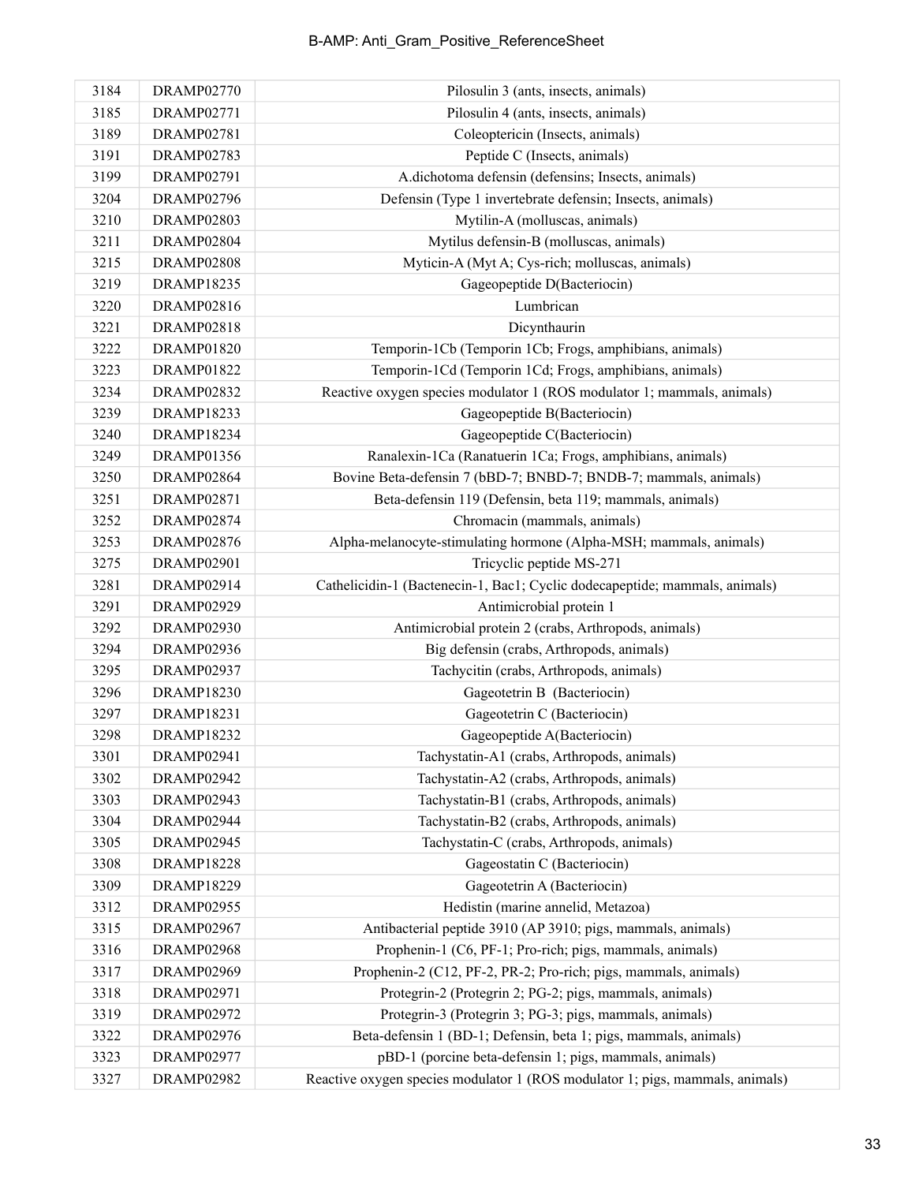| 3184 | DRAMP02770 | Pilosulin 3 (ants, insects, animals) |
|---|---|---|
| 3185 | DRAMP02771 | Pilosulin 4 (ants, insects, animals) |
| 3189 | DRAMP02781 | Coleoptericin (Insects, animals) |
| 3191 | DRAMP02783 | Peptide C (Insects, animals) |
| 3199 | DRAMP02791 | A.dichotoma defensin (defensins; Insects, animals) |
| 3204 | DRAMP02796 | Defensin (Type 1 invertebrate defensin; Insects, animals) |
| 3210 | DRAMP02803 | Mytilin-A (molluscas, animals) |
| 3211 | DRAMP02804 | Mytilus defensin-B (molluscas, animals) |
| 3215 | DRAMP02808 | Myticin-A (Myt A; Cys-rich; molluscas, animals) |
| 3219 | DRAMP18235 | Gageopeptide D(Bacteriocin) |
| 3220 | DRAMP02816 | Lumbrican |
| 3221 | DRAMP02818 | Dicynthaurin |
| 3222 | DRAMP01820 | Temporin-1Cb (Temporin 1Cb; Frogs, amphibians, animals) |
| 3223 | DRAMP01822 | Temporin-1Cd (Temporin 1Cd; Frogs, amphibians, animals) |
| 3234 | DRAMP02832 | Reactive oxygen species modulator 1 (ROS modulator 1; mammals, animals) |
| 3239 | DRAMP18233 | Gageopeptide B(Bacteriocin) |
| 3240 | DRAMP18234 | Gageopeptide C(Bacteriocin) |
| 3249 | DRAMP01356 | Ranalexin-1Ca (Ranatuerin 1Ca; Frogs, amphibians, animals) |
| 3250 | DRAMP02864 | Bovine Beta-defensin 7 (bBD-7; BNBD-7; BNDB-7; mammals, animals) |
| 3251 | DRAMP02871 | Beta-defensin 119 (Defensin, beta 119; mammals, animals) |
| 3252 | DRAMP02874 | Chromacin (mammals, animals) |
| 3253 | DRAMP02876 | Alpha-melanocyte-stimulating hormone (Alpha-MSH; mammals, animals) |
| 3275 | DRAMP02901 | Tricyclic peptide MS-271 |
| 3281 | DRAMP02914 | Cathelicidin-1 (Bactenecin-1, Bac1; Cyclic dodecapeptide; mammals, animals) |
| 3291 | DRAMP02929 | Antimicrobial protein 1 |
| 3292 | DRAMP02930 | Antimicrobial protein 2 (crabs, Arthropods, animals) |
| 3294 | DRAMP02936 | Big defensin (crabs, Arthropods, animals) |
| 3295 | DRAMP02937 | Tachycitin (crabs, Arthropods, animals) |
| 3296 | DRAMP18230 | Gageotetrin B (Bacteriocin) |
| 3297 | DRAMP18231 | Gageotetrin C (Bacteriocin) |
| 3298 | DRAMP18232 | Gageopeptide A(Bacteriocin) |
| 3301 | DRAMP02941 | Tachystatin-A1 (crabs, Arthropods, animals) |
| 3302 | DRAMP02942 | Tachystatin-A2 (crabs, Arthropods, animals) |
| 3303 | DRAMP02943 | Tachystatin-B1 (crabs, Arthropods, animals) |
| 3304 | DRAMP02944 | Tachystatin-B2 (crabs, Arthropods, animals) |
| 3305 | DRAMP02945 | Tachystatin-C (crabs, Arthropods, animals) |
| 3308 | DRAMP18228 | Gageostatin C (Bacteriocin) |
| 3309 | DRAMP18229 | Gageotetrin A (Bacteriocin) |
| 3312 | DRAMP02955 | Hedistin (marine annelid, Metazoa) |
| 3315 | DRAMP02967 | Antibacterial peptide 3910 (AP 3910; pigs, mammals, animals) |
| 3316 | DRAMP02968 | Prophenin-1 (C6, PF-1; Pro-rich; pigs, mammals, animals) |
| 3317 | DRAMP02969 | Prophenin-2 (C12, PF-2, PR-2; Pro-rich; pigs, mammals, animals) |
| 3318 | DRAMP02971 | Protegrin-2 (Protegrin 2; PG-2; pigs, mammals, animals) |
| 3319 | DRAMP02972 | Protegrin-3 (Protegrin 3; PG-3; pigs, mammals, animals) |
| 3322 | DRAMP02976 | Beta-defensin 1 (BD-1; Defensin, beta 1; pigs, mammals, animals) |
| 3323 | DRAMP02977 | pBD-1 (porcine beta-defensin 1; pigs, mammals, animals) |
| 3327 | DRAMP02982 | Reactive oxygen species modulator 1 (ROS modulator 1; pigs, mammals, animals) |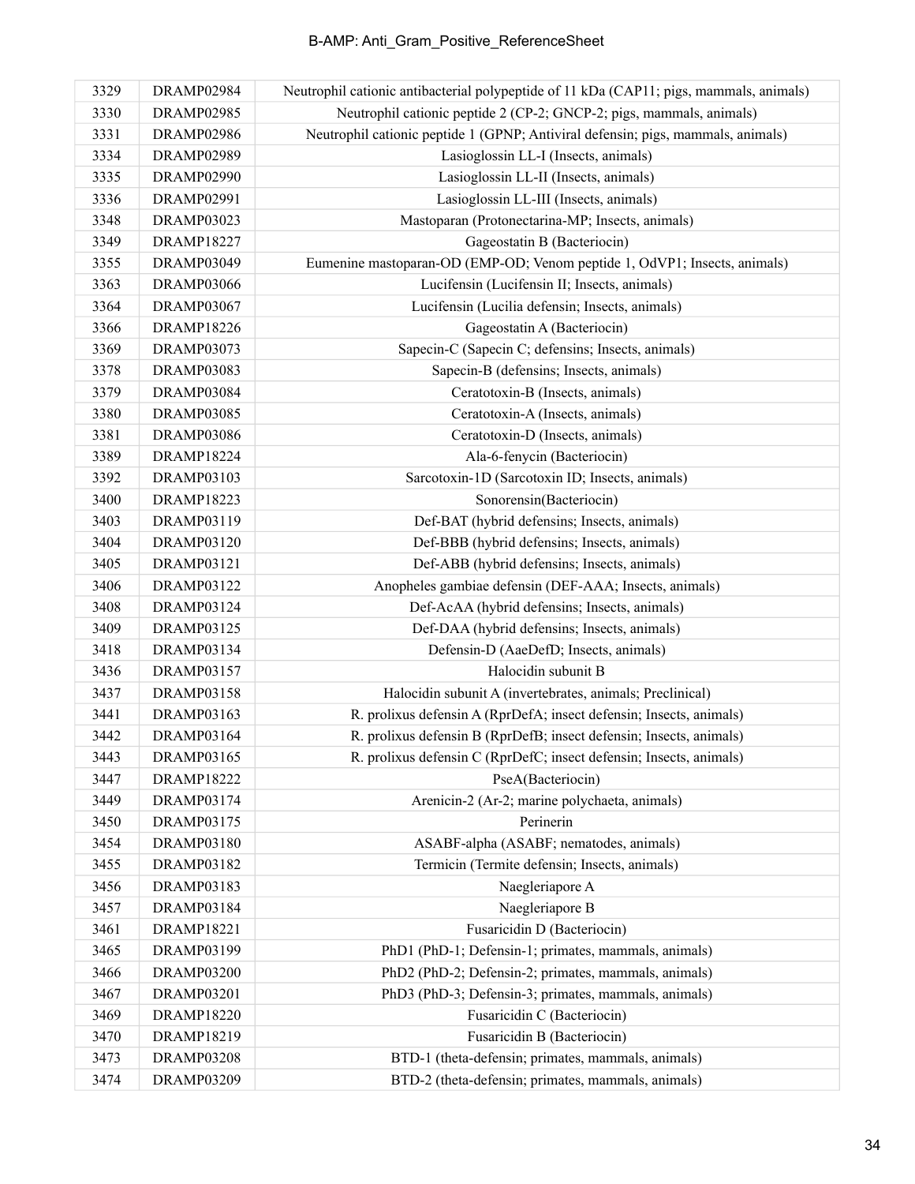| 3329 | DRAMP02984 | Neutrophil cationic antibacterial polypeptide of 11 kDa (CAP11; pigs, mammals, animals) |
|---|---|---|
| 3330 | DRAMP02985 | Neutrophil cationic peptide 2 (CP-2; GNCP-2; pigs, mammals, animals) |
| 3331 | DRAMP02986 | Neutrophil cationic peptide 1 (GPNP; Antiviral defensin; pigs, mammals, animals) |
| 3334 | DRAMP02989 | Lasioglossin LL-I (Insects, animals) |
| 3335 | DRAMP02990 | Lasioglossin LL-II (Insects, animals) |
| 3336 | DRAMP02991 | Lasioglossin LL-III (Insects, animals) |
| 3348 | DRAMP03023 | Mastoparan (Protonectarina-MP; Insects, animals) |
| 3349 | DRAMP18227 | Gageostatin B (Bacteriocin) |
| 3355 | DRAMP03049 | Eumenine mastoparan-OD (EMP-OD; Venom peptide 1, OdVP1; Insects, animals) |
| 3363 | DRAMP03066 | Lucifensin (Lucifensin II; Insects, animals) |
| 3364 | DRAMP03067 | Lucifensin (Lucilia defensin; Insects, animals) |
| 3366 | DRAMP18226 | Gageostatin A (Bacteriocin) |
| 3369 | DRAMP03073 | Sapecin-C (Sapecin C; defensins; Insects, animals) |
| 3378 | DRAMP03083 | Sapecin-B (defensins; Insects, animals) |
| 3379 | DRAMP03084 | Ceratotoxin-B (Insects, animals) |
| 3380 | DRAMP03085 | Ceratotoxin-A (Insects, animals) |
| 3381 | DRAMP03086 | Ceratotoxin-D (Insects, animals) |
| 3389 | DRAMP18224 | Ala-6-fenycin (Bacteriocin) |
| 3392 | DRAMP03103 | Sarcotoxin-1D (Sarcotoxin ID; Insects, animals) |
| 3400 | DRAMP18223 | Sonorensin(Bacteriocin) |
| 3403 | DRAMP03119 | Def-BAT (hybrid defensins; Insects, animals) |
| 3404 | DRAMP03120 | Def-BBB (hybrid defensins; Insects, animals) |
| 3405 | DRAMP03121 | Def-ABB (hybrid defensins; Insects, animals) |
| 3406 | DRAMP03122 | Anopheles gambiae defensin (DEF-AAA; Insects, animals) |
| 3408 | DRAMP03124 | Def-AcAA (hybrid defensins; Insects, animals) |
| 3409 | DRAMP03125 | Def-DAA (hybrid defensins; Insects, animals) |
| 3418 | DRAMP03134 | Defensin-D (AaeDefD; Insects, animals) |
| 3436 | DRAMP03157 | Halocidin subunit B |
| 3437 | DRAMP03158 | Halocidin subunit A (invertebrates, animals; Preclinical) |
| 3441 | DRAMP03163 | R. prolixus defensin A (RprDefA; insect defensin; Insects, animals) |
| 3442 | DRAMP03164 | R. prolixus defensin B (RprDefB; insect defensin; Insects, animals) |
| 3443 | DRAMP03165 | R. prolixus defensin C (RprDefC; insect defensin; Insects, animals) |
| 3447 | DRAMP18222 | PseA(Bacteriocin) |
| 3449 | DRAMP03174 | Arenicin-2 (Ar-2; marine polychaeta, animals) |
| 3450 | DRAMP03175 | Perinerin |
| 3454 | DRAMP03180 | ASABF-alpha (ASABF; nematodes, animals) |
| 3455 | DRAMP03182 | Termicin (Termite defensin; Insects, animals) |
| 3456 | DRAMP03183 | Naegleriapore A |
| 3457 | DRAMP03184 | Naegleriapore B |
| 3461 | DRAMP18221 | Fusaricidin D (Bacteriocin) |
| 3465 | DRAMP03199 | PhD1 (PhD-1; Defensin-1; primates, mammals, animals) |
| 3466 | DRAMP03200 | PhD2 (PhD-2; Defensin-2; primates, mammals, animals) |
| 3467 | DRAMP03201 | PhD3 (PhD-3; Defensin-3; primates, mammals, animals) |
| 3469 | DRAMP18220 | Fusaricidin C (Bacteriocin) |
| 3470 | DRAMP18219 | Fusaricidin B (Bacteriocin) |
| 3473 | DRAMP03208 | BTD-1 (theta-defensin; primates, mammals, animals) |
| 3474 | DRAMP03209 | BTD-2 (theta-defensin; primates, mammals, animals) |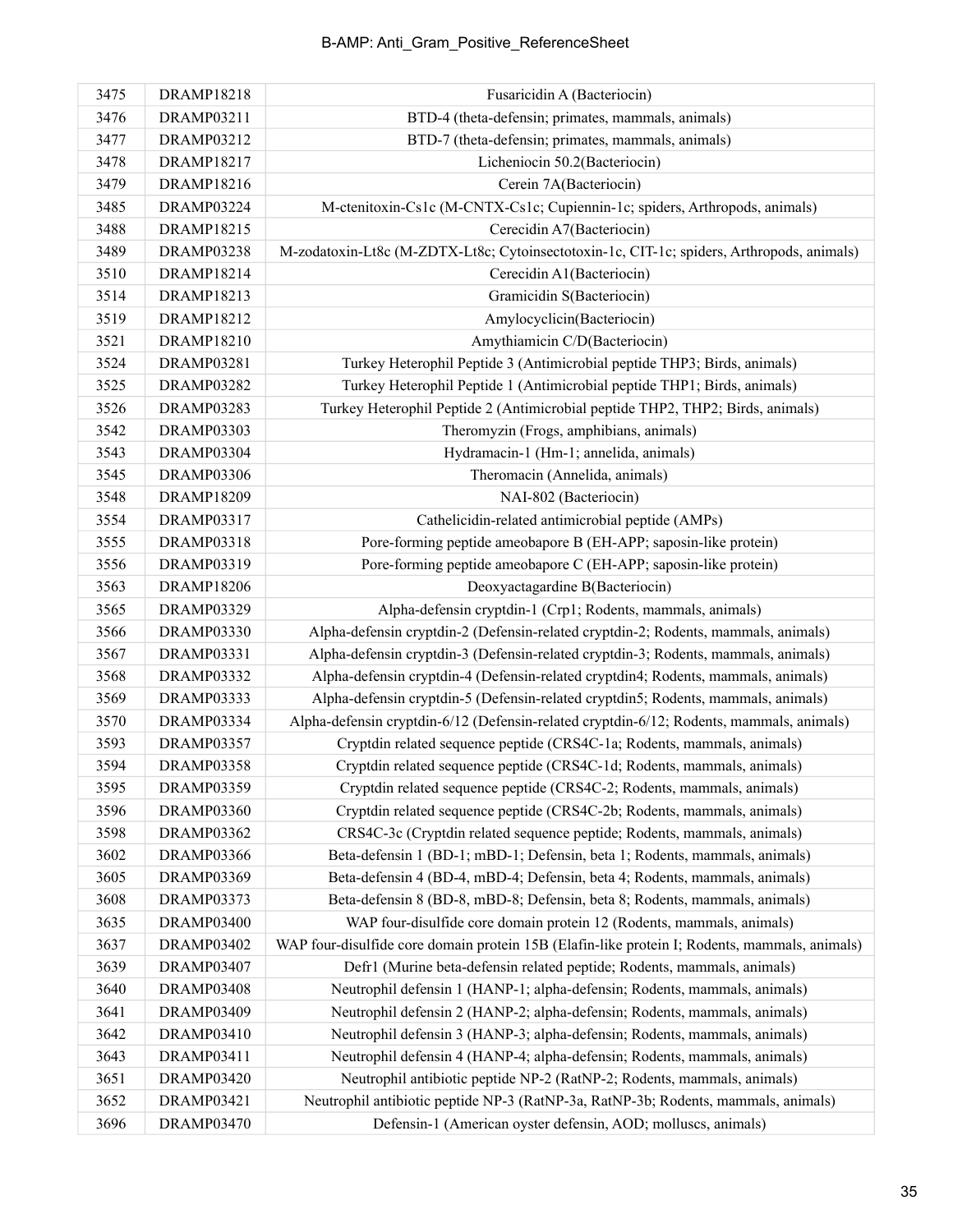| 3475 | DRAMP18218 | Fusaricidin A (Bacteriocin) |
|---|---|---|
| 3476 | DRAMP03211 | BTD-4 (theta-defensin; primates, mammals, animals) |
| 3477 | DRAMP03212 | BTD-7 (theta-defensin; primates, mammals, animals) |
| 3478 | DRAMP18217 | Licheniocin 50.2(Bacteriocin) |
| 3479 | DRAMP18216 | Cerein 7A(Bacteriocin) |
| 3485 | DRAMP03224 | M-ctenitoxin-Cs1c (M-CNTX-Cs1c; Cupiennin-1c; spiders, Arthropods, animals) |
| 3488 | DRAMP18215 | Cerecidin A7(Bacteriocin) |
| 3489 | DRAMP03238 | M-zodatoxin-Lt8c (M-ZDTX-Lt8c; Cytoinsectotoxin-1c, CIT-1c; spiders, Arthropods, animals) |
| 3510 | DRAMP18214 | Cerecidin A1(Bacteriocin) |
| 3514 | DRAMP18213 | Gramicidin S(Bacteriocin) |
| 3519 | DRAMP18212 | Amylocyclicin(Bacteriocin) |
| 3521 | DRAMP18210 | Amythiamicin C/D(Bacteriocin) |
| 3524 | DRAMP03281 | Turkey Heterophil Peptide 3 (Antimicrobial peptide THP3; Birds, animals) |
| 3525 | DRAMP03282 | Turkey Heterophil Peptide 1 (Antimicrobial peptide THP1; Birds, animals) |
| 3526 | DRAMP03283 | Turkey Heterophil Peptide 2 (Antimicrobial peptide THP2, THP2; Birds, animals) |
| 3542 | DRAMP03303 | Theromyzin (Frogs, amphibians, animals) |
| 3543 | DRAMP03304 | Hydramacin-1 (Hm-1; annelida, animals) |
| 3545 | DRAMP03306 | Theromacin (Annelida, animals) |
| 3548 | DRAMP18209 | NAI-802 (Bacteriocin) |
| 3554 | DRAMP03317 | Cathelicidin-related antimicrobial peptide (AMPs) |
| 3555 | DRAMP03318 | Pore-forming peptide ameobapore B (EH-APP; saposin-like protein) |
| 3556 | DRAMP03319 | Pore-forming peptide ameobapore C (EH-APP; saposin-like protein) |
| 3563 | DRAMP18206 | Deoxyactagardine B(Bacteriocin) |
| 3565 | DRAMP03329 | Alpha-defensin cryptdin-1 (Crp1; Rodents, mammals, animals) |
| 3566 | DRAMP03330 | Alpha-defensin cryptdin-2 (Defensin-related cryptdin-2; Rodents, mammals, animals) |
| 3567 | DRAMP03331 | Alpha-defensin cryptdin-3 (Defensin-related cryptdin-3; Rodents, mammals, animals) |
| 3568 | DRAMP03332 | Alpha-defensin cryptdin-4 (Defensin-related cryptdin4; Rodents, mammals, animals) |
| 3569 | DRAMP03333 | Alpha-defensin cryptdin-5 (Defensin-related cryptdin5; Rodents, mammals, animals) |
| 3570 | DRAMP03334 | Alpha-defensin cryptdin-6/12 (Defensin-related cryptdin-6/12; Rodents, mammals, animals) |
| 3593 | DRAMP03357 | Cryptdin related sequence peptide (CRS4C-1a; Rodents, mammals, animals) |
| 3594 | DRAMP03358 | Cryptdin related sequence peptide (CRS4C-1d; Rodents, mammals, animals) |
| 3595 | DRAMP03359 | Cryptdin related sequence peptide (CRS4C-2; Rodents, mammals, animals) |
| 3596 | DRAMP03360 | Cryptdin related sequence peptide (CRS4C-2b; Rodents, mammals, animals) |
| 3598 | DRAMP03362 | CRS4C-3c (Cryptdin related sequence peptide; Rodents, mammals, animals) |
| 3602 | DRAMP03366 | Beta-defensin 1 (BD-1; mBD-1; Defensin, beta 1; Rodents, mammals, animals) |
| 3605 | DRAMP03369 | Beta-defensin 4 (BD-4, mBD-4; Defensin, beta 4; Rodents, mammals, animals) |
| 3608 | DRAMP03373 | Beta-defensin 8 (BD-8, mBD-8; Defensin, beta 8; Rodents, mammals, animals) |
| 3635 | DRAMP03400 | WAP four-disulfide core domain protein 12 (Rodents, mammals, animals) |
| 3637 | DRAMP03402 | WAP four-disulfide core domain protein 15B (Elafin-like protein I; Rodents, mammals, animals) |
| 3639 | DRAMP03407 | Defr1 (Murine beta-defensin related peptide; Rodents, mammals, animals) |
| 3640 | DRAMP03408 | Neutrophil defensin 1 (HANP-1; alpha-defensin; Rodents, mammals, animals) |
| 3641 | DRAMP03409 | Neutrophil defensin 2 (HANP-2; alpha-defensin; Rodents, mammals, animals) |
| 3642 | DRAMP03410 | Neutrophil defensin 3 (HANP-3; alpha-defensin; Rodents, mammals, animals) |
| 3643 | DRAMP03411 | Neutrophil defensin 4 (HANP-4; alpha-defensin; Rodents, mammals, animals) |
| 3651 | DRAMP03420 | Neutrophil antibiotic peptide NP-2 (RatNP-2; Rodents, mammals, animals) |
| 3652 | DRAMP03421 | Neutrophil antibiotic peptide NP-3 (RatNP-3a, RatNP-3b; Rodents, mammals, animals) |
| 3696 | DRAMP03470 | Defensin-1 (American oyster defensin, AOD; molluscs, animals) |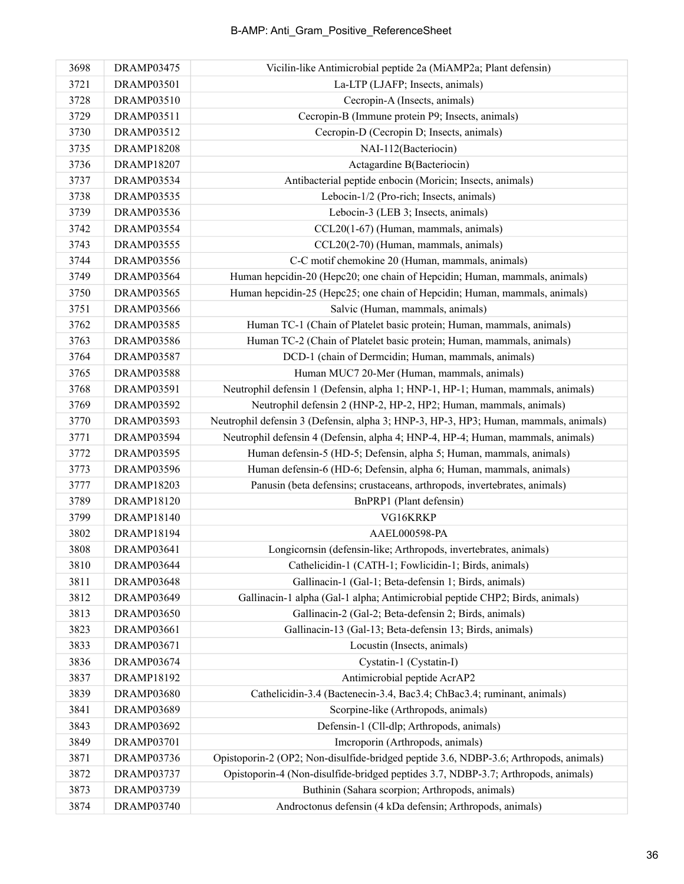| 3698 | DRAMP03475 | Vicilin-like Antimicrobial peptide 2a (MiAMP2a; Plant defensin) |
|---|---|---|
| 3721 | DRAMP03501 | La-LTP (LJAFP; Insects, animals) |
| 3728 | DRAMP03510 | Cecropin-A (Insects, animals) |
| 3729 | DRAMP03511 | Cecropin-B (Immune protein P9; Insects, animals) |
| 3730 | DRAMP03512 | Cecropin-D (Cecropin D; Insects, animals) |
| 3735 | DRAMP18208 | NAI-112(Bacteriocin) |
| 3736 | DRAMP18207 | Actagardine B(Bacteriocin) |
| 3737 | DRAMP03534 | Antibacterial peptide enbocin (Moricin; Insects, animals) |
| 3738 | DRAMP03535 | Lebocin-1/2 (Pro-rich; Insects, animals) |
| 3739 | DRAMP03536 | Lebocin-3 (LEB 3; Insects, animals) |
| 3742 | DRAMP03554 | CCL20(1-67) (Human, mammals, animals) |
| 3743 | DRAMP03555 | CCL20(2-70) (Human, mammals, animals) |
| 3744 | DRAMP03556 | C-C motif chemokine 20 (Human, mammals, animals) |
| 3749 | DRAMP03564 | Human hepcidin-20 (Hepc20; one chain of Hepcidin; Human, mammals, animals) |
| 3750 | DRAMP03565 | Human hepcidin-25 (Hepc25; one chain of Hepcidin; Human, mammals, animals) |
| 3751 | DRAMP03566 | Salvic (Human, mammals, animals) |
| 3762 | DRAMP03585 | Human TC-1 (Chain of Platelet basic protein; Human, mammals, animals) |
| 3763 | DRAMP03586 | Human TC-2 (Chain of Platelet basic protein; Human, mammals, animals) |
| 3764 | DRAMP03587 | DCD-1 (chain of Dermcidin; Human, mammals, animals) |
| 3765 | DRAMP03588 | Human MUC7 20-Mer (Human, mammals, animals) |
| 3768 | DRAMP03591 | Neutrophil defensin 1 (Defensin, alpha 1; HNP-1, HP-1; Human, mammals, animals) |
| 3769 | DRAMP03592 | Neutrophil defensin 2 (HNP-2, HP-2, HP2; Human, mammals, animals) |
| 3770 | DRAMP03593 | Neutrophil defensin 3 (Defensin, alpha 3; HNP-3, HP-3, HP3; Human, mammals, animals) |
| 3771 | DRAMP03594 | Neutrophil defensin 4 (Defensin, alpha 4; HNP-4, HP-4; Human, mammals, animals) |
| 3772 | DRAMP03595 | Human defensin-5 (HD-5; Defensin, alpha 5; Human, mammals, animals) |
| 3773 | DRAMP03596 | Human defensin-6 (HD-6; Defensin, alpha 6; Human, mammals, animals) |
| 3777 | DRAMP18203 | Panusin (beta defensins; crustaceans, arthropods, invertebrates, animals) |
| 3789 | DRAMP18120 | BnPRP1 (Plant defensin) |
| 3799 | DRAMP18140 | VG16KRKP |
| 3802 | DRAMP18194 | AAEL000598-PA |
| 3808 | DRAMP03641 | Longicornsin (defensin-like; Arthropods, invertebrates, animals) |
| 3810 | DRAMP03644 | Cathelicidin-1 (CATH-1; Fowlicidin-1; Birds, animals) |
| 3811 | DRAMP03648 | Gallinacin-1 (Gal-1; Beta-defensin 1; Birds, animals) |
| 3812 | DRAMP03649 | Gallinacin-1 alpha (Gal-1 alpha; Antimicrobial peptide CHP2; Birds, animals) |
| 3813 | DRAMP03650 | Gallinacin-2 (Gal-2; Beta-defensin 2; Birds, animals) |
| 3823 | DRAMP03661 | Gallinacin-13 (Gal-13; Beta-defensin 13; Birds, animals) |
| 3833 | DRAMP03671 | Locustin (Insects, animals) |
| 3836 | DRAMP03674 | Cystatin-1 (Cystatin-I) |
| 3837 | DRAMP18192 | Antimicrobial peptide AcrAP2 |
| 3839 | DRAMP03680 | Cathelicidin-3.4 (Bactenecin-3.4, Bac3.4; ChBac3.4; ruminant, animals) |
| 3841 | DRAMP03689 | Scorpine-like (Arthropods, animals) |
| 3843 | DRAMP03692 | Defensin-1 (Cll-dlp; Arthropods, animals) |
| 3849 | DRAMP03701 | Imcroporin (Arthropods, animals) |
| 3871 | DRAMP03736 | Opistoporin-2 (OP2; Non-disulfide-bridged peptide 3.6, NDBP-3.6; Arthropods, animals) |
| 3872 | DRAMP03737 | Opistoporin-4 (Non-disulfide-bridged peptides 3.7, NDBP-3.7; Arthropods, animals) |
| 3873 | DRAMP03739 | Buthinin (Sahara scorpion; Arthropods, animals) |
| 3874 | DRAMP03740 | Androctonus defensin (4 kDa defensin; Arthropods, animals) |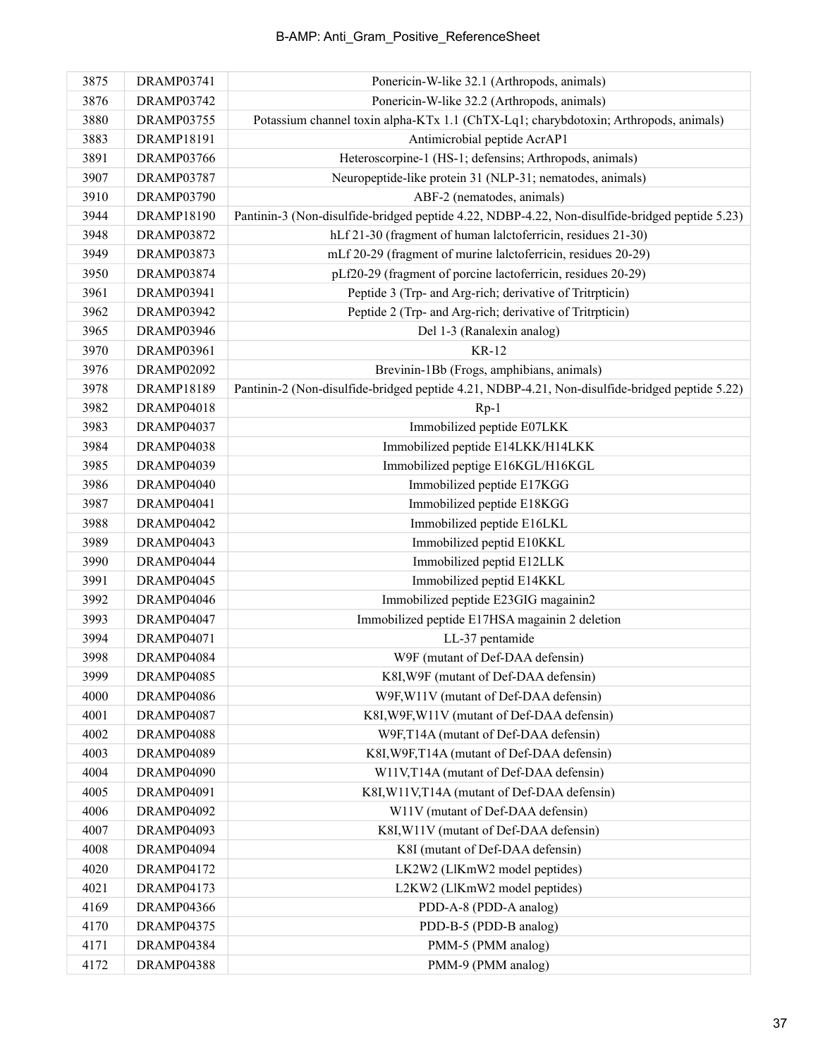| 3875 | DRAMP03741 | Ponericin-W-like 32.1 (Arthropods, animals) |
|---|---|---|
| 3876 | DRAMP03742 | Ponericin-W-like 32.2 (Arthropods, animals) |
| 3880 | DRAMP03755 | Potassium channel toxin alpha-KTx 1.1 (ChTX-Lq1; charybdotoxin; Arthropods, animals) |
| 3883 | DRAMP18191 | Antimicrobial peptide AcrAP1 |
| 3891 | DRAMP03766 | Heteroscorpine-1 (HS-1; defensins; Arthropods, animals) |
| 3907 | DRAMP03787 | Neuropeptide-like protein 31 (NLP-31; nematodes, animals) |
| 3910 | DRAMP03790 | ABF-2 (nematodes, animals) |
| 3944 | DRAMP18190 | Pantinin-3 (Non-disulfide-bridged peptide 4.22, NDBP-4.22, Non-disulfide-bridged peptide 5.23) |
| 3948 | DRAMP03872 | hLf 21-30 (fragment of human lalctoferricin, residues 21-30) |
| 3949 | DRAMP03873 | mLf 20-29 (fragment of murine lalctoferricin, residues 20-29) |
| 3950 | DRAMP03874 | pLf20-29 (fragment of porcine lactoferricin, residues 20-29) |
| 3961 | DRAMP03941 | Peptide 3 (Trp- and Arg-rich; derivative of Tritrpticin) |
| 3962 | DRAMP03942 | Peptide 2 (Trp- and Arg-rich; derivative of Tritrpticin) |
| 3965 | DRAMP03946 | Del 1-3 (Ranalexin analog) |
| 3970 | DRAMP03961 | KR-12 |
| 3976 | DRAMP02092 | Brevinin-1Bb (Frogs, amphibians, animals) |
| 3978 | DRAMP18189 | Pantinin-2 (Non-disulfide-bridged peptide 4.21, NDBP-4.21, Non-disulfide-bridged peptide 5.22) |
| 3982 | DRAMP04018 | Rp-1 |
| 3983 | DRAMP04037 | Immobilized peptide E07LKK |
| 3984 | DRAMP04038 | Immobilized peptide E14LKK/H14LKK |
| 3985 | DRAMP04039 | Immobilized peptige E16KGL/H16KGL |
| 3986 | DRAMP04040 | Immobilized peptide E17KGG |
| 3987 | DRAMP04041 | Immobilized peptide E18KGG |
| 3988 | DRAMP04042 | Immobilized peptide E16LKL |
| 3989 | DRAMP04043 | Immobilized peptid E10KKL |
| 3990 | DRAMP04044 | Immobilized peptid E12LLK |
| 3991 | DRAMP04045 | Immobilized peptid E14KKL |
| 3992 | DRAMP04046 | Immobilized peptide E23GIG magainin2 |
| 3993 | DRAMP04047 | Immobilized peptide E17HSA magainin 2 deletion |
| 3994 | DRAMP04071 | LL-37 pentamide |
| 3998 | DRAMP04084 | W9F (mutant of Def-DAA defensin) |
| 3999 | DRAMP04085 | K8I,W9F (mutant of Def-DAA defensin) |
| 4000 | DRAMP04086 | W9F,W11V (mutant of Def-DAA defensin) |
| 4001 | DRAMP04087 | K8I,W9F,W11V (mutant of Def-DAA defensin) |
| 4002 | DRAMP04088 | W9F,T14A (mutant of Def-DAA defensin) |
| 4003 | DRAMP04089 | K8I,W9F,T14A (mutant of Def-DAA defensin) |
| 4004 | DRAMP04090 | W11V,T14A (mutant of Def-DAA defensin) |
| 4005 | DRAMP04091 | K8I,W11V,T14A (mutant of Def-DAA defensin) |
| 4006 | DRAMP04092 | W11V (mutant of Def-DAA defensin) |
| 4007 | DRAMP04093 | K8I,W11V (mutant of Def-DAA defensin) |
| 4008 | DRAMP04094 | K8I (mutant of Def-DAA defensin) |
| 4020 | DRAMP04172 | LK2W2 (LlKmW2 model peptides) |
| 4021 | DRAMP04173 | L2KW2 (LlKmW2 model peptides) |
| 4169 | DRAMP04366 | PDD-A-8 (PDD-A analog) |
| 4170 | DRAMP04375 | PDD-B-5 (PDD-B analog) |
| 4171 | DRAMP04384 | PMM-5 (PMM analog) |
| 4172 | DRAMP04388 | PMM-9 (PMM analog) |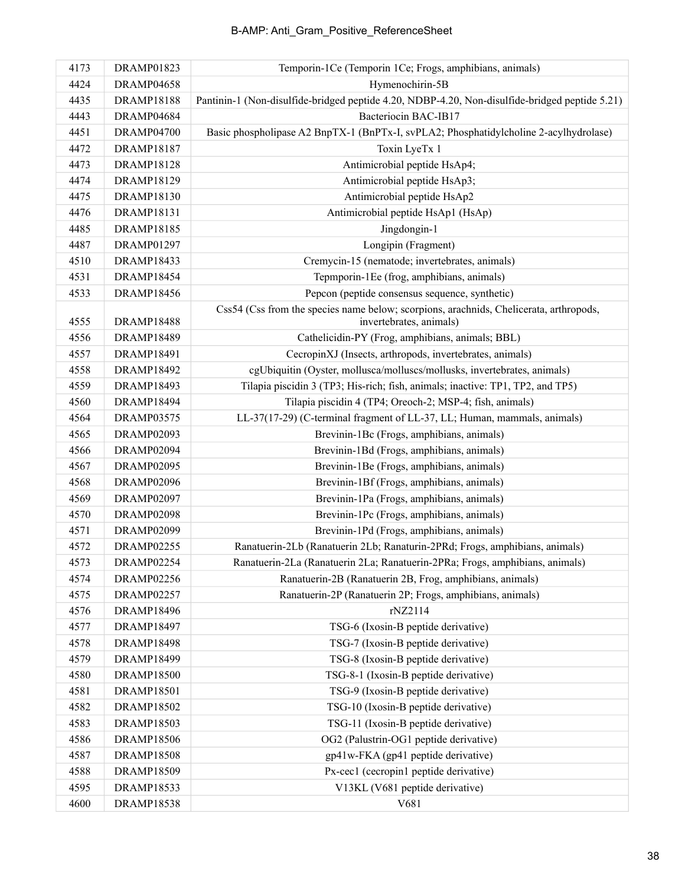| 4173 | DRAMP01823 | Temporin-1Ce (Temporin 1Ce; Frogs, amphibians, animals) |
|---|---|---|
| 4424 | DRAMP04658 | Hymenochirin-5B |
| 4435 | DRAMP18188 | Pantinin-1 (Non-disulfide-bridged peptide 4.20, NDBP-4.20, Non-disulfide-bridged peptide 5.21) |
| 4443 | DRAMP04684 | Bacteriocin BAC-IB17 |
| 4451 | DRAMP04700 | Basic phospholipase A2 BnpTX-1 (BnPTx-I, svPLA2; Phosphatidylcholine 2-acylhydrolase) |
| 4472 | DRAMP18187 | Toxin LyeTx 1 |
| 4473 | DRAMP18128 | Antimicrobial peptide HsAp4; |
| 4474 | DRAMP18129 | Antimicrobial peptide HsAp3; |
| 4475 | DRAMP18130 | Antimicrobial peptide HsAp2 |
| 4476 | DRAMP18131 | Antimicrobial peptide HsAp1 (HsAp) |
| 4485 | DRAMP18185 | Jingdongin-1 |
| 4487 | DRAMP01297 | Longipin (Fragment) |
| 4510 | DRAMP18433 | Cremycin-15 (nematode; invertebrates, animals) |
| 4531 | DRAMP18454 | Tepmporin-1Ee (frog, amphibians, animals) |
| 4533 | DRAMP18456 | Pepcon (peptide consensus sequence, synthetic) |
| 4555 | DRAMP18488 | Css54 (Css from the species name below; scorpions, arachnids, Chelicerata, arthropods, invertebrates, animals) |
| 4556 | DRAMP18489 | Cathelicidin-PY (Frog, amphibians, animals; BBL) |
| 4557 | DRAMP18491 | CecropinXJ (Insects, arthropods, invertebrates, animals) |
| 4558 | DRAMP18492 | cgUbiquitin (Oyster, mollusca/molluscs/mollusks, invertebrates, animals) |
| 4559 | DRAMP18493 | Tilapia piscidin 3 (TP3; His-rich; fish, animals; inactive: TP1, TP2, and TP5) |
| 4560 | DRAMP18494 | Tilapia piscidin 4 (TP4; Oreoch-2; MSP-4; fish, animals) |
| 4564 | DRAMP03575 | LL-37(17-29) (C-terminal fragment of LL-37, LL; Human, mammals, animals) |
| 4565 | DRAMP02093 | Brevinin-1Bc (Frogs, amphibians, animals) |
| 4566 | DRAMP02094 | Brevinin-1Bd (Frogs, amphibians, animals) |
| 4567 | DRAMP02095 | Brevinin-1Be (Frogs, amphibians, animals) |
| 4568 | DRAMP02096 | Brevinin-1Bf (Frogs, amphibians, animals) |
| 4569 | DRAMP02097 | Brevinin-1Pa (Frogs, amphibians, animals) |
| 4570 | DRAMP02098 | Brevinin-1Pc (Frogs, amphibians, animals) |
| 4571 | DRAMP02099 | Brevinin-1Pd (Frogs, amphibians, animals) |
| 4572 | DRAMP02255 | Ranatuerin-2Lb (Ranatuerin 2Lb; Ranaturin-2PRd; Frogs, amphibians, animals) |
| 4573 | DRAMP02254 | Ranatuerin-2La (Ranatuerin 2La; Ranatuerin-2PRa; Frogs, amphibians, animals) |
| 4574 | DRAMP02256 | Ranatuerin-2B (Ranatuerin 2B, Frog, amphibians, animals) |
| 4575 | DRAMP02257 | Ranatuerin-2P (Ranatuerin 2P; Frogs, amphibians, animals) |
| 4576 | DRAMP18496 | rNZ2114 |
| 4577 | DRAMP18497 | TSG-6 (Ixosin-B peptide derivative) |
| 4578 | DRAMP18498 | TSG-7 (Ixosin-B peptide derivative) |
| 4579 | DRAMP18499 | TSG-8 (Ixosin-B peptide derivative) |
| 4580 | DRAMP18500 | TSG-8-1 (Ixosin-B peptide derivative) |
| 4581 | DRAMP18501 | TSG-9 (Ixosin-B peptide derivative) |
| 4582 | DRAMP18502 | TSG-10 (Ixosin-B peptide derivative) |
| 4583 | DRAMP18503 | TSG-11 (Ixosin-B peptide derivative) |
| 4586 | DRAMP18506 | OG2 (Palustrin-OG1 peptide derivative) |
| 4587 | DRAMP18508 | gp41w-FKA (gp41 peptide derivative) |
| 4588 | DRAMP18509 | Px-cec1 (cecropin1 peptide derivative) |
| 4595 | DRAMP18533 | V13KL (V681 peptide derivative) |
| 4600 | DRAMP18538 | V681 |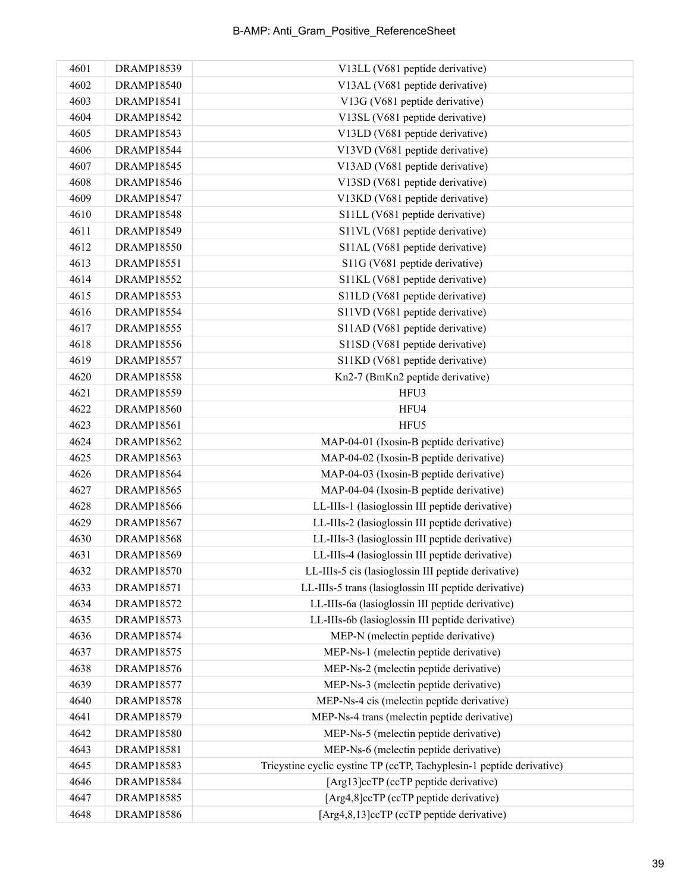| 4601 | DRAMP18539 | V13LL (V681 peptide derivative) |
|---|---|---|
| 4602 | DRAMP18540 | V13AL (V681 peptide derivative) |
| 4603 | DRAMP18541 | V13G (V681 peptide derivative) |
| 4604 | DRAMP18542 | V13SL (V681 peptide derivative) |
| 4605 | DRAMP18543 | V13LD (V681 peptide derivative) |
| 4606 | DRAMP18544 | V13VD (V681 peptide derivative) |
| 4607 | DRAMP18545 | V13AD (V681 peptide derivative) |
| 4608 | DRAMP18546 | V13SD (V681 peptide derivative) |
| 4609 | DRAMP18547 | V13KD (V681 peptide derivative) |
| 4610 | DRAMP18548 | S11LL (V681 peptide derivative) |
| 4611 | DRAMP18549 | S11VL (V681 peptide derivative) |
| 4612 | DRAMP18550 | S11AL (V681 peptide derivative) |
| 4613 | DRAMP18551 | S11G (V681 peptide derivative) |
| 4614 | DRAMP18552 | S11KL (V681 peptide derivative) |
| 4615 | DRAMP18553 | S11LD (V681 peptide derivative) |
| 4616 | DRAMP18554 | S11VD (V681 peptide derivative) |
| 4617 | DRAMP18555 | S11AD (V681 peptide derivative) |
| 4618 | DRAMP18556 | S11SD (V681 peptide derivative) |
| 4619 | DRAMP18557 | S11KD (V681 peptide derivative) |
| 4620 | DRAMP18558 | Kn2-7 (BmKn2 peptide derivative) |
| 4621 | DRAMP18559 | HFU3 |
| 4622 | DRAMP18560 | HFU4 |
| 4623 | DRAMP18561 | HFU5 |
| 4624 | DRAMP18562 | MAP-04-01 (Ixosin-B peptide derivative) |
| 4625 | DRAMP18563 | MAP-04-02 (Ixosin-B peptide derivative) |
| 4626 | DRAMP18564 | MAP-04-03 (Ixosin-B peptide derivative) |
| 4627 | DRAMP18565 | MAP-04-04 (Ixosin-B peptide derivative) |
| 4628 | DRAMP18566 | LL-IIIs-1 (lasioglossin III peptide derivative) |
| 4629 | DRAMP18567 | LL-IIIs-2 (lasioglossin III peptide derivative) |
| 4630 | DRAMP18568 | LL-IIIs-3 (lasioglossin III peptide derivative) |
| 4631 | DRAMP18569 | LL-IIIs-4 (lasioglossin III peptide derivative) |
| 4632 | DRAMP18570 | LL-IIIs-5 cis (lasioglossin III peptide derivative) |
| 4633 | DRAMP18571 | LL-IIIs-5 trans (lasioglossin III peptide derivative) |
| 4634 | DRAMP18572 | LL-IIIs-6a (lasioglossin III peptide derivative) |
| 4635 | DRAMP18573 | LL-IIIs-6b (lasioglossin III peptide derivative) |
| 4636 | DRAMP18574 | MEP-N (melectin peptide derivative) |
| 4637 | DRAMP18575 | MEP-Ns-1 (melectin peptide derivative) |
| 4638 | DRAMP18576 | MEP-Ns-2 (melectin peptide derivative) |
| 4639 | DRAMP18577 | MEP-Ns-3 (melectin peptide derivative) |
| 4640 | DRAMP18578 | MEP-Ns-4 cis (melectin peptide derivative) |
| 4641 | DRAMP18579 | MEP-Ns-4 trans (melectin peptide derivative) |
| 4642 | DRAMP18580 | MEP-Ns-5 (melectin peptide derivative) |
| 4643 | DRAMP18581 | MEP-Ns-6 (melectin peptide derivative) |
| 4645 | DRAMP18583 | Tricystine cyclic cystine TP (ccTP, Tachyplesin-1 peptide derivative) |
| 4646 | DRAMP18584 | [Arg13]ccTP (ccTP peptide derivative) |
| 4647 | DRAMP18585 | [Arg4,8]ccTP (ccTP peptide derivative) |
| 4648 | DRAMP18586 | [Arg4,8,13]ccTP (ccTP peptide derivative) |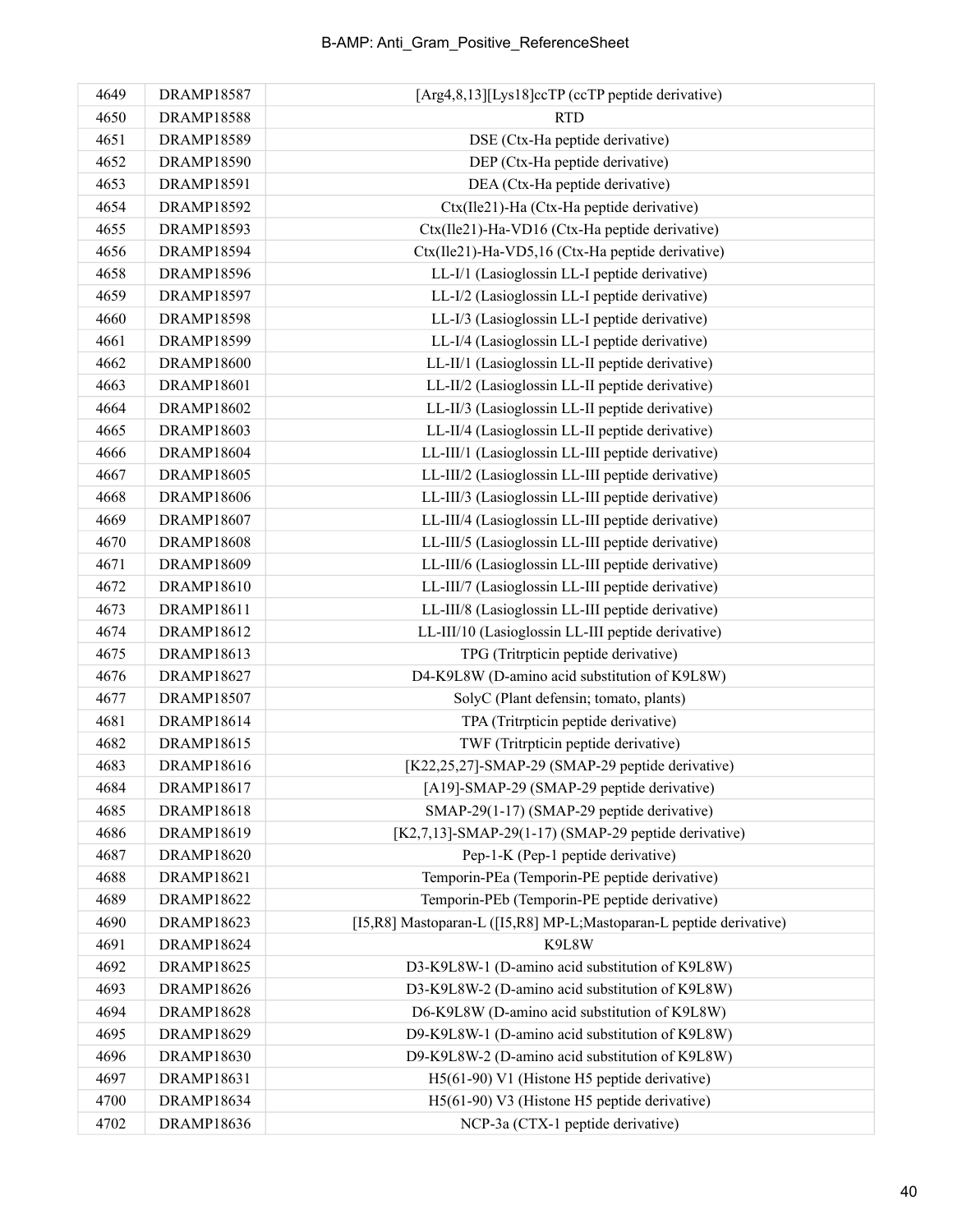| | | |
|---|---|---|
| 4649 | DRAMP18587 | [Arg4,8,13][Lys18]ccTP (ccTP peptide derivative) |
| 4650 | DRAMP18588 | RTD |
| 4651 | DRAMP18589 | DSE (Ctx-Ha peptide derivative) |
| 4652 | DRAMP18590 | DEP (Ctx-Ha peptide derivative) |
| 4653 | DRAMP18591 | DEA (Ctx-Ha peptide derivative) |
| 4654 | DRAMP18592 | Ctx(Ile21)-Ha (Ctx-Ha peptide derivative) |
| 4655 | DRAMP18593 | Ctx(Ile21)-Ha-VD16 (Ctx-Ha peptide derivative) |
| 4656 | DRAMP18594 | Ctx(Ile21)-Ha-VD5,16 (Ctx-Ha peptide derivative) |
| 4658 | DRAMP18596 | LL-I/1 (Lasioglossin LL-I peptide derivative) |
| 4659 | DRAMP18597 | LL-I/2 (Lasioglossin LL-I peptide derivative) |
| 4660 | DRAMP18598 | LL-I/3 (Lasioglossin LL-I peptide derivative) |
| 4661 | DRAMP18599 | LL-I/4 (Lasioglossin LL-I peptide derivative) |
| 4662 | DRAMP18600 | LL-II/1 (Lasioglossin LL-II peptide derivative) |
| 4663 | DRAMP18601 | LL-II/2 (Lasioglossin LL-II peptide derivative) |
| 4664 | DRAMP18602 | LL-II/3 (Lasioglossin LL-II peptide derivative) |
| 4665 | DRAMP18603 | LL-II/4 (Lasioglossin LL-II peptide derivative) |
| 4666 | DRAMP18604 | LL-III/1 (Lasioglossin LL-III peptide derivative) |
| 4667 | DRAMP18605 | LL-III/2 (Lasioglossin LL-III peptide derivative) |
| 4668 | DRAMP18606 | LL-III/3 (Lasioglossin LL-III peptide derivative) |
| 4669 | DRAMP18607 | LL-III/4 (Lasioglossin LL-III peptide derivative) |
| 4670 | DRAMP18608 | LL-III/5 (Lasioglossin LL-III peptide derivative) |
| 4671 | DRAMP18609 | LL-III/6 (Lasioglossin LL-III peptide derivative) |
| 4672 | DRAMP18610 | LL-III/7 (Lasioglossin LL-III peptide derivative) |
| 4673 | DRAMP18611 | LL-III/8 (Lasioglossin LL-III peptide derivative) |
| 4674 | DRAMP18612 | LL-III/10 (Lasioglossin LL-III peptide derivative) |
| 4675 | DRAMP18613 | TPG (Tritrpticin peptide derivative) |
| 4676 | DRAMP18627 | D4-K9L8W (D-amino acid substitution of K9L8W) |
| 4677 | DRAMP18507 | SolyC (Plant defensin; tomato, plants) |
| 4681 | DRAMP18614 | TPA (Tritrpticin peptide derivative) |
| 4682 | DRAMP18615 | TWF (Tritrpticin peptide derivative) |
| 4683 | DRAMP18616 | [K22,25,27]-SMAP-29 (SMAP-29 peptide derivative) |
| 4684 | DRAMP18617 | [A19]-SMAP-29 (SMAP-29 peptide derivative) |
| 4685 | DRAMP18618 | SMAP-29(1-17) (SMAP-29 peptide derivative) |
| 4686 | DRAMP18619 | [K2,7,13]-SMAP-29(1-17) (SMAP-29 peptide derivative) |
| 4687 | DRAMP18620 | Pep-1-K (Pep-1 peptide derivative) |
| 4688 | DRAMP18621 | Temporin-PEa (Temporin-PE peptide derivative) |
| 4689 | DRAMP18622 | Temporin-PEb (Temporin-PE peptide derivative) |
| 4690 | DRAMP18623 | [I5,R8] Mastoparan-L ([I5,R8] MP-L;Mastoparan-L peptide derivative) |
| 4691 | DRAMP18624 | K9L8W |
| 4692 | DRAMP18625 | D3-K9L8W-1 (D-amino acid substitution of K9L8W) |
| 4693 | DRAMP18626 | D3-K9L8W-2 (D-amino acid substitution of K9L8W) |
| 4694 | DRAMP18628 | D6-K9L8W (D-amino acid substitution of K9L8W) |
| 4695 | DRAMP18629 | D9-K9L8W-1 (D-amino acid substitution of K9L8W) |
| 4696 | DRAMP18630 | D9-K9L8W-2 (D-amino acid substitution of K9L8W) |
| 4697 | DRAMP18631 | H5(61-90) V1 (Histone H5 peptide derivative) |
| 4700 | DRAMP18634 | H5(61-90) V3 (Histone H5 peptide derivative) |
| 4702 | DRAMP18636 | NCP-3a (CTX-1 peptide derivative) |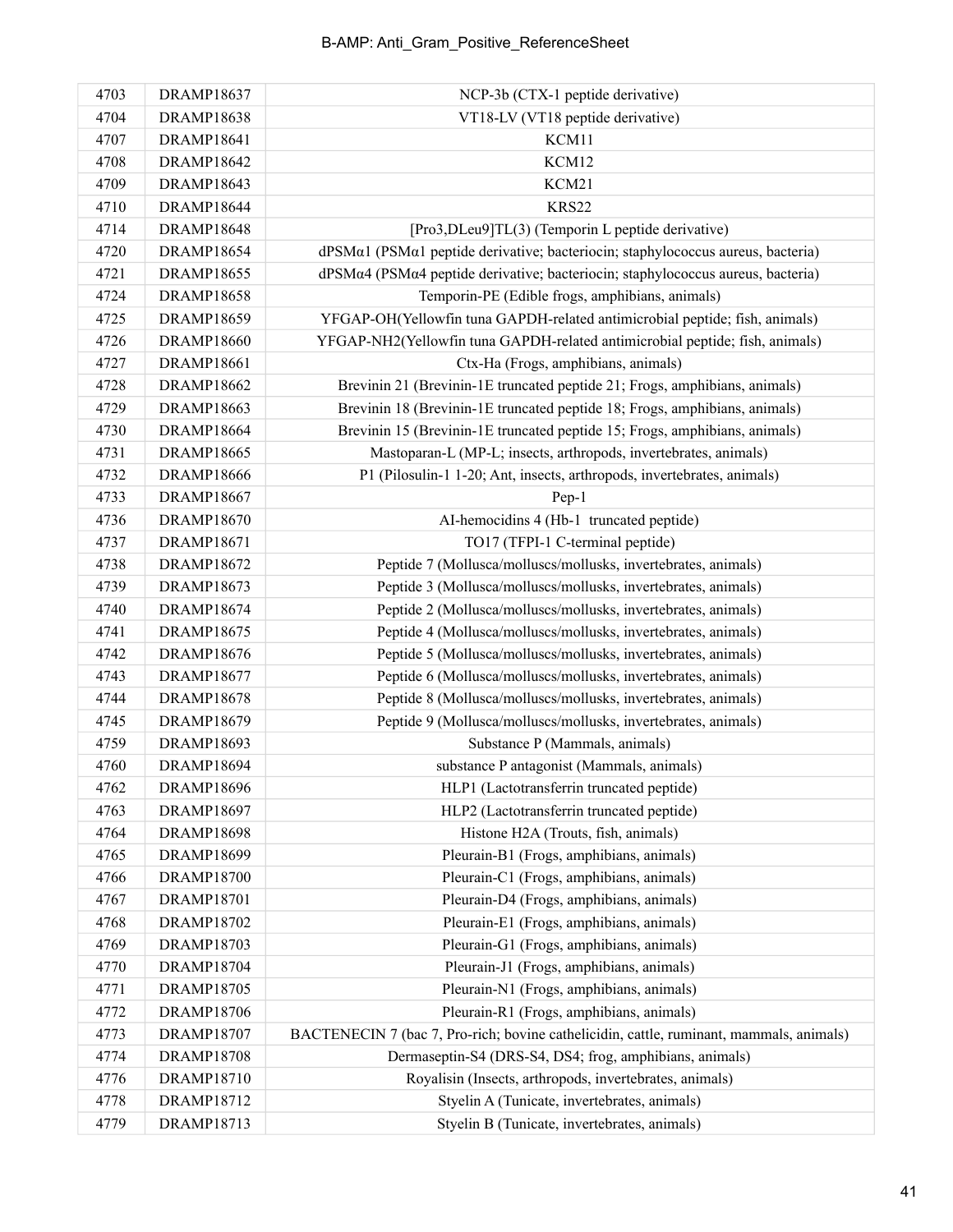| 4703 | DRAMP18637 | NCP-3b (CTX-1 peptide derivative) |
|---|---|---|
| 4704 | DRAMP18638 | VT18-LV (VT18 peptide derivative) |
| 4707 | DRAMP18641 | KCM11 |
| 4708 | DRAMP18642 | KCM12 |
| 4709 | DRAMP18643 | KCM21 |
| 4710 | DRAMP18644 | KRS22 |
| 4714 | DRAMP18648 | [Pro3,DLeu9]TL(3) (Temporin L peptide derivative) |
| 4720 | DRAMP18654 | dPSMα1 (PSMα1 peptide derivative; bacteriocin; staphylococcus aureus, bacteria) |
| 4721 | DRAMP18655 | dPSMα4 (PSMα4 peptide derivative; bacteriocin; staphylococcus aureus, bacteria) |
| 4724 | DRAMP18658 | Temporin-PE (Edible frogs, amphibians, animals) |
| 4725 | DRAMP18659 | YFGAP-OH(Yellowfin tuna GAPDH-related antimicrobial peptide; fish, animals) |
| 4726 | DRAMP18660 | YFGAP-NH2(Yellowfin tuna GAPDH-related antimicrobial peptide; fish, animals) |
| 4727 | DRAMP18661 | Ctx-Ha (Frogs, amphibians, animals) |
| 4728 | DRAMP18662 | Brevinin 21 (Brevinin-1E truncated peptide 21; Frogs, amphibians, animals) |
| 4729 | DRAMP18663 | Brevinin 18 (Brevinin-1E truncated peptide 18; Frogs, amphibians, animals) |
| 4730 | DRAMP18664 | Brevinin 15 (Brevinin-1E truncated peptide 15; Frogs, amphibians, animals) |
| 4731 | DRAMP18665 | Mastoparan-L (MP-L; insects, arthropods, invertebrates, animals) |
| 4732 | DRAMP18666 | P1 (Pilosulin-1 1-20; Ant, insects, arthropods, invertebrates, animals) |
| 4733 | DRAMP18667 | Pep-1 |
| 4736 | DRAMP18670 | AI-hemocidins 4 (Hb-1 truncated peptide) |
| 4737 | DRAMP18671 | TO17 (TFPI-1 C-terminal peptide) |
| 4738 | DRAMP18672 | Peptide 7 (Mollusca/molluscs/mollusks, invertebrates, animals) |
| 4739 | DRAMP18673 | Peptide 3 (Mollusca/molluscs/mollusks, invertebrates, animals) |
| 4740 | DRAMP18674 | Peptide 2 (Mollusca/molluscs/mollusks, invertebrates, animals) |
| 4741 | DRAMP18675 | Peptide 4 (Mollusca/molluscs/mollusks, invertebrates, animals) |
| 4742 | DRAMP18676 | Peptide 5 (Mollusca/molluscs/mollusks, invertebrates, animals) |
| 4743 | DRAMP18677 | Peptide 6 (Mollusca/molluscs/mollusks, invertebrates, animals) |
| 4744 | DRAMP18678 | Peptide 8 (Mollusca/molluscs/mollusks, invertebrates, animals) |
| 4745 | DRAMP18679 | Peptide 9 (Mollusca/molluscs/mollusks, invertebrates, animals) |
| 4759 | DRAMP18693 | Substance P (Mammals, animals) |
| 4760 | DRAMP18694 | substance P antagonist (Mammals, animals) |
| 4762 | DRAMP18696 | HLP1 (Lactotransferrin truncated peptide) |
| 4763 | DRAMP18697 | HLP2 (Lactotransferrin truncated peptide) |
| 4764 | DRAMP18698 | Histone H2A (Trouts, fish, animals) |
| 4765 | DRAMP18699 | Pleurain-B1 (Frogs, amphibians, animals) |
| 4766 | DRAMP18700 | Pleurain-C1 (Frogs, amphibians, animals) |
| 4767 | DRAMP18701 | Pleurain-D4 (Frogs, amphibians, animals) |
| 4768 | DRAMP18702 | Pleurain-E1 (Frogs, amphibians, animals) |
| 4769 | DRAMP18703 | Pleurain-G1 (Frogs, amphibians, animals) |
| 4770 | DRAMP18704 | Pleurain-J1 (Frogs, amphibians, animals) |
| 4771 | DRAMP18705 | Pleurain-N1 (Frogs, amphibians, animals) |
| 4772 | DRAMP18706 | Pleurain-R1 (Frogs, amphibians, animals) |
| 4773 | DRAMP18707 | BACTENECIN 7 (bac 7, Pro-rich; bovine cathelicidin, cattle, ruminant, mammals, animals) |
| 4774 | DRAMP18708 | Dermaseptin-S4 (DRS-S4, DS4; frog, amphibians, animals) |
| 4776 | DRAMP18710 | Royalisin (Insects, arthropods, invertebrates, animals) |
| 4778 | DRAMP18712 | Styelin A (Tunicate, invertebrates, animals) |
| 4779 | DRAMP18713 | Styelin B (Tunicate, invertebrates, animals) |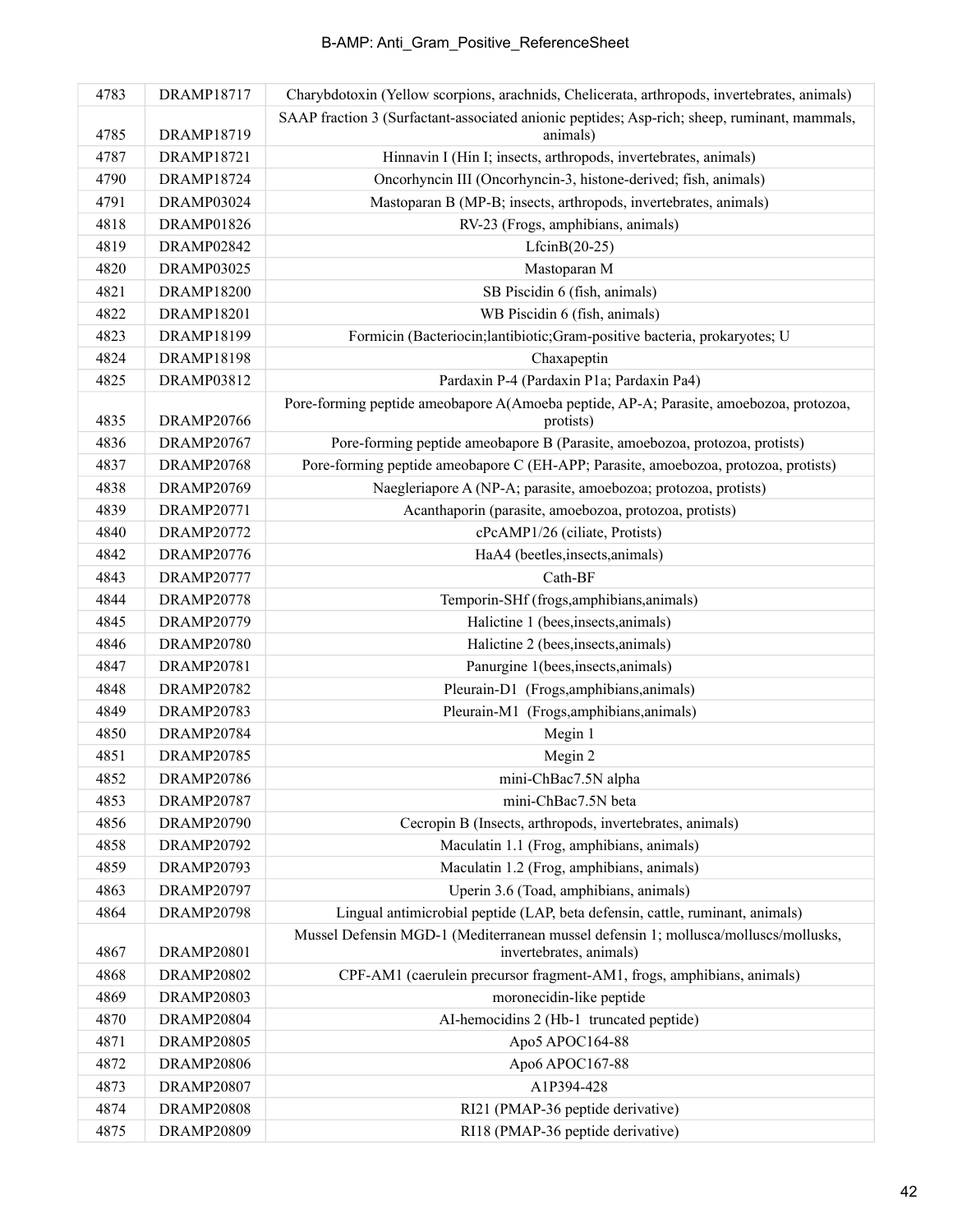| 4783 | DRAMP18717 | Charybdotoxin (Yellow scorpions, arachnids, Chelicerata, arthropods, invertebrates, animals) |
|---|---|---|
| 4785 | DRAMP18719 | SAAP fraction 3 (Surfactant-associated anionic peptides; Asp-rich; sheep, ruminant, mammals, animals) |
| 4787 | DRAMP18721 | Hinnavin I (Hin I; insects, arthropods, invertebrates, animals) |
| 4790 | DRAMP18724 | Oncorhyncin III (Oncorhyncin-3, histone-derived; fish, animals) |
| 4791 | DRAMP03024 | Mastoparan B (MP-B; insects, arthropods, invertebrates, animals) |
| 4818 | DRAMP01826 | RV-23 (Frogs, amphibians, animals) |
| 4819 | DRAMP02842 | LfcinB(20-25) |
| 4820 | DRAMP03025 | Mastoparan M |
| 4821 | DRAMP18200 | SB Piscidin 6 (fish, animals) |
| 4822 | DRAMP18201 | WB Piscidin 6 (fish, animals) |
| 4823 | DRAMP18199 | Formicin (Bacteriocin;lantibiotic;Gram-positive bacteria, prokaryotes; U |
| 4824 | DRAMP18198 | Chaxapeptin |
| 4825 | DRAMP03812 | Pardaxin P-4 (Pardaxin P1a; Pardaxin Pa4) |
| 4835 | DRAMP20766 | Pore-forming peptide ameobapore A(Amoeba peptide, AP-A; Parasite, amoebozoa, protozoa, protists) |
| 4836 | DRAMP20767 | Pore-forming peptide ameobapore B (Parasite, amoebozoa, protozoa, protists) |
| 4837 | DRAMP20768 | Pore-forming peptide ameobapore C (EH-APP; Parasite, amoebozoa, protozoa, protists) |
| 4838 | DRAMP20769 | Naegleriapore A (NP-A; parasite, amoebozoa; protozoa, protists) |
| 4839 | DRAMP20771 | Acanthaporin (parasite, amoebozoa, protozoa, protists) |
| 4840 | DRAMP20772 | cPcAMP1/26 (ciliate, Protists) |
| 4842 | DRAMP20776 | HaA4 (beetles,insects,animals) |
| 4843 | DRAMP20777 | Cath-BF |
| 4844 | DRAMP20778 | Temporin-SHf (frogs,amphibians,animals) |
| 4845 | DRAMP20779 | Halictine 1 (bees,insects,animals) |
| 4846 | DRAMP20780 | Halictine 2 (bees,insects,animals) |
| 4847 | DRAMP20781 | Panurgine 1(bees,insects,animals) |
| 4848 | DRAMP20782 | Pleurain-D1 (Frogs,amphibians,animals) |
| 4849 | DRAMP20783 | Pleurain-M1 (Frogs,amphibians,animals) |
| 4850 | DRAMP20784 | Megin 1 |
| 4851 | DRAMP20785 | Megin 2 |
| 4852 | DRAMP20786 | mini-ChBac7.5N alpha |
| 4853 | DRAMP20787 | mini-ChBac7.5N beta |
| 4856 | DRAMP20790 | Cecropin B (Insects, arthropods, invertebrates, animals) |
| 4858 | DRAMP20792 | Maculatin 1.1 (Frog, amphibians, animals) |
| 4859 | DRAMP20793 | Maculatin 1.2 (Frog, amphibians, animals) |
| 4863 | DRAMP20797 | Uperin 3.6 (Toad, amphibians, animals) |
| 4864 | DRAMP20798 | Lingual antimicrobial peptide (LAP, beta defensin, cattle, ruminant, animals) |
| 4867 | DRAMP20801 | Mussel Defensin MGD-1 (Mediterranean mussel defensin 1; mollusca/molluscs/mollusks, invertebrates, animals) |
| 4868 | DRAMP20802 | CPF-AM1 (caerulein precursor fragment-AM1, frogs, amphibians, animals) |
| 4869 | DRAMP20803 | moronecidin-like peptide |
| 4870 | DRAMP20804 | AI-hemocidins 2 (Hb-1 truncated peptide) |
| 4871 | DRAMP20805 | Apo5 APOC164-88 |
| 4872 | DRAMP20806 | Apo6 APOC167-88 |
| 4873 | DRAMP20807 | A1P394-428 |
| 4874 | DRAMP20808 | RI21 (PMAP-36 peptide derivative) |
| 4875 | DRAMP20809 | RI18 (PMAP-36 peptide derivative) |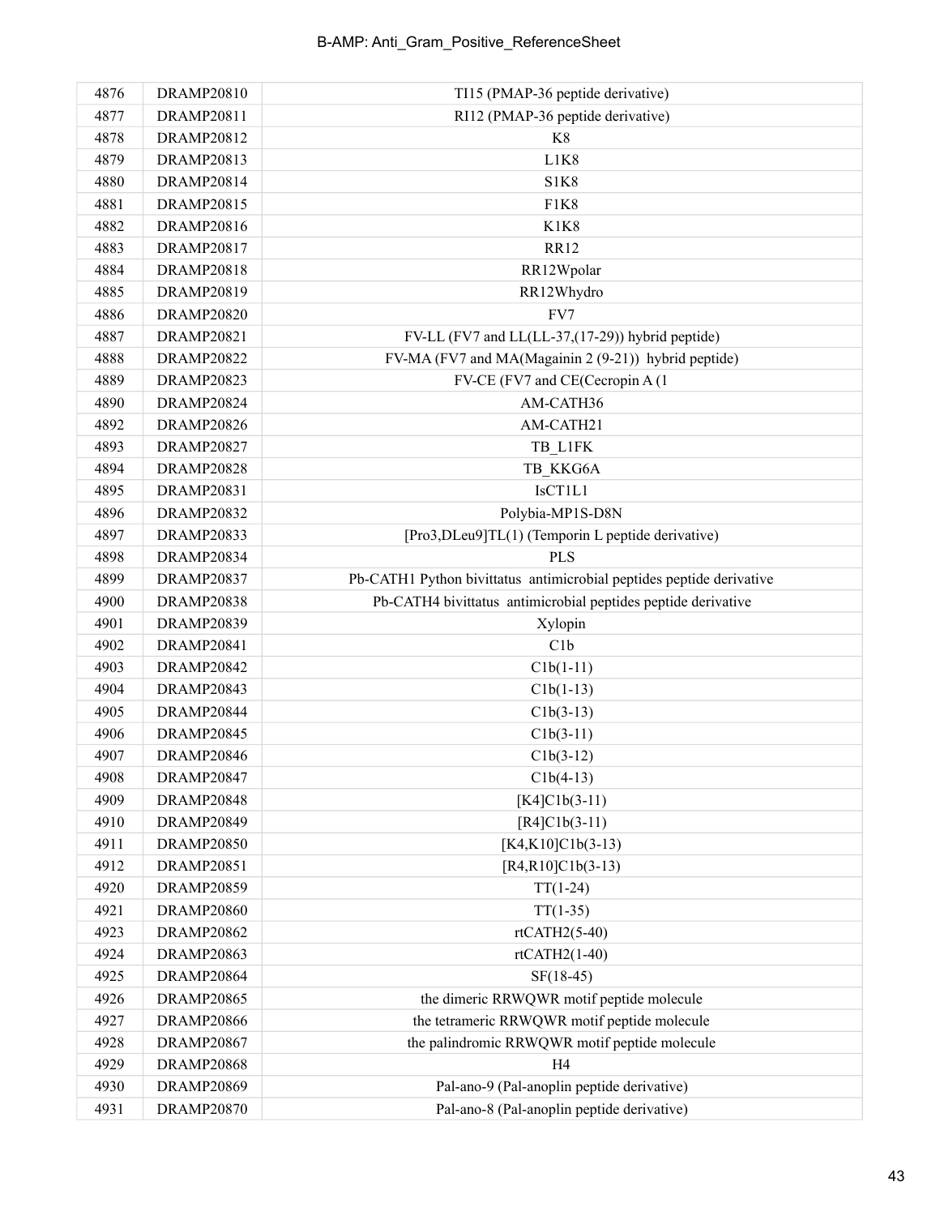| | | |
|---|---|---|
| 4876 | DRAMP20810 | TI15 (PMAP-36 peptide derivative) |
| 4877 | DRAMP20811 | RI12 (PMAP-36 peptide derivative) |
| 4878 | DRAMP20812 | K8 |
| 4879 | DRAMP20813 | L1K8 |
| 4880 | DRAMP20814 | S1K8 |
| 4881 | DRAMP20815 | F1K8 |
| 4882 | DRAMP20816 | K1K8 |
| 4883 | DRAMP20817 | RR12 |
| 4884 | DRAMP20818 | RR12Wpolar |
| 4885 | DRAMP20819 | RR12Whydro |
| 4886 | DRAMP20820 | FV7 |
| 4887 | DRAMP20821 | FV-LL (FV7 and LL(LL-37,(17-29)) hybrid peptide) |
| 4888 | DRAMP20822 | FV-MA (FV7 and MA(Magainin 2 (9-21)) hybrid peptide) |
| 4889 | DRAMP20823 | FV-CE (FV7 and CE(Cecropin A (1 |
| 4890 | DRAMP20824 | AM-CATH36 |
| 4892 | DRAMP20826 | AM-CATH21 |
| 4893 | DRAMP20827 | TB_L1FK |
| 4894 | DRAMP20828 | TB_KKG6A |
| 4895 | DRAMP20831 | IsCT1L1 |
| 4896 | DRAMP20832 | Polybia-MP1S-D8N |
| 4897 | DRAMP20833 | [Pro3,DLeu9]TL(1) (Temporin L peptide derivative) |
| 4898 | DRAMP20834 | PLS |
| 4899 | DRAMP20837 | Pb-CATH1 Python bivittatus antimicrobial peptides peptide derivative |
| 4900 | DRAMP20838 | Pb-CATH4 bivittatus antimicrobial peptides peptide derivative |
| 4901 | DRAMP20839 | Xylopin |
| 4902 | DRAMP20841 | C1b |
| 4903 | DRAMP20842 | C1b(1-11) |
| 4904 | DRAMP20843 | C1b(1-13) |
| 4905 | DRAMP20844 | C1b(3-13) |
| 4906 | DRAMP20845 | C1b(3-11) |
| 4907 | DRAMP20846 | C1b(3-12) |
| 4908 | DRAMP20847 | C1b(4-13) |
| 4909 | DRAMP20848 | [K4]C1b(3-11) |
| 4910 | DRAMP20849 | [R4]C1b(3-11) |
| 4911 | DRAMP20850 | [K4,K10]C1b(3-13) |
| 4912 | DRAMP20851 | [R4,R10]C1b(3-13) |
| 4920 | DRAMP20859 | TT(1-24) |
| 4921 | DRAMP20860 | TT(1-35) |
| 4923 | DRAMP20862 | rtCATH2(5-40) |
| 4924 | DRAMP20863 | rtCATH2(1-40) |
| 4925 | DRAMP20864 | SF(18-45) |
| 4926 | DRAMP20865 | the dimeric RRWQWR motif peptide molecule |
| 4927 | DRAMP20866 | the tetrameric RRWQWR motif peptide molecule |
| 4928 | DRAMP20867 | the palindromic RRWQWR motif peptide molecule |
| 4929 | DRAMP20868 | H4 |
| 4930 | DRAMP20869 | Pal-ano-9 (Pal-anoplin peptide derivative) |
| 4931 | DRAMP20870 | Pal-ano-8 (Pal-anoplin peptide derivative) |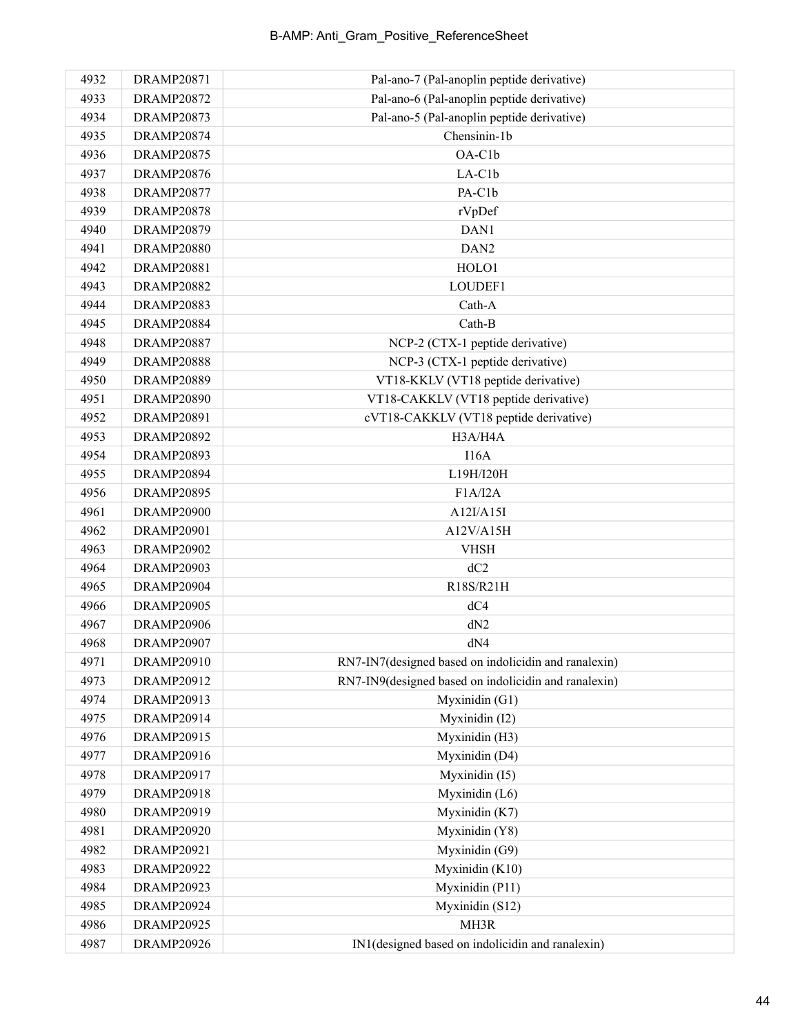| | | |
|---|---|---|
| 4932 | DRAMP20871 | Pal-ano-7 (Pal-anoplin peptide derivative) |
| 4933 | DRAMP20872 | Pal-ano-6 (Pal-anoplin peptide derivative) |
| 4934 | DRAMP20873 | Pal-ano-5 (Pal-anoplin peptide derivative) |
| 4935 | DRAMP20874 | Chensinin-1b |
| 4936 | DRAMP20875 | OA-C1b |
| 4937 | DRAMP20876 | LA-C1b |
| 4938 | DRAMP20877 | PA-C1b |
| 4939 | DRAMP20878 | rVpDef |
| 4940 | DRAMP20879 | DAN1 |
| 4941 | DRAMP20880 | DAN2 |
| 4942 | DRAMP20881 | HOLO1 |
| 4943 | DRAMP20882 | LOUDEF1 |
| 4944 | DRAMP20883 | Cath-A |
| 4945 | DRAMP20884 | Cath-B |
| 4948 | DRAMP20887 | NCP-2 (CTX-1 peptide derivative) |
| 4949 | DRAMP20888 | NCP-3 (CTX-1 peptide derivative) |
| 4950 | DRAMP20889 | VT18-KKLV (VT18 peptide derivative) |
| 4951 | DRAMP20890 | VT18-CAKKLV (VT18 peptide derivative) |
| 4952 | DRAMP20891 | cVT18-CAKKLV (VT18 peptide derivative) |
| 4953 | DRAMP20892 | H3A/H4A |
| 4954 | DRAMP20893 | I16A |
| 4955 | DRAMP20894 | L19H/I20H |
| 4956 | DRAMP20895 | F1A/I2A |
| 4961 | DRAMP20900 | A12I/A15I |
| 4962 | DRAMP20901 | A12V/A15H |
| 4963 | DRAMP20902 | VHSH |
| 4964 | DRAMP20903 | dC2 |
| 4965 | DRAMP20904 | R18S/R21H |
| 4966 | DRAMP20905 | dC4 |
| 4967 | DRAMP20906 | dN2 |
| 4968 | DRAMP20907 | dN4 |
| 4971 | DRAMP20910 | RN7-IN7(designed based on indolicidin and ranalexin) |
| 4973 | DRAMP20912 | RN7-IN9(designed based on indolicidin and ranalexin) |
| 4974 | DRAMP20913 | Myxinidin (G1) |
| 4975 | DRAMP20914 | Myxinidin (I2) |
| 4976 | DRAMP20915 | Myxinidin (H3) |
| 4977 | DRAMP20916 | Myxinidin (D4) |
| 4978 | DRAMP20917 | Myxinidin (I5) |
| 4979 | DRAMP20918 | Myxinidin (L6) |
| 4980 | DRAMP20919 | Myxinidin (K7) |
| 4981 | DRAMP20920 | Myxinidin (Y8) |
| 4982 | DRAMP20921 | Myxinidin (G9) |
| 4983 | DRAMP20922 | Myxinidin (K10) |
| 4984 | DRAMP20923 | Myxinidin (P11) |
| 4985 | DRAMP20924 | Myxinidin (S12) |
| 4986 | DRAMP20925 | MH3R |
| 4987 | DRAMP20926 | IN1(designed based on indolicidin and ranalexin) |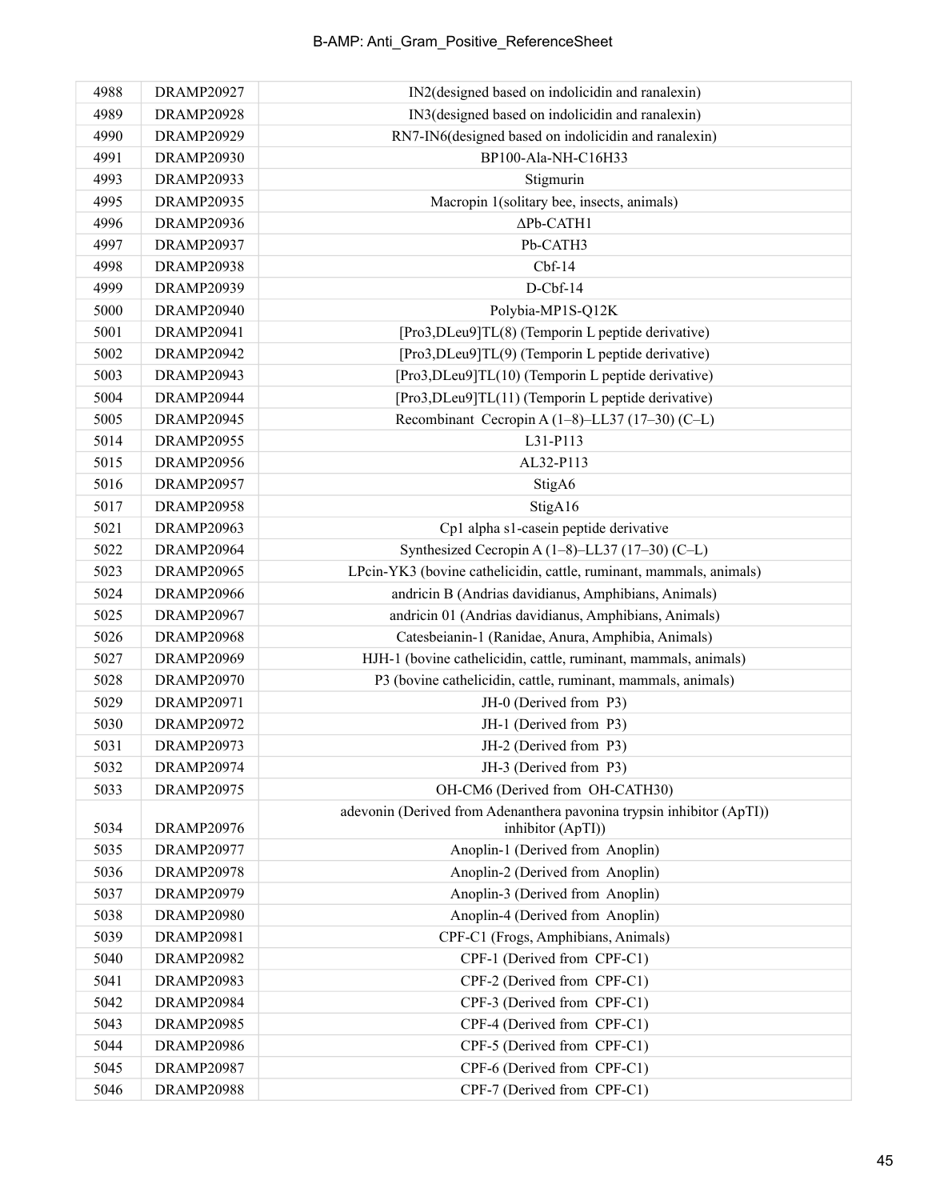| 4988 | DRAMP20927 | IN2(designed based on indolicidin and ranalexin) |
|---|---|---|
| 4989 | DRAMP20928 | IN3(designed based on indolicidin and ranalexin) |
| 4990 | DRAMP20929 | RN7-IN6(designed based on indolicidin and ranalexin) |
| 4991 | DRAMP20930 | BP100-Ala-NH-C16H33 |
| 4993 | DRAMP20933 | Stigmurin |
| 4995 | DRAMP20935 | Macropin 1(solitary bee, insects, animals) |
| 4996 | DRAMP20936 | ΔPb-CATH1 |
| 4997 | DRAMP20937 | Pb-CATH3 |
| 4998 | DRAMP20938 | Cbf-14 |
| 4999 | DRAMP20939 | D-Cbf-14 |
| 5000 | DRAMP20940 | Polybia-MP1S-Q12K |
| 5001 | DRAMP20941 | [Pro3,DLeu9]TL(8) (Temporin L peptide derivative) |
| 5002 | DRAMP20942 | [Pro3,DLeu9]TL(9) (Temporin L peptide derivative) |
| 5003 | DRAMP20943 | [Pro3,DLeu9]TL(10) (Temporin L peptide derivative) |
| 5004 | DRAMP20944 | [Pro3,DLeu9]TL(11) (Temporin L peptide derivative) |
| 5005 | DRAMP20945 | Recombinant Cecropin A (1–8)–LL37 (17–30) (C–L) |
| 5014 | DRAMP20955 | L31-P113 |
| 5015 | DRAMP20956 | AL32-P113 |
| 5016 | DRAMP20957 | StigA6 |
| 5017 | DRAMP20958 | StigA16 |
| 5021 | DRAMP20963 | Cp1 alpha s1-casein peptide derivative |
| 5022 | DRAMP20964 | Synthesized Cecropin A (1–8)–LL37 (17–30) (C–L) |
| 5023 | DRAMP20965 | LPcin-YK3 (bovine cathelicidin, cattle, ruminant, mammals, animals) |
| 5024 | DRAMP20966 | andricin B (Andrias davidianus, Amphibians, Animals) |
| 5025 | DRAMP20967 | andricin 01 (Andrias davidianus, Amphibians, Animals) |
| 5026 | DRAMP20968 | Catesbeianin-1 (Ranidae, Anura, Amphibia, Animals) |
| 5027 | DRAMP20969 | HJH-1 (bovine cathelicidin, cattle, ruminant, mammals, animals) |
| 5028 | DRAMP20970 | P3 (bovine cathelicidin, cattle, ruminant, mammals, animals) |
| 5029 | DRAMP20971 | JH-0 (Derived from P3) |
| 5030 | DRAMP20972 | JH-1 (Derived from P3) |
| 5031 | DRAMP20973 | JH-2 (Derived from P3) |
| 5032 | DRAMP20974 | JH-3 (Derived from P3) |
| 5033 | DRAMP20975 | OH-CM6 (Derived from OH-CATH30) |
| 5034 | DRAMP20976 | adevonin (Derived from Adenanthera pavonina trypsin inhibitor (ApTI)) inhibitor (ApTI)) |
| 5035 | DRAMP20977 | Anoplin-1 (Derived from Anoplin) |
| 5036 | DRAMP20978 | Anoplin-2 (Derived from Anoplin) |
| 5037 | DRAMP20979 | Anoplin-3 (Derived from Anoplin) |
| 5038 | DRAMP20980 | Anoplin-4 (Derived from Anoplin) |
| 5039 | DRAMP20981 | CPF-C1 (Frogs, Amphibians, Animals) |
| 5040 | DRAMP20982 | CPF-1 (Derived from CPF-C1) |
| 5041 | DRAMP20983 | CPF-2 (Derived from CPF-C1) |
| 5042 | DRAMP20984 | CPF-3 (Derived from CPF-C1) |
| 5043 | DRAMP20985 | CPF-4 (Derived from CPF-C1) |
| 5044 | DRAMP20986 | CPF-5 (Derived from CPF-C1) |
| 5045 | DRAMP20987 | CPF-6 (Derived from CPF-C1) |
| 5046 | DRAMP20988 | CPF-7 (Derived from CPF-C1) |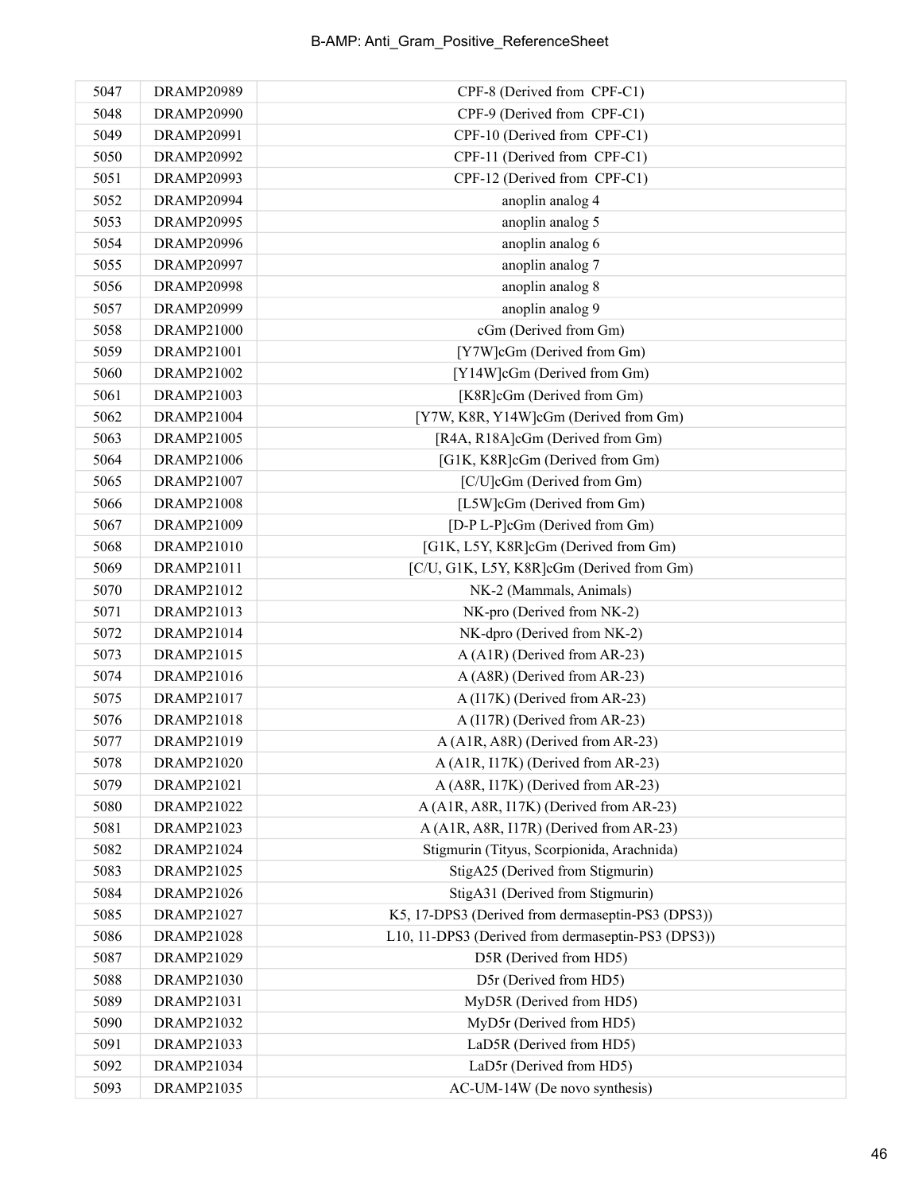| 5047 | DRAMP20989 | CPF-8 (Derived from  CPF-C1) |
|---|---|---|
| 5048 | DRAMP20990 | CPF-9 (Derived from  CPF-C1) |
| 5049 | DRAMP20991 | CPF-10 (Derived from  CPF-C1) |
| 5050 | DRAMP20992 | CPF-11 (Derived from  CPF-C1) |
| 5051 | DRAMP20993 | CPF-12 (Derived from  CPF-C1) |
| 5052 | DRAMP20994 | anoplin analog 4 |
| 5053 | DRAMP20995 | anoplin analog 5 |
| 5054 | DRAMP20996 | anoplin analog 6 |
| 5055 | DRAMP20997 | anoplin analog 7 |
| 5056 | DRAMP20998 | anoplin analog 8 |
| 5057 | DRAMP20999 | anoplin analog 9 |
| 5058 | DRAMP21000 | cGm (Derived from Gm) |
| 5059 | DRAMP21001 | [Y7W]cGm (Derived from Gm) |
| 5060 | DRAMP21002 | [Y14W]cGm (Derived from Gm) |
| 5061 | DRAMP21003 | [K8R]cGm (Derived from Gm) |
| 5062 | DRAMP21004 | [Y7W, K8R, Y14W]cGm (Derived from Gm) |
| 5063 | DRAMP21005 | [R4A, R18A]cGm (Derived from Gm) |
| 5064 | DRAMP21006 | [G1K, K8R]cGm (Derived from Gm) |
| 5065 | DRAMP21007 | [C/U]cGm (Derived from Gm) |
| 5066 | DRAMP21008 | [L5W]cGm (Derived from Gm) |
| 5067 | DRAMP21009 | [D-P L-P]cGm (Derived from Gm) |
| 5068 | DRAMP21010 | [G1K, L5Y, K8R]cGm (Derived from Gm) |
| 5069 | DRAMP21011 | [C/U, G1K, L5Y, K8R]cGm (Derived from Gm) |
| 5070 | DRAMP21012 | NK-2 (Mammals, Animals) |
| 5071 | DRAMP21013 | NK-pro (Derived from NK-2) |
| 5072 | DRAMP21014 | NK-dpro (Derived from NK-2) |
| 5073 | DRAMP21015 | A (A1R) (Derived from AR-23) |
| 5074 | DRAMP21016 | A (A8R) (Derived from AR-23) |
| 5075 | DRAMP21017 | A (I17K) (Derived from AR-23) |
| 5076 | DRAMP21018 | A (I17R) (Derived from AR-23) |
| 5077 | DRAMP21019 | A (A1R, A8R) (Derived from AR-23) |
| 5078 | DRAMP21020 | A (A1R, I17K) (Derived from AR-23) |
| 5079 | DRAMP21021 | A (A8R, I17K) (Derived from AR-23) |
| 5080 | DRAMP21022 | A (A1R, A8R, I17K) (Derived from AR-23) |
| 5081 | DRAMP21023 | A (A1R, A8R, I17R) (Derived from AR-23) |
| 5082 | DRAMP21024 | Stigmurin (Tityus, Scorpionida, Arachnida) |
| 5083 | DRAMP21025 | StigA25 (Derived from Stigmurin) |
| 5084 | DRAMP21026 | StigA31 (Derived from Stigmurin) |
| 5085 | DRAMP21027 | K5, 17-DPS3 (Derived from dermaseptin-PS3 (DPS3)) |
| 5086 | DRAMP21028 | L10, 11-DPS3 (Derived from dermaseptin-PS3 (DPS3)) |
| 5087 | DRAMP21029 | D5R (Derived from HD5) |
| 5088 | DRAMP21030 | D5r (Derived from HD5) |
| 5089 | DRAMP21031 | MyD5R (Derived from HD5) |
| 5090 | DRAMP21032 | MyD5r (Derived from HD5) |
| 5091 | DRAMP21033 | LaD5R (Derived from HD5) |
| 5092 | DRAMP21034 | LaD5r (Derived from HD5) |
| 5093 | DRAMP21035 | AC-UM-14W (De novo synthesis) |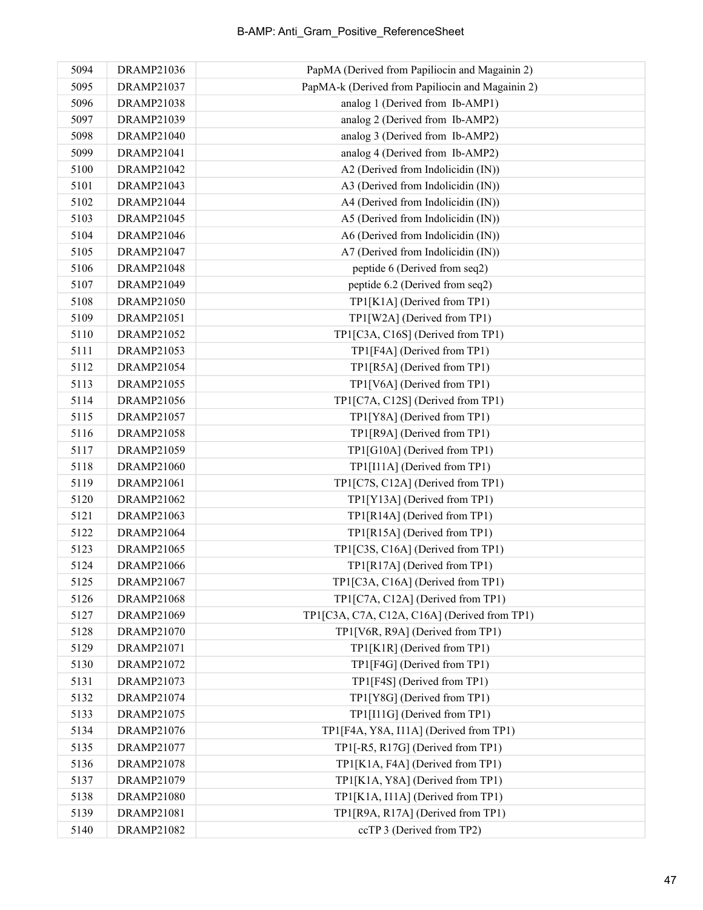| 5094 | DRAMP21036 | PapMA (Derived from Papiliocin and Magainin 2) |
|---|---|---|
| 5095 | DRAMP21037 | PapMA-k (Derived from Papiliocin and Magainin 2) |
| 5096 | DRAMP21038 | analog 1 (Derived from Ib-AMP1) |
| 5097 | DRAMP21039 | analog 2 (Derived from Ib-AMP2) |
| 5098 | DRAMP21040 | analog 3 (Derived from Ib-AMP2) |
| 5099 | DRAMP21041 | analog 4 (Derived from Ib-AMP2) |
| 5100 | DRAMP21042 | A2 (Derived from Indolicidin (IN)) |
| 5101 | DRAMP21043 | A3 (Derived from Indolicidin (IN)) |
| 5102 | DRAMP21044 | A4 (Derived from Indolicidin (IN)) |
| 5103 | DRAMP21045 | A5 (Derived from Indolicidin (IN)) |
| 5104 | DRAMP21046 | A6 (Derived from Indolicidin (IN)) |
| 5105 | DRAMP21047 | A7 (Derived from Indolicidin (IN)) |
| 5106 | DRAMP21048 | peptide 6 (Derived from seq2) |
| 5107 | DRAMP21049 | peptide 6.2 (Derived from seq2) |
| 5108 | DRAMP21050 | TP1[K1A] (Derived from TP1) |
| 5109 | DRAMP21051 | TP1[W2A] (Derived from TP1) |
| 5110 | DRAMP21052 | TP1[C3A, C16S] (Derived from TP1) |
| 5111 | DRAMP21053 | TP1[F4A] (Derived from TP1) |
| 5112 | DRAMP21054 | TP1[R5A] (Derived from TP1) |
| 5113 | DRAMP21055 | TP1[V6A] (Derived from TP1) |
| 5114 | DRAMP21056 | TP1[C7A, C12S] (Derived from TP1) |
| 5115 | DRAMP21057 | TP1[Y8A] (Derived from TP1) |
| 5116 | DRAMP21058 | TP1[R9A] (Derived from TP1) |
| 5117 | DRAMP21059 | TP1[G10A] (Derived from TP1) |
| 5118 | DRAMP21060 | TP1[I11A] (Derived from TP1) |
| 5119 | DRAMP21061 | TP1[C7S, C12A] (Derived from TP1) |
| 5120 | DRAMP21062 | TP1[Y13A] (Derived from TP1) |
| 5121 | DRAMP21063 | TP1[R14A] (Derived from TP1) |
| 5122 | DRAMP21064 | TP1[R15A] (Derived from TP1) |
| 5123 | DRAMP21065 | TP1[C3S, C16A] (Derived from TP1) |
| 5124 | DRAMP21066 | TP1[R17A] (Derived from TP1) |
| 5125 | DRAMP21067 | TP1[C3A, C16A] (Derived from TP1) |
| 5126 | DRAMP21068 | TP1[C7A, C12A] (Derived from TP1) |
| 5127 | DRAMP21069 | TP1[C3A, C7A, C12A, C16A] (Derived from TP1) |
| 5128 | DRAMP21070 | TP1[V6R, R9A] (Derived from TP1) |
| 5129 | DRAMP21071 | TP1[K1R] (Derived from TP1) |
| 5130 | DRAMP21072 | TP1[F4G] (Derived from TP1) |
| 5131 | DRAMP21073 | TP1[F4S] (Derived from TP1) |
| 5132 | DRAMP21074 | TP1[Y8G] (Derived from TP1) |
| 5133 | DRAMP21075 | TP1[I11G] (Derived from TP1) |
| 5134 | DRAMP21076 | TP1[F4A, Y8A, I11A] (Derived from TP1) |
| 5135 | DRAMP21077 | TP1[-R5, R17G] (Derived from TP1) |
| 5136 | DRAMP21078 | TP1[K1A, F4A] (Derived from TP1) |
| 5137 | DRAMP21079 | TP1[K1A, Y8A] (Derived from TP1) |
| 5138 | DRAMP21080 | TP1[K1A, I11A] (Derived from TP1) |
| 5139 | DRAMP21081 | TP1[R9A, R17A] (Derived from TP1) |
| 5140 | DRAMP21082 | ccTP 3 (Derived from TP2) |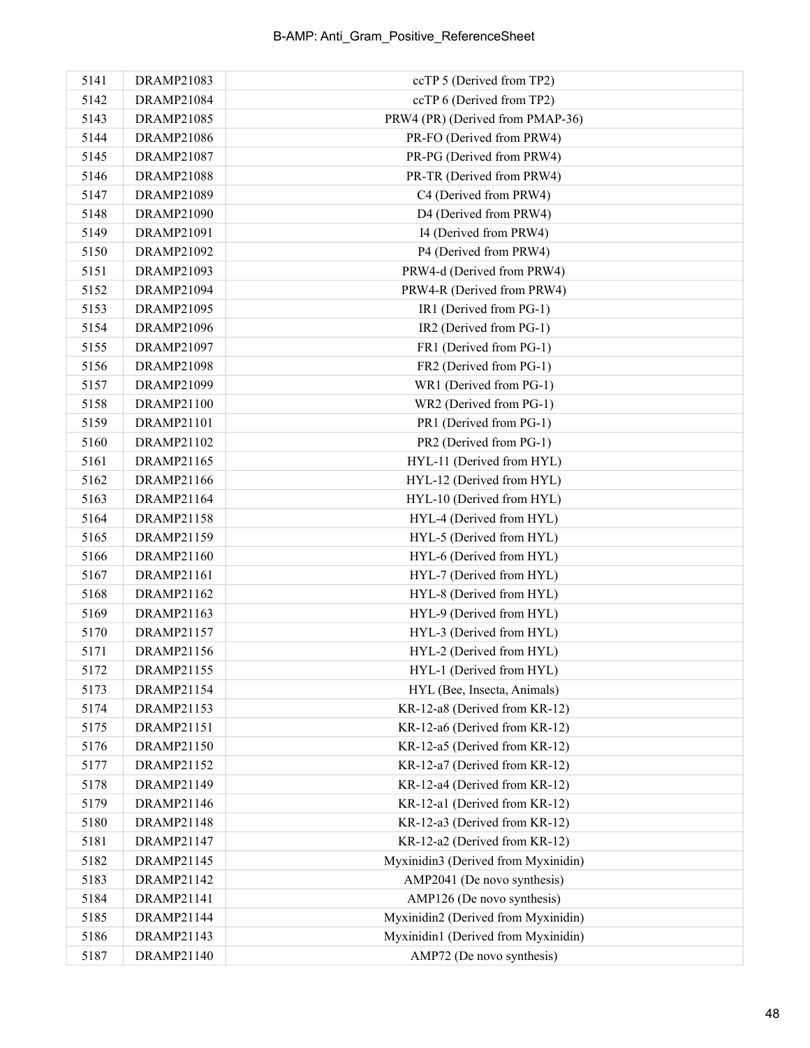| | | |
|---|---|---|
| 5141 | DRAMP21083 | ccTP 5 (Derived from TP2) |
| 5142 | DRAMP21084 | ccTP 6 (Derived from TP2) |
| 5143 | DRAMP21085 | PRW4 (PR) (Derived from PMAP-36) |
| 5144 | DRAMP21086 | PR-FO (Derived from PRW4) |
| 5145 | DRAMP21087 | PR-PG (Derived from PRW4) |
| 5146 | DRAMP21088 | PR-TR (Derived from PRW4) |
| 5147 | DRAMP21089 | C4 (Derived from PRW4) |
| 5148 | DRAMP21090 | D4 (Derived from PRW4) |
| 5149 | DRAMP21091 | I4 (Derived from PRW4) |
| 5150 | DRAMP21092 | P4 (Derived from PRW4) |
| 5151 | DRAMP21093 | PRW4-d (Derived from PRW4) |
| 5152 | DRAMP21094 | PRW4-R (Derived from PRW4) |
| 5153 | DRAMP21095 | IR1 (Derived from PG-1) |
| 5154 | DRAMP21096 | IR2 (Derived from PG-1) |
| 5155 | DRAMP21097 | FR1 (Derived from PG-1) |
| 5156 | DRAMP21098 | FR2 (Derived from PG-1) |
| 5157 | DRAMP21099 | WR1 (Derived from PG-1) |
| 5158 | DRAMP21100 | WR2 (Derived from PG-1) |
| 5159 | DRAMP21101 | PR1 (Derived from PG-1) |
| 5160 | DRAMP21102 | PR2 (Derived from PG-1) |
| 5161 | DRAMP21165 | HYL-11 (Derived from HYL) |
| 5162 | DRAMP21166 | HYL-12 (Derived from HYL) |
| 5163 | DRAMP21164 | HYL-10 (Derived from HYL) |
| 5164 | DRAMP21158 | HYL-4 (Derived from HYL) |
| 5165 | DRAMP21159 | HYL-5 (Derived from HYL) |
| 5166 | DRAMP21160 | HYL-6 (Derived from HYL) |
| 5167 | DRAMP21161 | HYL-7 (Derived from HYL) |
| 5168 | DRAMP21162 | HYL-8 (Derived from HYL) |
| 5169 | DRAMP21163 | HYL-9 (Derived from HYL) |
| 5170 | DRAMP21157 | HYL-3 (Derived from HYL) |
| 5171 | DRAMP21156 | HYL-2 (Derived from HYL) |
| 5172 | DRAMP21155 | HYL-1 (Derived from HYL) |
| 5173 | DRAMP21154 | HYL (Bee, Insecta, Animals) |
| 5174 | DRAMP21153 | KR-12-a8 (Derived from KR-12) |
| 5175 | DRAMP21151 | KR-12-a6 (Derived from KR-12) |
| 5176 | DRAMP21150 | KR-12-a5 (Derived from KR-12) |
| 5177 | DRAMP21152 | KR-12-a7 (Derived from KR-12) |
| 5178 | DRAMP21149 | KR-12-a4 (Derived from KR-12) |
| 5179 | DRAMP21146 | KR-12-a1 (Derived from KR-12) |
| 5180 | DRAMP21148 | KR-12-a3 (Derived from KR-12) |
| 5181 | DRAMP21147 | KR-12-a2 (Derived from KR-12) |
| 5182 | DRAMP21145 | Myxinidin3 (Derived from Myxinidin) |
| 5183 | DRAMP21142 | AMP2041 (De novo synthesis) |
| 5184 | DRAMP21141 | AMP126 (De novo synthesis) |
| 5185 | DRAMP21144 | Myxinidin2 (Derived from Myxinidin) |
| 5186 | DRAMP21143 | Myxinidin1 (Derived from Myxinidin) |
| 5187 | DRAMP21140 | AMP72 (De novo synthesis) |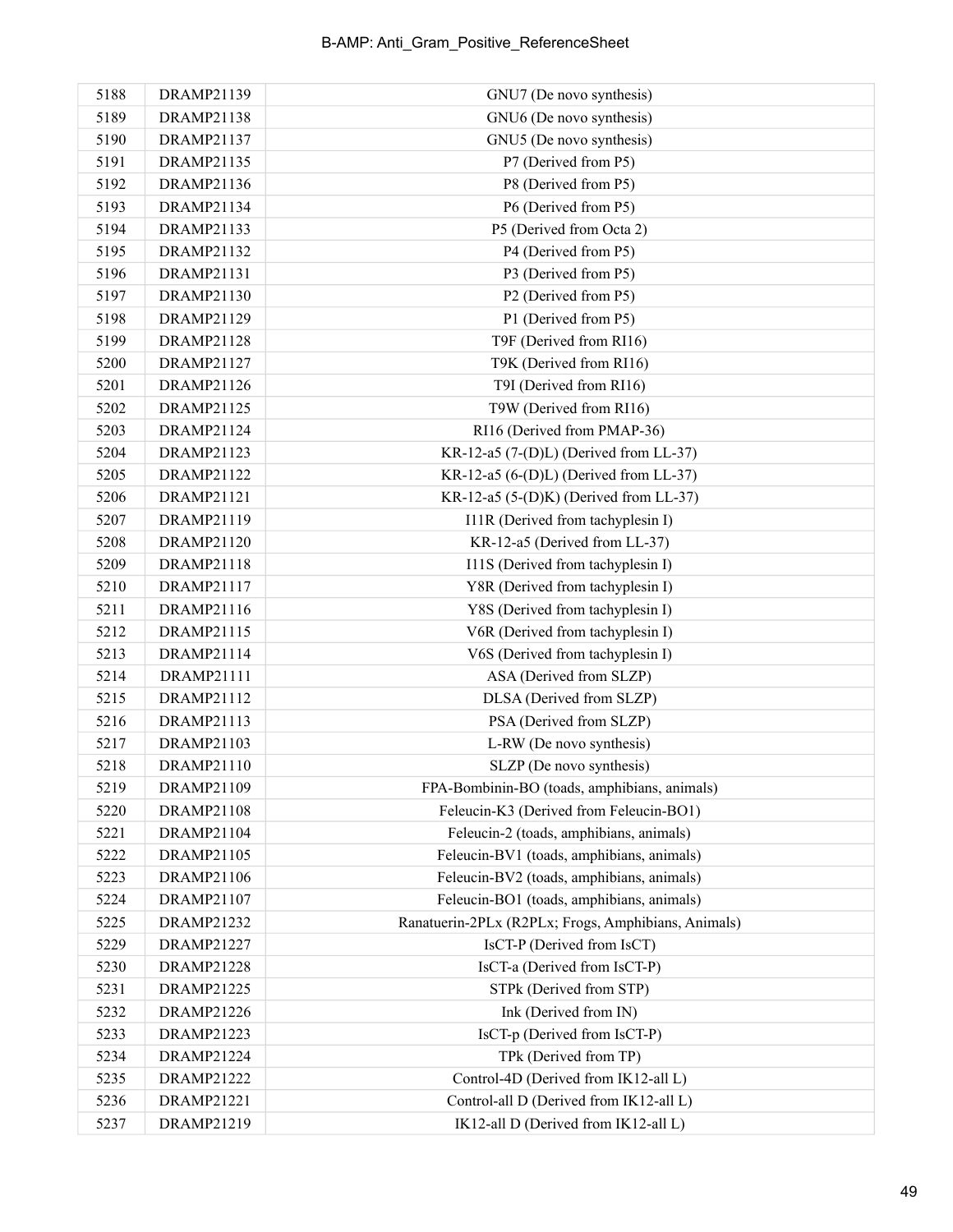| 5188 | DRAMP21139 | GNU7 (De novo synthesis) |
|---|---|---|
| 5189 | DRAMP21138 | GNU6 (De novo synthesis) |
| 5190 | DRAMP21137 | GNU5 (De novo synthesis) |
| 5191 | DRAMP21135 | P7 (Derived from P5) |
| 5192 | DRAMP21136 | P8 (Derived from P5) |
| 5193 | DRAMP21134 | P6 (Derived from P5) |
| 5194 | DRAMP21133 | P5 (Derived from Octa 2) |
| 5195 | DRAMP21132 | P4 (Derived from P5) |
| 5196 | DRAMP21131 | P3 (Derived from P5) |
| 5197 | DRAMP21130 | P2 (Derived from P5) |
| 5198 | DRAMP21129 | P1 (Derived from P5) |
| 5199 | DRAMP21128 | T9F (Derived from RI16) |
| 5200 | DRAMP21127 | T9K (Derived from RI16) |
| 5201 | DRAMP21126 | T9I (Derived from RI16) |
| 5202 | DRAMP21125 | T9W (Derived from RI16) |
| 5203 | DRAMP21124 | RI16 (Derived from PMAP-36) |
| 5204 | DRAMP21123 | KR-12-a5 (7-(D)L) (Derived from LL-37) |
| 5205 | DRAMP21122 | KR-12-a5 (6-(D)L) (Derived from LL-37) |
| 5206 | DRAMP21121 | KR-12-a5 (5-(D)K) (Derived from LL-37) |
| 5207 | DRAMP21119 | I11R (Derived from tachyplesin I) |
| 5208 | DRAMP21120 | KR-12-a5 (Derived from LL-37) |
| 5209 | DRAMP21118 | I11S (Derived from tachyplesin I) |
| 5210 | DRAMP21117 | Y8R (Derived from tachyplesin I) |
| 5211 | DRAMP21116 | Y8S (Derived from tachyplesin I) |
| 5212 | DRAMP21115 | V6R (Derived from tachyplesin I) |
| 5213 | DRAMP21114 | V6S (Derived from tachyplesin I) |
| 5214 | DRAMP21111 | ASA (Derived from SLZP) |
| 5215 | DRAMP21112 | DLSA (Derived from SLZP) |
| 5216 | DRAMP21113 | PSA (Derived from SLZP) |
| 5217 | DRAMP21103 | L-RW (De novo synthesis) |
| 5218 | DRAMP21110 | SLZP (De novo synthesis) |
| 5219 | DRAMP21109 | FPA-Bombinin-BO (toads, amphibians, animals) |
| 5220 | DRAMP21108 | Feleucin-K3 (Derived from Feleucin-BO1) |
| 5221 | DRAMP21104 | Feleucin-2 (toads, amphibians, animals) |
| 5222 | DRAMP21105 | Feleucin-BV1 (toads, amphibians, animals) |
| 5223 | DRAMP21106 | Feleucin-BV2 (toads, amphibians, animals) |
| 5224 | DRAMP21107 | Feleucin-BO1 (toads, amphibians, animals) |
| 5225 | DRAMP21232 | Ranatuerin-2PLx (R2PLx; Frogs, Amphibians, Animals) |
| 5229 | DRAMP21227 | IsCT-P (Derived from IsCT) |
| 5230 | DRAMP21228 | IsCT-a (Derived from IsCT-P) |
| 5231 | DRAMP21225 | STPk (Derived from STP) |
| 5232 | DRAMP21226 | Ink (Derived from IN) |
| 5233 | DRAMP21223 | IsCT-p (Derived from IsCT-P) |
| 5234 | DRAMP21224 | TPk (Derived from TP) |
| 5235 | DRAMP21222 | Control-4D (Derived from IK12-all L) |
| 5236 | DRAMP21221 | Control-all D (Derived from IK12-all L) |
| 5237 | DRAMP21219 | IK12-all D (Derived from IK12-all L) |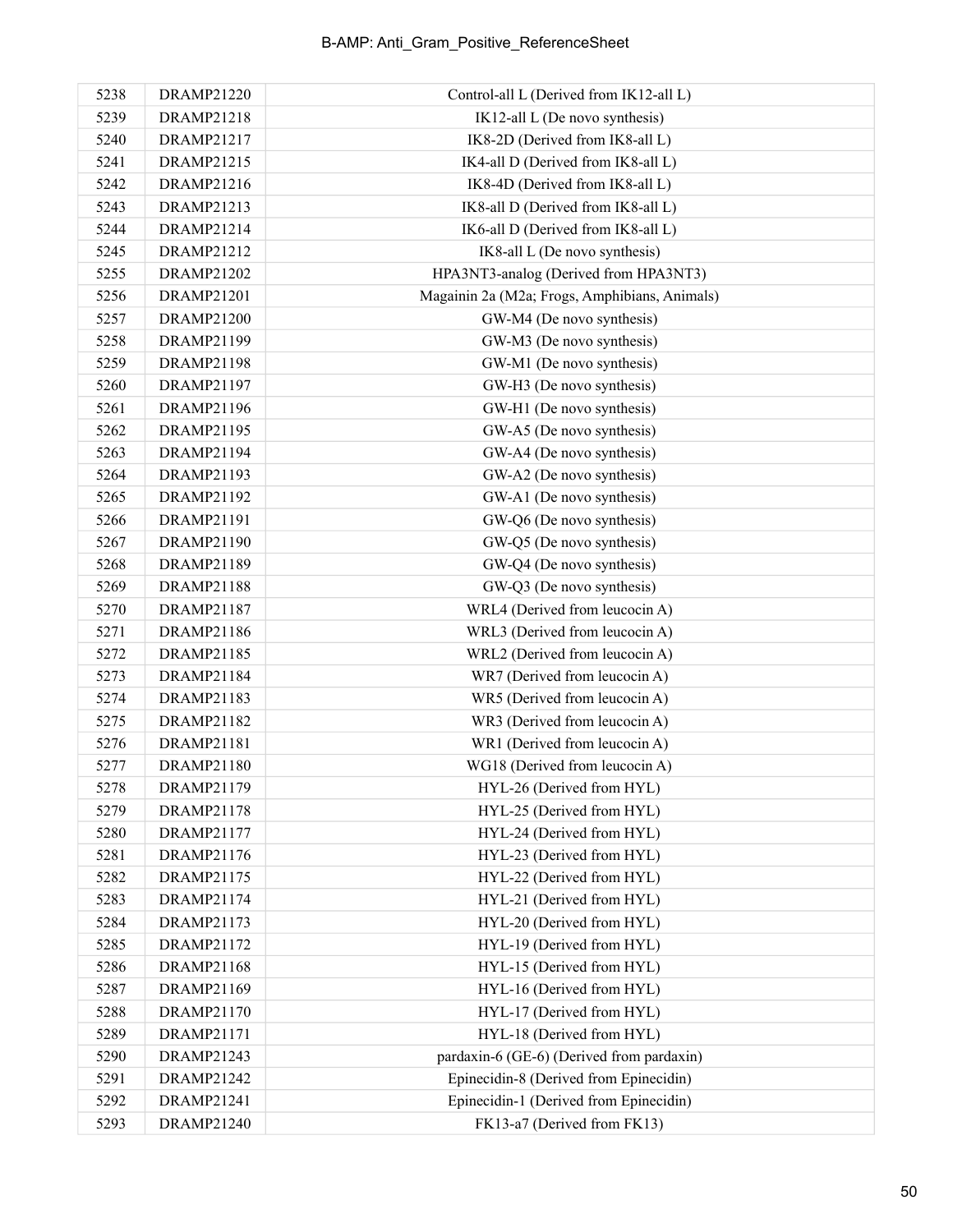| 5238 | DRAMP21220 | Control-all L (Derived from IK12-all L) |
|---|---|---|
| 5239 | DRAMP21218 | IK12-all L (De novo synthesis) |
| 5240 | DRAMP21217 | IK8-2D (Derived from IK8-all L) |
| 5241 | DRAMP21215 | IK4-all D (Derived from IK8-all L) |
| 5242 | DRAMP21216 | IK8-4D (Derived from IK8-all L) |
| 5243 | DRAMP21213 | IK8-all D (Derived from IK8-all L) |
| 5244 | DRAMP21214 | IK6-all D (Derived from IK8-all L) |
| 5245 | DRAMP21212 | IK8-all L (De novo synthesis) |
| 5255 | DRAMP21202 | HPA3NT3-analog (Derived from HPA3NT3) |
| 5256 | DRAMP21201 | Magainin 2a (M2a; Frogs, Amphibians, Animals) |
| 5257 | DRAMP21200 | GW-M4 (De novo synthesis) |
| 5258 | DRAMP21199 | GW-M3 (De novo synthesis) |
| 5259 | DRAMP21198 | GW-M1 (De novo synthesis) |
| 5260 | DRAMP21197 | GW-H3 (De novo synthesis) |
| 5261 | DRAMP21196 | GW-H1 (De novo synthesis) |
| 5262 | DRAMP21195 | GW-A5 (De novo synthesis) |
| 5263 | DRAMP21194 | GW-A4 (De novo synthesis) |
| 5264 | DRAMP21193 | GW-A2 (De novo synthesis) |
| 5265 | DRAMP21192 | GW-A1 (De novo synthesis) |
| 5266 | DRAMP21191 | GW-Q6 (De novo synthesis) |
| 5267 | DRAMP21190 | GW-Q5 (De novo synthesis) |
| 5268 | DRAMP21189 | GW-Q4 (De novo synthesis) |
| 5269 | DRAMP21188 | GW-Q3 (De novo synthesis) |
| 5270 | DRAMP21187 | WRL4 (Derived from leucocin A) |
| 5271 | DRAMP21186 | WRL3 (Derived from leucocin A) |
| 5272 | DRAMP21185 | WRL2 (Derived from leucocin A) |
| 5273 | DRAMP21184 | WR7 (Derived from leucocin A) |
| 5274 | DRAMP21183 | WR5 (Derived from leucocin A) |
| 5275 | DRAMP21182 | WR3 (Derived from leucocin A) |
| 5276 | DRAMP21181 | WR1 (Derived from leucocin A) |
| 5277 | DRAMP21180 | WG18 (Derived from leucocin A) |
| 5278 | DRAMP21179 | HYL-26 (Derived from HYL) |
| 5279 | DRAMP21178 | HYL-25 (Derived from HYL) |
| 5280 | DRAMP21177 | HYL-24 (Derived from HYL) |
| 5281 | DRAMP21176 | HYL-23 (Derived from HYL) |
| 5282 | DRAMP21175 | HYL-22 (Derived from HYL) |
| 5283 | DRAMP21174 | HYL-21 (Derived from HYL) |
| 5284 | DRAMP21173 | HYL-20 (Derived from HYL) |
| 5285 | DRAMP21172 | HYL-19 (Derived from HYL) |
| 5286 | DRAMP21168 | HYL-15 (Derived from HYL) |
| 5287 | DRAMP21169 | HYL-16 (Derived from HYL) |
| 5288 | DRAMP21170 | HYL-17 (Derived from HYL) |
| 5289 | DRAMP21171 | HYL-18 (Derived from HYL) |
| 5290 | DRAMP21243 | pardaxin-6 (GE-6) (Derived from pardaxin) |
| 5291 | DRAMP21242 | Epinecidin-8 (Derived from Epinecidin) |
| 5292 | DRAMP21241 | Epinecidin-1 (Derived from Epinecidin) |
| 5293 | DRAMP21240 | FK13-a7 (Derived from FK13) |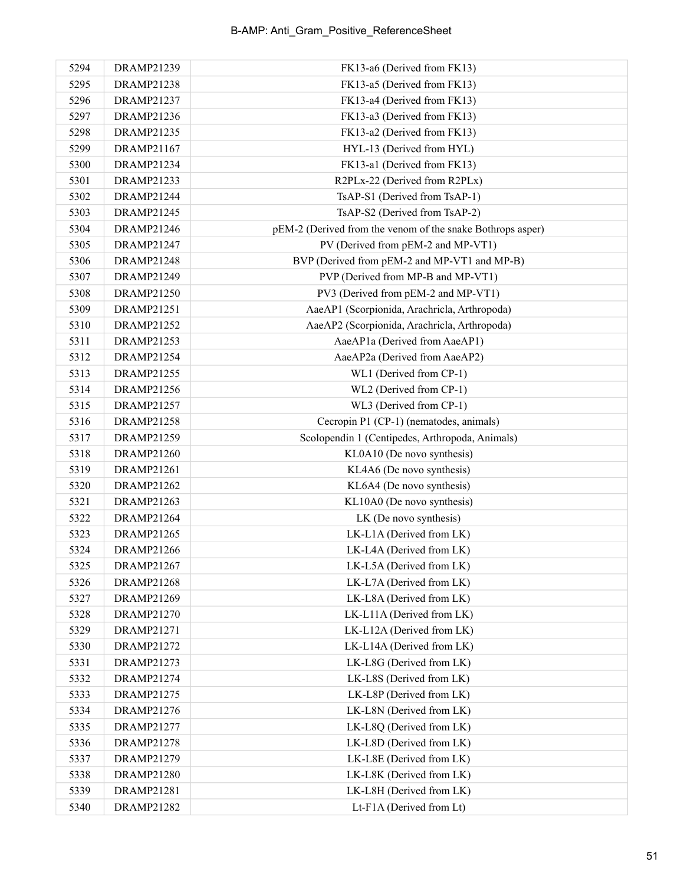| 5294 | DRAMP21239 | FK13-a6 (Derived from FK13) |
|---|---|---|
| 5295 | DRAMP21238 | FK13-a5 (Derived from FK13) |
| 5296 | DRAMP21237 | FK13-a4 (Derived from FK13) |
| 5297 | DRAMP21236 | FK13-a3 (Derived from FK13) |
| 5298 | DRAMP21235 | FK13-a2 (Derived from FK13) |
| 5299 | DRAMP21167 | HYL-13 (Derived from HYL) |
| 5300 | DRAMP21234 | FK13-a1 (Derived from FK13) |
| 5301 | DRAMP21233 | R2PLx-22 (Derived from R2PLx) |
| 5302 | DRAMP21244 | TsAP-S1 (Derived from TsAP-1) |
| 5303 | DRAMP21245 | TsAP-S2 (Derived from TsAP-2) |
| 5304 | DRAMP21246 | pEM-2 (Derived from the venom of the snake Bothrops asper) |
| 5305 | DRAMP21247 | PV (Derived from pEM-2 and MP-VT1) |
| 5306 | DRAMP21248 | BVP (Derived from pEM-2 and MP-VT1 and MP-B) |
| 5307 | DRAMP21249 | PVP (Derived from MP-B and MP-VT1) |
| 5308 | DRAMP21250 | PV3 (Derived from pEM-2 and MP-VT1) |
| 5309 | DRAMP21251 | AaeAP1 (Scorpionida, Arachricla, Arthropoda) |
| 5310 | DRAMP21252 | AaeAP2 (Scorpionida, Arachricla, Arthropoda) |
| 5311 | DRAMP21253 | AaeAP1a (Derived from AaeAP1) |
| 5312 | DRAMP21254 | AaeAP2a (Derived from AaeAP2) |
| 5313 | DRAMP21255 | WL1 (Derived from CP-1) |
| 5314 | DRAMP21256 | WL2 (Derived from CP-1) |
| 5315 | DRAMP21257 | WL3 (Derived from CP-1) |
| 5316 | DRAMP21258 | Cecropin P1 (CP-1) (nematodes, animals) |
| 5317 | DRAMP21259 | Scolopendin 1 (Centipedes, Arthropoda, Animals) |
| 5318 | DRAMP21260 | KL0A10 (De novo synthesis) |
| 5319 | DRAMP21261 | KL4A6 (De novo synthesis) |
| 5320 | DRAMP21262 | KL6A4 (De novo synthesis) |
| 5321 | DRAMP21263 | KL10A0 (De novo synthesis) |
| 5322 | DRAMP21264 | LK (De novo synthesis) |
| 5323 | DRAMP21265 | LK-L1A (Derived from LK) |
| 5324 | DRAMP21266 | LK-L4A (Derived from LK) |
| 5325 | DRAMP21267 | LK-L5A (Derived from LK) |
| 5326 | DRAMP21268 | LK-L7A (Derived from LK) |
| 5327 | DRAMP21269 | LK-L8A (Derived from LK) |
| 5328 | DRAMP21270 | LK-L11A (Derived from LK) |
| 5329 | DRAMP21271 | LK-L12A (Derived from LK) |
| 5330 | DRAMP21272 | LK-L14A (Derived from LK) |
| 5331 | DRAMP21273 | LK-L8G (Derived from LK) |
| 5332 | DRAMP21274 | LK-L8S (Derived from LK) |
| 5333 | DRAMP21275 | LK-L8P (Derived from LK) |
| 5334 | DRAMP21276 | LK-L8N (Derived from LK) |
| 5335 | DRAMP21277 | LK-L8Q (Derived from LK) |
| 5336 | DRAMP21278 | LK-L8D (Derived from LK) |
| 5337 | DRAMP21279 | LK-L8E (Derived from LK) |
| 5338 | DRAMP21280 | LK-L8K (Derived from LK) |
| 5339 | DRAMP21281 | LK-L8H (Derived from LK) |
| 5340 | DRAMP21282 | Lt-F1A (Derived from Lt) |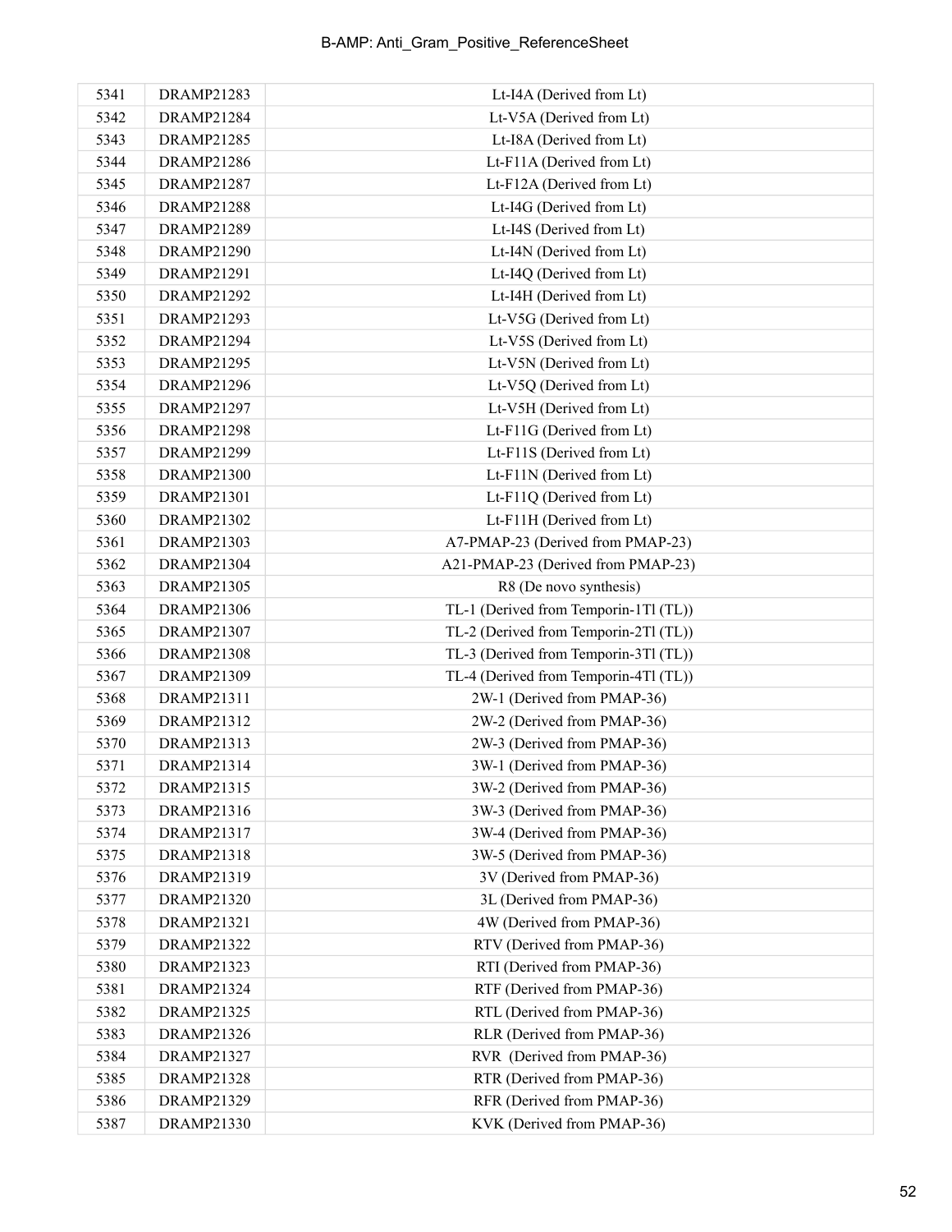| | | |
|---|---|---|
| 5341 | DRAMP21283 | Lt-I4A (Derived from Lt) |
| 5342 | DRAMP21284 | Lt-V5A (Derived from Lt) |
| 5343 | DRAMP21285 | Lt-I8A (Derived from Lt) |
| 5344 | DRAMP21286 | Lt-F11A (Derived from Lt) |
| 5345 | DRAMP21287 | Lt-F12A (Derived from Lt) |
| 5346 | DRAMP21288 | Lt-I4G (Derived from Lt) |
| 5347 | DRAMP21289 | Lt-I4S (Derived from Lt) |
| 5348 | DRAMP21290 | Lt-I4N (Derived from Lt) |
| 5349 | DRAMP21291 | Lt-I4Q (Derived from Lt) |
| 5350 | DRAMP21292 | Lt-I4H (Derived from Lt) |
| 5351 | DRAMP21293 | Lt-V5G (Derived from Lt) |
| 5352 | DRAMP21294 | Lt-V5S (Derived from Lt) |
| 5353 | DRAMP21295 | Lt-V5N (Derived from Lt) |
| 5354 | DRAMP21296 | Lt-V5Q (Derived from Lt) |
| 5355 | DRAMP21297 | Lt-V5H (Derived from Lt) |
| 5356 | DRAMP21298 | Lt-F11G (Derived from Lt) |
| 5357 | DRAMP21299 | Lt-F11S (Derived from Lt) |
| 5358 | DRAMP21300 | Lt-F11N (Derived from Lt) |
| 5359 | DRAMP21301 | Lt-F11Q (Derived from Lt) |
| 5360 | DRAMP21302 | Lt-F11H (Derived from Lt) |
| 5361 | DRAMP21303 | A7-PMAP-23 (Derived from PMAP-23) |
| 5362 | DRAMP21304 | A21-PMAP-23 (Derived from PMAP-23) |
| 5363 | DRAMP21305 | R8 (De novo synthesis) |
| 5364 | DRAMP21306 | TL-1 (Derived from Temporin-1Tl (TL)) |
| 5365 | DRAMP21307 | TL-2 (Derived from Temporin-2Tl (TL)) |
| 5366 | DRAMP21308 | TL-3 (Derived from Temporin-3Tl (TL)) |
| 5367 | DRAMP21309 | TL-4 (Derived from Temporin-4Tl (TL)) |
| 5368 | DRAMP21311 | 2W-1 (Derived from PMAP-36) |
| 5369 | DRAMP21312 | 2W-2 (Derived from PMAP-36) |
| 5370 | DRAMP21313 | 2W-3 (Derived from PMAP-36) |
| 5371 | DRAMP21314 | 3W-1 (Derived from PMAP-36) |
| 5372 | DRAMP21315 | 3W-2 (Derived from PMAP-36) |
| 5373 | DRAMP21316 | 3W-3 (Derived from PMAP-36) |
| 5374 | DRAMP21317 | 3W-4 (Derived from PMAP-36) |
| 5375 | DRAMP21318 | 3W-5 (Derived from PMAP-36) |
| 5376 | DRAMP21319 | 3V (Derived from PMAP-36) |
| 5377 | DRAMP21320 | 3L (Derived from PMAP-36) |
| 5378 | DRAMP21321 | 4W (Derived from PMAP-36) |
| 5379 | DRAMP21322 | RTV (Derived from PMAP-36) |
| 5380 | DRAMP21323 | RTI (Derived from PMAP-36) |
| 5381 | DRAMP21324 | RTF (Derived from PMAP-36) |
| 5382 | DRAMP21325 | RTL (Derived from PMAP-36) |
| 5383 | DRAMP21326 | RLR (Derived from PMAP-36) |
| 5384 | DRAMP21327 | RVR (Derived from PMAP-36) |
| 5385 | DRAMP21328 | RTR (Derived from PMAP-36) |
| 5386 | DRAMP21329 | RFR (Derived from PMAP-36) |
| 5387 | DRAMP21330 | KVK (Derived from PMAP-36) |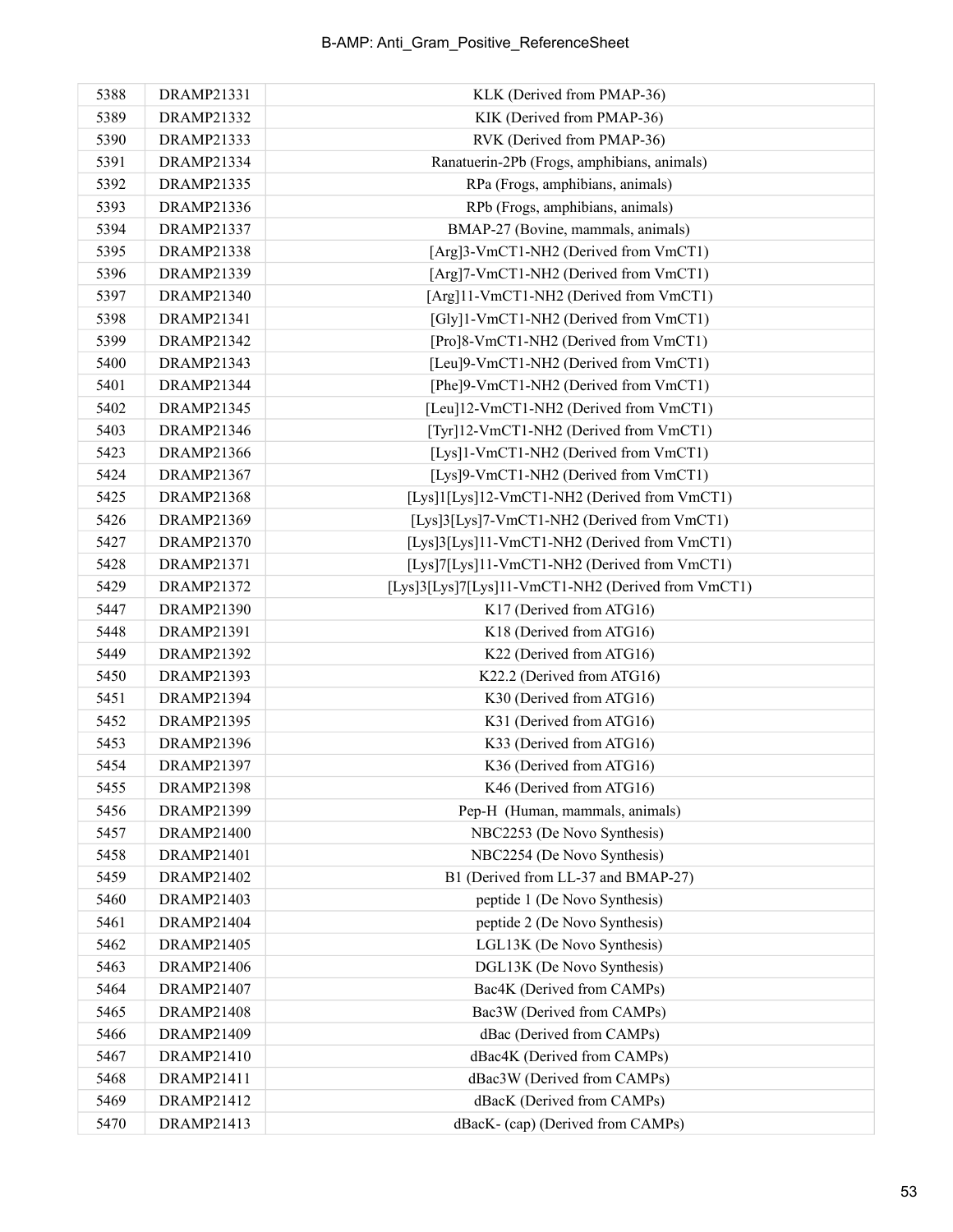| 5388 | DRAMP21331 | KLK (Derived from PMAP-36) |
|---|---|---|
| 5389 | DRAMP21332 | KIK (Derived from PMAP-36) |
| 5390 | DRAMP21333 | RVK (Derived from PMAP-36) |
| 5391 | DRAMP21334 | Ranatuerin-2Pb (Frogs, amphibians, animals) |
| 5392 | DRAMP21335 | RPa (Frogs, amphibians, animals) |
| 5393 | DRAMP21336 | RPb (Frogs, amphibians, animals) |
| 5394 | DRAMP21337 | BMAP-27 (Bovine, mammals, animals) |
| 5395 | DRAMP21338 | [Arg]3-VmCT1-NH2 (Derived from VmCT1) |
| 5396 | DRAMP21339 | [Arg]7-VmCT1-NH2 (Derived from VmCT1) |
| 5397 | DRAMP21340 | [Arg]11-VmCT1-NH2 (Derived from VmCT1) |
| 5398 | DRAMP21341 | [Gly]1-VmCT1-NH2 (Derived from VmCT1) |
| 5399 | DRAMP21342 | [Pro]8-VmCT1-NH2 (Derived from VmCT1) |
| 5400 | DRAMP21343 | [Leu]9-VmCT1-NH2 (Derived from VmCT1) |
| 5401 | DRAMP21344 | [Phe]9-VmCT1-NH2 (Derived from VmCT1) |
| 5402 | DRAMP21345 | [Leu]12-VmCT1-NH2 (Derived from VmCT1) |
| 5403 | DRAMP21346 | [Tyr]12-VmCT1-NH2 (Derived from VmCT1) |
| 5423 | DRAMP21366 | [Lys]1-VmCT1-NH2 (Derived from VmCT1) |
| 5424 | DRAMP21367 | [Lys]9-VmCT1-NH2 (Derived from VmCT1) |
| 5425 | DRAMP21368 | [Lys]1[Lys]12-VmCT1-NH2 (Derived from VmCT1) |
| 5426 | DRAMP21369 | [Lys]3[Lys]7-VmCT1-NH2 (Derived from VmCT1) |
| 5427 | DRAMP21370 | [Lys]3[Lys]11-VmCT1-NH2 (Derived from VmCT1) |
| 5428 | DRAMP21371 | [Lys]7[Lys]11-VmCT1-NH2 (Derived from VmCT1) |
| 5429 | DRAMP21372 | [Lys]3[Lys]7[Lys]11-VmCT1-NH2 (Derived from VmCT1) |
| 5447 | DRAMP21390 | K17 (Derived from ATG16) |
| 5448 | DRAMP21391 | K18 (Derived from ATG16) |
| 5449 | DRAMP21392 | K22 (Derived from ATG16) |
| 5450 | DRAMP21393 | K22.2 (Derived from ATG16) |
| 5451 | DRAMP21394 | K30 (Derived from ATG16) |
| 5452 | DRAMP21395 | K31 (Derived from ATG16) |
| 5453 | DRAMP21396 | K33 (Derived from ATG16) |
| 5454 | DRAMP21397 | K36 (Derived from ATG16) |
| 5455 | DRAMP21398 | K46 (Derived from ATG16) |
| 5456 | DRAMP21399 | Pep-H (Human, mammals, animals) |
| 5457 | DRAMP21400 | NBC2253 (De Novo Synthesis) |
| 5458 | DRAMP21401 | NBC2254 (De Novo Synthesis) |
| 5459 | DRAMP21402 | B1 (Derived from LL-37 and BMAP-27) |
| 5460 | DRAMP21403 | peptide 1 (De Novo Synthesis) |
| 5461 | DRAMP21404 | peptide 2 (De Novo Synthesis) |
| 5462 | DRAMP21405 | LGL13K (De Novo Synthesis) |
| 5463 | DRAMP21406 | DGL13K (De Novo Synthesis) |
| 5464 | DRAMP21407 | Bac4K (Derived from CAMPs) |
| 5465 | DRAMP21408 | Bac3W (Derived from CAMPs) |
| 5466 | DRAMP21409 | dBac (Derived from CAMPs) |
| 5467 | DRAMP21410 | dBac4K (Derived from CAMPs) |
| 5468 | DRAMP21411 | dBac3W (Derived from CAMPs) |
| 5469 | DRAMP21412 | dBacK (Derived from CAMPs) |
| 5470 | DRAMP21413 | dBacK- (cap) (Derived from CAMPs) |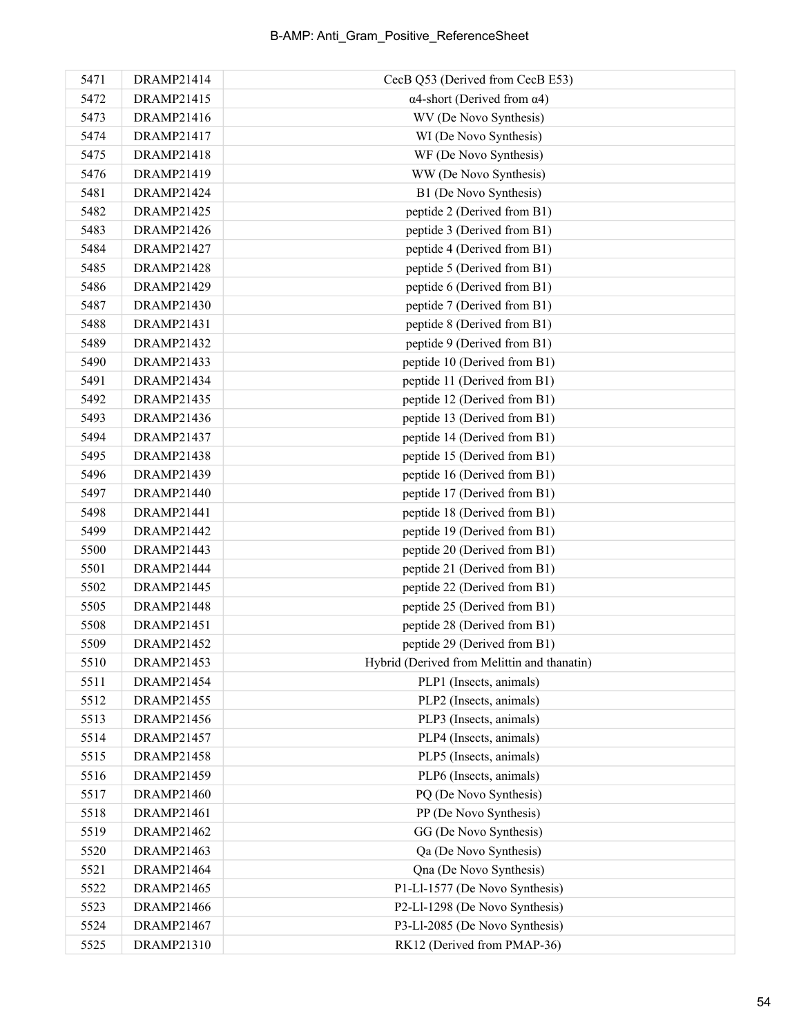| 5471 | DRAMP21414 | CecB Q53 (Derived from CecB E53) |
|---|---|---|
| 5472 | DRAMP21415 | α4-short (Derived from α4) |
| 5473 | DRAMP21416 | WV (De Novo Synthesis) |
| 5474 | DRAMP21417 | WI (De Novo Synthesis) |
| 5475 | DRAMP21418 | WF (De Novo Synthesis) |
| 5476 | DRAMP21419 | WW (De Novo Synthesis) |
| 5481 | DRAMP21424 | B1 (De Novo Synthesis) |
| 5482 | DRAMP21425 | peptide 2 (Derived from B1) |
| 5483 | DRAMP21426 | peptide 3 (Derived from B1) |
| 5484 | DRAMP21427 | peptide 4 (Derived from B1) |
| 5485 | DRAMP21428 | peptide 5 (Derived from B1) |
| 5486 | DRAMP21429 | peptide 6 (Derived from B1) |
| 5487 | DRAMP21430 | peptide 7 (Derived from B1) |
| 5488 | DRAMP21431 | peptide 8 (Derived from B1) |
| 5489 | DRAMP21432 | peptide 9 (Derived from B1) |
| 5490 | DRAMP21433 | peptide 10 (Derived from B1) |
| 5491 | DRAMP21434 | peptide 11 (Derived from B1) |
| 5492 | DRAMP21435 | peptide 12 (Derived from B1) |
| 5493 | DRAMP21436 | peptide 13 (Derived from B1) |
| 5494 | DRAMP21437 | peptide 14 (Derived from B1) |
| 5495 | DRAMP21438 | peptide 15 (Derived from B1) |
| 5496 | DRAMP21439 | peptide 16 (Derived from B1) |
| 5497 | DRAMP21440 | peptide 17 (Derived from B1) |
| 5498 | DRAMP21441 | peptide 18 (Derived from B1) |
| 5499 | DRAMP21442 | peptide 19 (Derived from B1) |
| 5500 | DRAMP21443 | peptide 20 (Derived from B1) |
| 5501 | DRAMP21444 | peptide 21 (Derived from B1) |
| 5502 | DRAMP21445 | peptide 22 (Derived from B1) |
| 5505 | DRAMP21448 | peptide 25 (Derived from B1) |
| 5508 | DRAMP21451 | peptide 28 (Derived from B1) |
| 5509 | DRAMP21452 | peptide 29 (Derived from B1) |
| 5510 | DRAMP21453 | Hybrid (Derived from Melittin and thanatin) |
| 5511 | DRAMP21454 | PLP1 (Insects, animals) |
| 5512 | DRAMP21455 | PLP2 (Insects, animals) |
| 5513 | DRAMP21456 | PLP3 (Insects, animals) |
| 5514 | DRAMP21457 | PLP4 (Insects, animals) |
| 5515 | DRAMP21458 | PLP5 (Insects, animals) |
| 5516 | DRAMP21459 | PLP6 (Insects, animals) |
| 5517 | DRAMP21460 | PQ (De Novo Synthesis) |
| 5518 | DRAMP21461 | PP (De Novo Synthesis) |
| 5519 | DRAMP21462 | GG (De Novo Synthesis) |
| 5520 | DRAMP21463 | Qa (De Novo Synthesis) |
| 5521 | DRAMP21464 | Qna (De Novo Synthesis) |
| 5522 | DRAMP21465 | P1-Ll-1577 (De Novo Synthesis) |
| 5523 | DRAMP21466 | P2-Ll-1298 (De Novo Synthesis) |
| 5524 | DRAMP21467 | P3-Ll-2085 (De Novo Synthesis) |
| 5525 | DRAMP21310 | RK12 (Derived from PMAP-36) |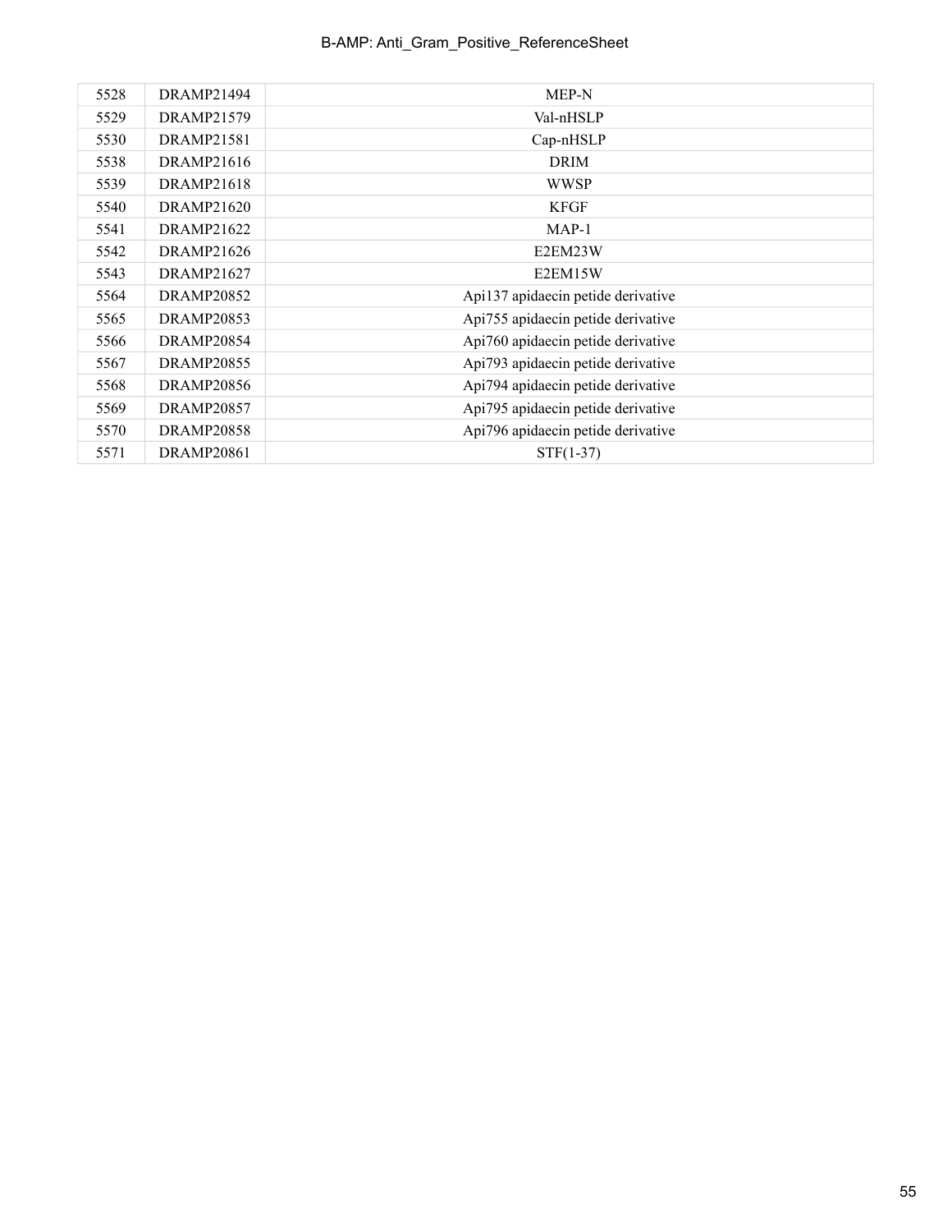| | | |
|---|---|---|
| 5528 | DRAMP21494 | MEP-N |
| 5529 | DRAMP21579 | Val-nHSLP |
| 5530 | DRAMP21581 | Cap-nHSLP |
| 5538 | DRAMP21616 | DRIM |
| 5539 | DRAMP21618 | WWSP |
| 5540 | DRAMP21620 | KFGF |
| 5541 | DRAMP21622 | MAP-1 |
| 5542 | DRAMP21626 | E2EM23W |
| 5543 | DRAMP21627 | E2EM15W |
| 5564 | DRAMP20852 | Api137 apidaecin petide derivative |
| 5565 | DRAMP20853 | Api755 apidaecin petide derivative |
| 5566 | DRAMP20854 | Api760 apidaecin petide derivative |
| 5567 | DRAMP20855 | Api793 apidaecin petide derivative |
| 5568 | DRAMP20856 | Api794 apidaecin petide derivative |
| 5569 | DRAMP20857 | Api795 apidaecin petide derivative |
| 5570 | DRAMP20858 | Api796 apidaecin petide derivative |
| 5571 | DRAMP20861 | STF(1-37) |